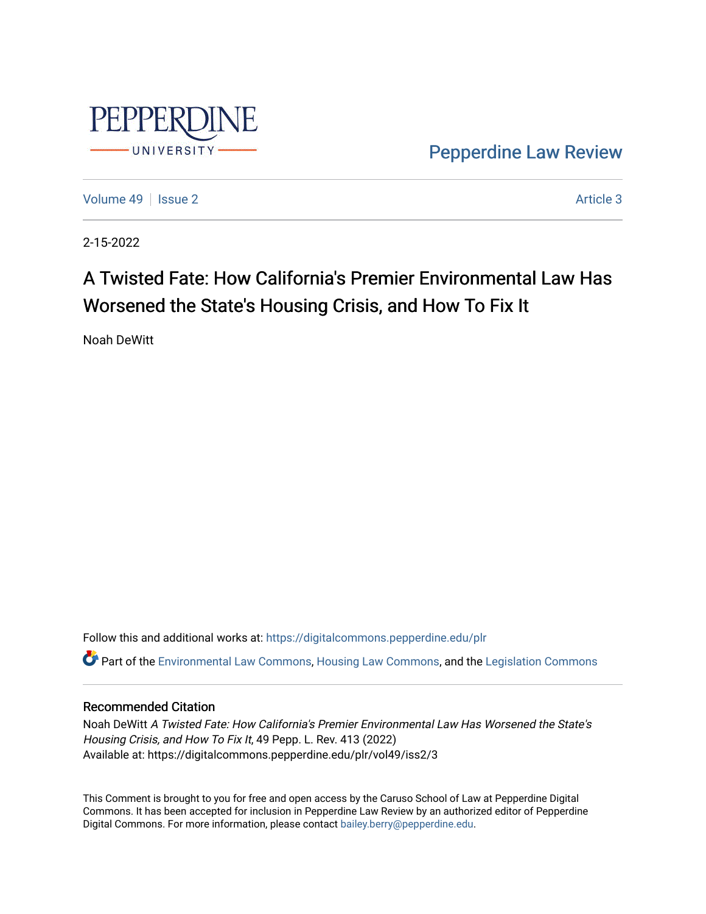Pepperdine Law Review

Volume 49 | Issue 2 Article 3

2-15-2022

# A Twisted Fate: How California's Premier Environmental Law Has Worsened the State's Housing Crisis, and How To Fix It

Noah DeWitt

Follow this and additional works at: https://digitalcommons.pepperdine.edu/plr

Part of the Environmental Law Commons, Housing Law Commons, and the Legislation Commons

## Recommended Citation

Noah DeWitt *A Twisted Fate: How California's Premier Environmental Law Has Worsened the State's Housing Crisis, and How To Fix It*, 49 Pepp. L. Rev. 413 (2022)
Available at: https://digitalcommons.pepperdine.edu/plr/vol49/iss2/3

This Comment is brought to you for free and open access by the Caruso School of Law at Pepperdine Digital Commons. It has been accepted for inclusion in Pepperdine Law Review by an authorized editor of Pepperdine Digital Commons. For more information, please contact bailey.berry@pepperdine.edu.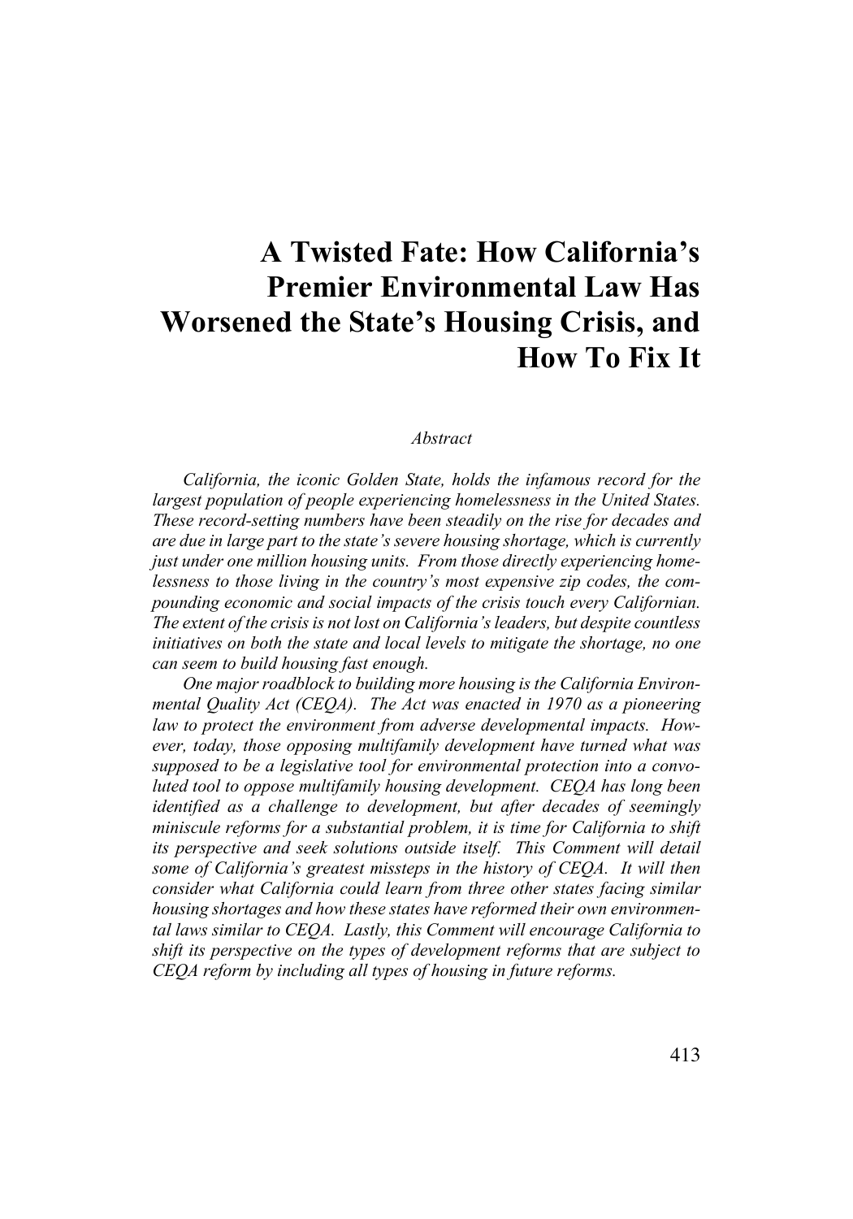# A Twisted Fate: How California's Premier Environmental Law Has Worsened the State's Housing Crisis, and How To Fix It

*Abstract*

*California, the iconic Golden State, holds the infamous record for the largest population of people experiencing homelessness in the United States. These record-setting numbers have been steadily on the rise for decades and are due in large part to the state's severe housing shortage, which is currently just under one million housing units. From those directly experiencing homelessness to those living in the country's most expensive zip codes, the compounding economic and social impacts of the crisis touch every Californian. The extent of the crisis is not lost on California's leaders, but despite countless initiatives on both the state and local levels to mitigate the shortage, no one can seem to build housing fast enough.*

*One major roadblock to building more housing is the California Environmental Quality Act (CEQA). The Act was enacted in 1970 as a pioneering law to protect the environment from adverse developmental impacts. However, today, those opposing multifamily development have turned what was supposed to be a legislative tool for environmental protection into a convoluted tool to oppose multifamily housing development. CEQA has long been identified as a challenge to development, but after decades of seemingly miniscule reforms for a substantial problem, it is time for California to shift its perspective and seek solutions outside itself. This Comment will detail some of California's greatest missteps in the history of CEQA. It will then consider what California could learn from three other states facing similar housing shortages and how these states have reformed their own environmental laws similar to CEQA. Lastly, this Comment will encourage California to shift its perspective on the types of development reforms that are subject to CEQA reform by including all types of housing in future reforms.*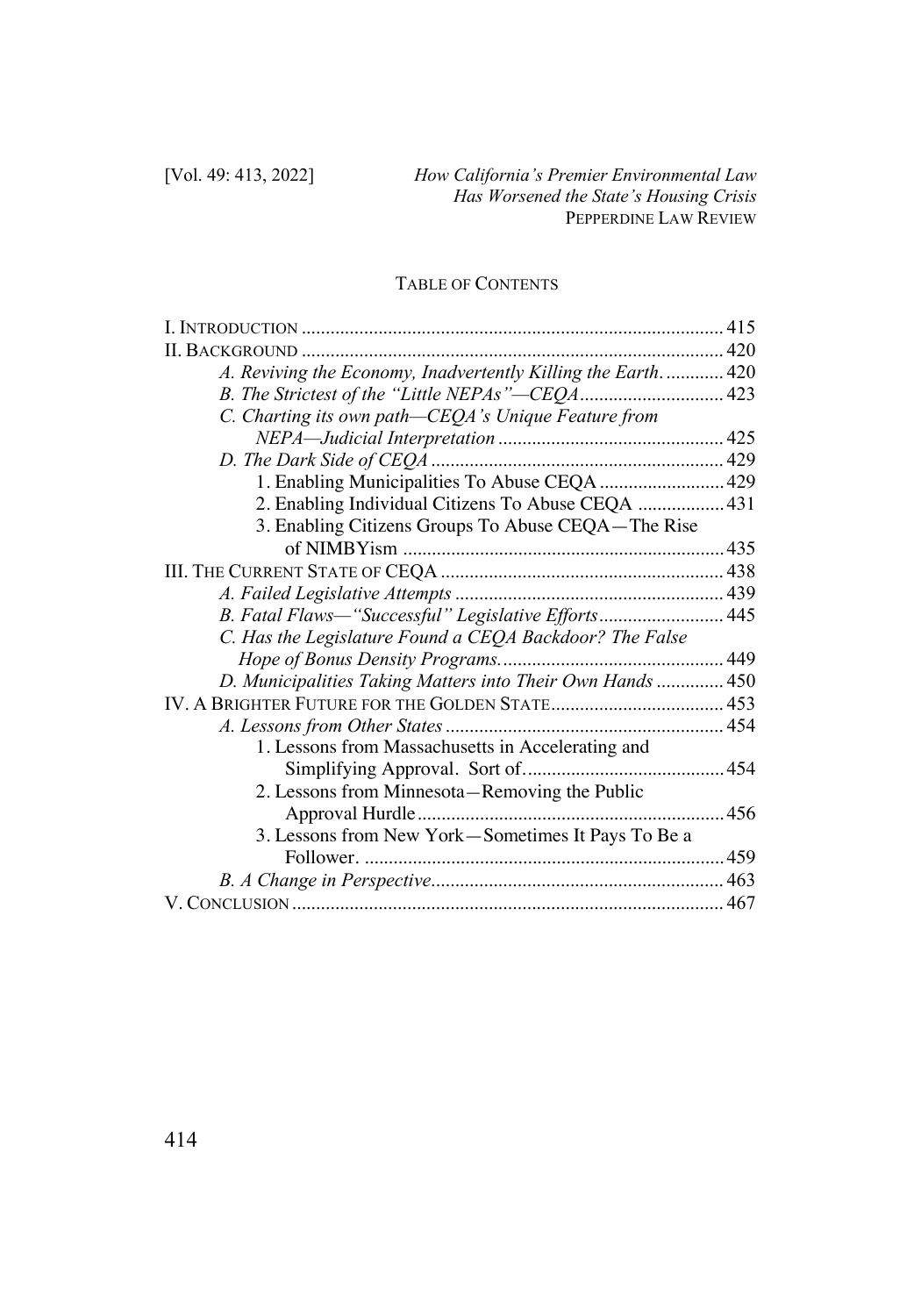## TABLE OF CONTENTS

I. INTRODUCTION .......................................................................................... 415
II. BACKGROUND .......................................................................................... 420
  *A. Reviving the Economy, Inadvertently Killing the Earth.* ............ 420
  *B. The Strictest of the "Little NEPAs"—CEQA* ............................. 423
  *C. Charting its own path—CEQA's Unique Feature from NEPA—Judicial Interpretation* ............................................... 425
  *D. The Dark Side of CEQA* ............................................................ 429
    1. Enabling Municipalities To Abuse CEQA .......................... 429
    2. Enabling Individual Citizens To Abuse CEQA .................. 431
    3. Enabling Citizens Groups To Abuse CEQA—The Rise of NIMBYism .................................................................. 435
III. THE CURRENT STATE OF CEQA ........................................................... 438
  *A. Failed Legislative Attempts* ....................................................... 439
  *B. Fatal Flaws—"Successful" Legislative Efforts* .......................... 445
  *C. Has the Legislature Found a CEQA Backdoor? The False Hope of Bonus Density Programs.* ............................................. 449
  *D. Municipalities Taking Matters into Their Own Hands* ............. 450
IV. A BRIGHTER FUTURE FOR THE GOLDEN STATE .................................... 453
  *A. Lessons from Other States* ......................................................... 454
    1. Lessons from Massachusetts in Accelerating and Simplifying Approval. Sort of. ......................................... 454
    2. Lessons from Minnesota—Removing the Public Approval Hurdle ............................................................... 456
    3. Lessons from New York—Sometimes It Pays To Be a Follower. .......................................................................... 459
  *B. A Change in Perspective.* ........................................................... 463
V. CONCLUSION ........................................................................................... 467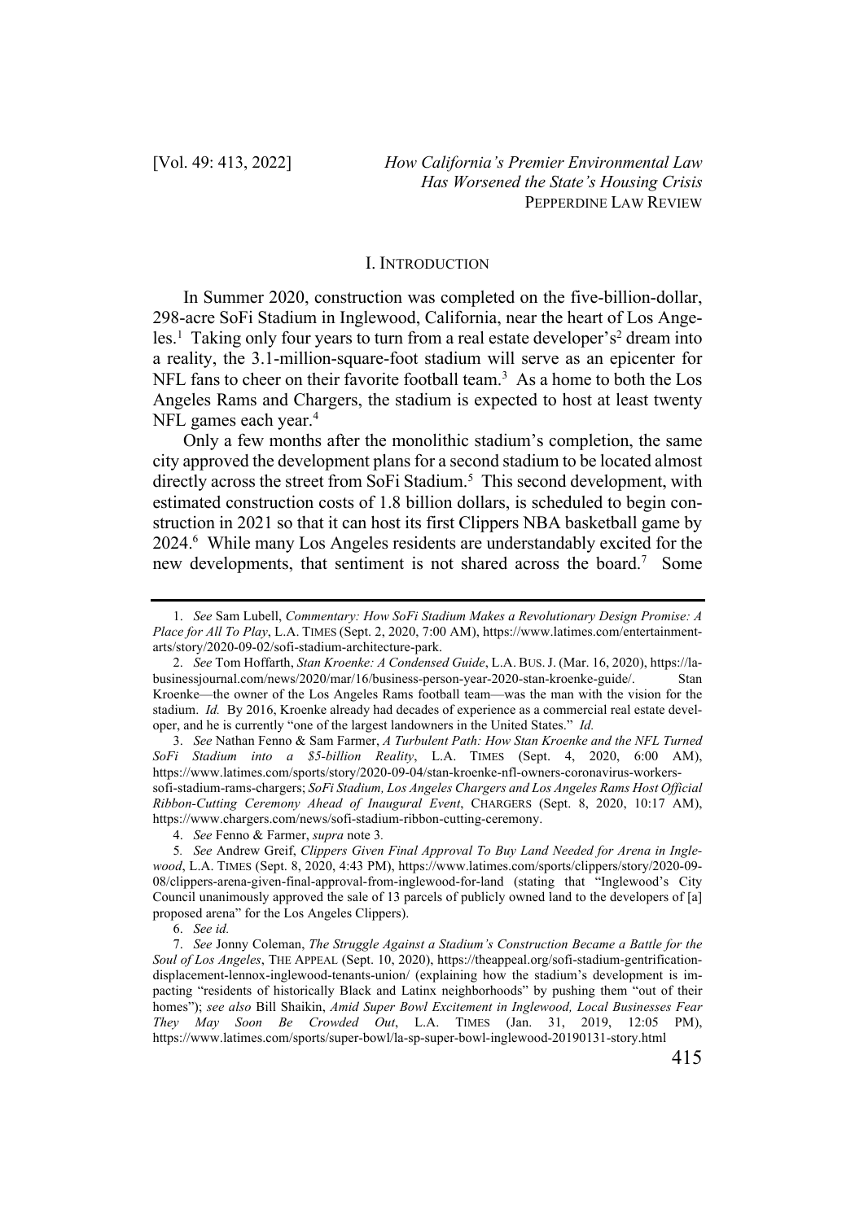## I. INTRODUCTION

In Summer 2020, construction was completed on the five-billion-dollar, 298-acre SoFi Stadium in Inglewood, California, near the heart of Los Angeles.[1] Taking only four years to turn from a real estate developer's[2] dream into a reality, the 3.1-million-square-foot stadium will serve as an epicenter for NFL fans to cheer on their favorite football team.[3] As a home to both the Los Angeles Rams and Chargers, the stadium is expected to host at least twenty NFL games each year.[4]

Only a few months after the monolithic stadium's completion, the same city approved the development plans for a second stadium to be located almost directly across the street from SoFi Stadium.[5] This second development, with estimated construction costs of 1.8 billion dollars, is scheduled to begin construction in 2021 so that it can host its first Clippers NBA basketball game by 2024.[6] While many Los Angeles residents are understandably excited for the new developments, that sentiment is not shared across the board.[7] Some

---

1. *See* Sam Lubell, *Commentary: How SoFi Stadium Makes a Revolutionary Design Promise: A Place for All To Play*, L.A. TIMES (Sept. 2, 2020, 7:00 AM), https://www.latimes.com/entertainment-arts/story/2020-09-02/sofi-stadium-architecture-park.

2. *See* Tom Hoffarth, *Stan Kroenke: A Condensed Guide*, L.A. BUS. J. (Mar. 16, 2020), https://labusinessjournal.com/news/2020/mar/16/business-person-year-2020-stan-kroenke-guide/. Stan Kroenke—the owner of the Los Angeles Rams football team—was the man with the vision for the stadium. *Id.* By 2016, Kroenke already had decades of experience as a commercial real estate developer, and he is currently "one of the largest landowners in the United States." *Id.*

3. *See* Nathan Fenno & Sam Farmer, *A Turbulent Path: How Stan Kroenke and the NFL Turned SoFi Stadium into a $5-billion Reality*, L.A. TIMES (Sept. 4, 2020, 6:00 AM), https://www.latimes.com/sports/story/2020-09-04/stan-kroenke-nfl-owners-coronavirus-workers-sofi-stadium-rams-chargers; *SoFi Stadium, Los Angeles Chargers and Los Angeles Rams Host Official Ribbon-Cutting Ceremony Ahead of Inaugural Event*, CHARGERS (Sept. 8, 2020, 10:17 AM), https://www.chargers.com/news/sofi-stadium-ribbon-cutting-ceremony.

4. *See* Fenno & Farmer, *supra* note 3.

5. *See* Andrew Greif, *Clippers Given Final Approval To Buy Land Needed for Arena in Inglewood*, L.A. TIMES (Sept. 8, 2020, 4:43 PM), https://www.latimes.com/sports/clippers/story/2020-09-08/clippers-arena-given-final-approval-from-inglewood-for-land (stating that "Inglewood's City Council unanimously approved the sale of 13 parcels of publicly owned land to the developers of [a] proposed arena" for the Los Angeles Clippers).

6. *See id.*

7. *See* Jonny Coleman, *The Struggle Against a Stadium's Construction Became a Battle for the Soul of Los Angeles*, THE APPEAL (Sept. 10, 2020), https://theappeal.org/sofi-stadium-gentrification-displacement-lennox-inglewood-tenants-union/ (explaining how the stadium's development is impacting "residents of historically Black and Latinx neighborhoods" by pushing them "out of their homes"); *see also* Bill Shaikin, *Amid Super Bowl Excitement in Inglewood, Local Businesses Fear They May Soon Be Crowded Out*, L.A. TIMES (Jan. 31, 2019, 12:05 PM), https://www.latimes.com/sports/super-bowl/la-sp-super-bowl-inglewood-20190131-story.html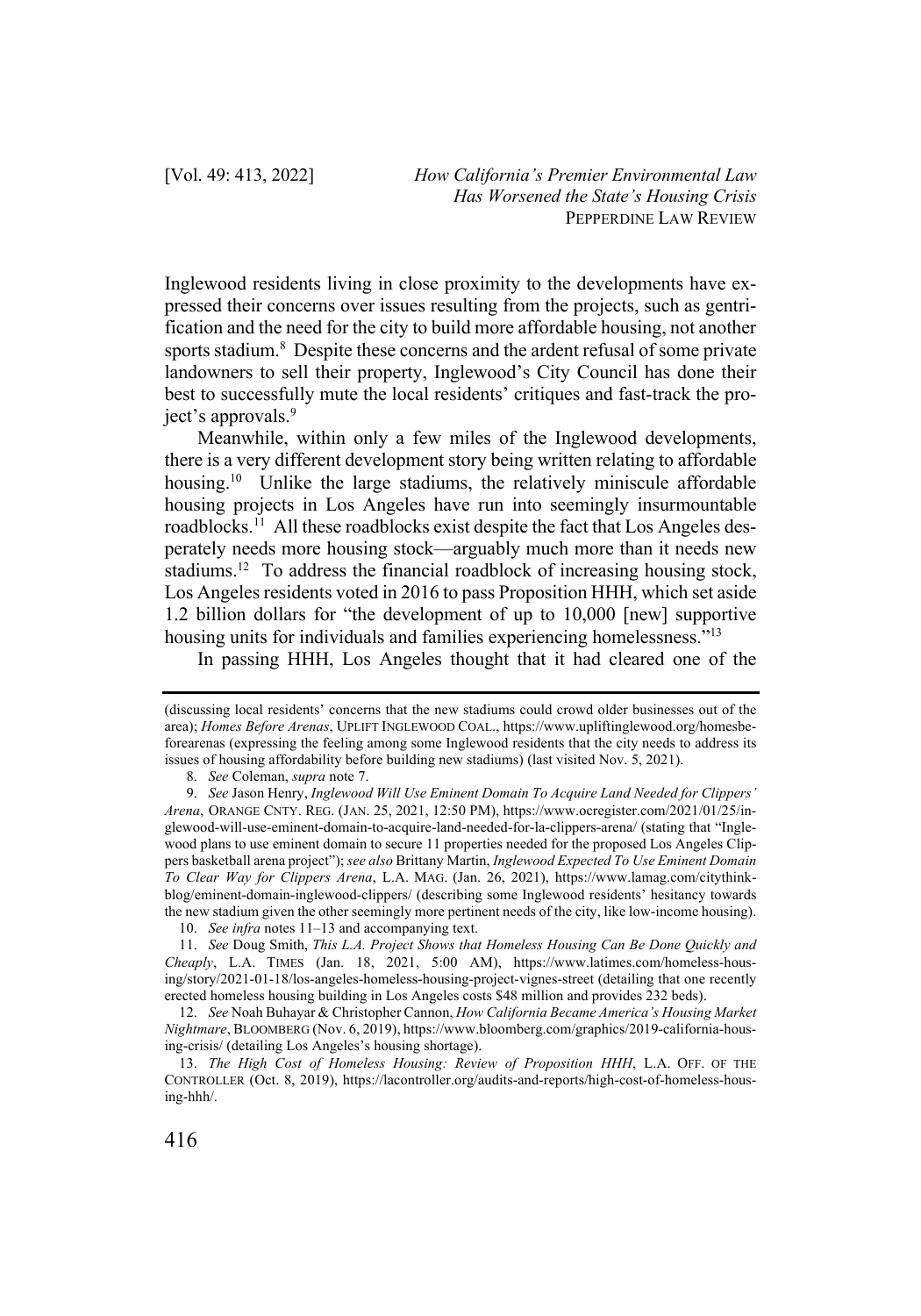Inglewood residents living in close proximity to the developments have expressed their concerns over issues resulting from the projects, such as gentrification and the need for the city to build more affordable housing, not another sports stadium.[8] Despite these concerns and the ardent refusal of some private landowners to sell their property, Inglewood's City Council has done their best to successfully mute the local residents' critiques and fast-track the project's approvals.[9]

Meanwhile, within only a few miles of the Inglewood developments, there is a very different development story being written relating to affordable housing.[10] Unlike the large stadiums, the relatively miniscule affordable housing projects in Los Angeles have run into seemingly insurmountable roadblocks.[11] All these roadblocks exist despite the fact that Los Angeles desperately needs more housing stock—arguably much more than it needs new stadiums.[12] To address the financial roadblock of increasing housing stock, Los Angeles residents voted in 2016 to pass Proposition HHH, which set aside 1.2 billion dollars for "the development of up to 10,000 [new] supportive housing units for individuals and families experiencing homelessness."[13]

In passing HHH, Los Angeles thought that it had cleared one of the

---

(discussing local residents' concerns that the new stadiums could crowd older businesses out of the area); *Homes Before Arenas*, UPLIFT INGLEWOOD COAL., https://www.upliftinglewood.org/homesbeforearenas (expressing the feeling among some Inglewood residents that the city needs to address its issues of housing affordability before building new stadiums) (last visited Nov. 5, 2021).

8. *See* Coleman, *supra* note 7.

9. *See* Jason Henry, *Inglewood Will Use Eminent Domain To Acquire Land Needed for Clippers' Arena*, ORANGE CNTY. REG. (JAN. 25, 2021, 12:50 PM), https://www.ocregister.com/2021/01/25/inglewood-will-use-eminent-domain-to-acquire-land-needed-for-la-clippers-arena/ (stating that "Inglewood plans to use eminent domain to secure 11 properties needed for the proposed Los Angeles Clippers basketball arena project"); *see also* Brittany Martin, *Inglewood Expected To Use Eminent Domain To Clear Way for Clippers Arena*, L.A. MAG. (Jan. 26, 2021), https://www.lamag.com/citythinkblog/eminent-domain-inglewood-clippers/ (describing some Inglewood residents' hesitancy towards the new stadium given the other seemingly more pertinent needs of the city, like low-income housing).

10. *See infra* notes 11–13 and accompanying text.

11. *See* Doug Smith, *This L.A. Project Shows that Homeless Housing Can Be Done Quickly and Cheaply*, L.A. TIMES (Jan. 18, 2021, 5:00 AM), https://www.latimes.com/homeless-housing/story/2021-01-18/los-angeles-homeless-housing-project-vignes-street (detailing that one recently erected homeless housing building in Los Angeles costs $48 million and provides 232 beds).

12. *See* Noah Buhayar & Christopher Cannon, *How California Became America's Housing Market Nightmare*, BLOOMBERG (Nov. 6, 2019), https://www.bloomberg.com/graphics/2019-california-housing-crisis/ (detailing Los Angeles's housing shortage).

13. *The High Cost of Homeless Housing: Review of Proposition HHH*, L.A. OFF. OF THE CONTROLLER (Oct. 8, 2019), https://lacontroller.org/audits-and-reports/high-cost-of-homeless-housing-hhh/.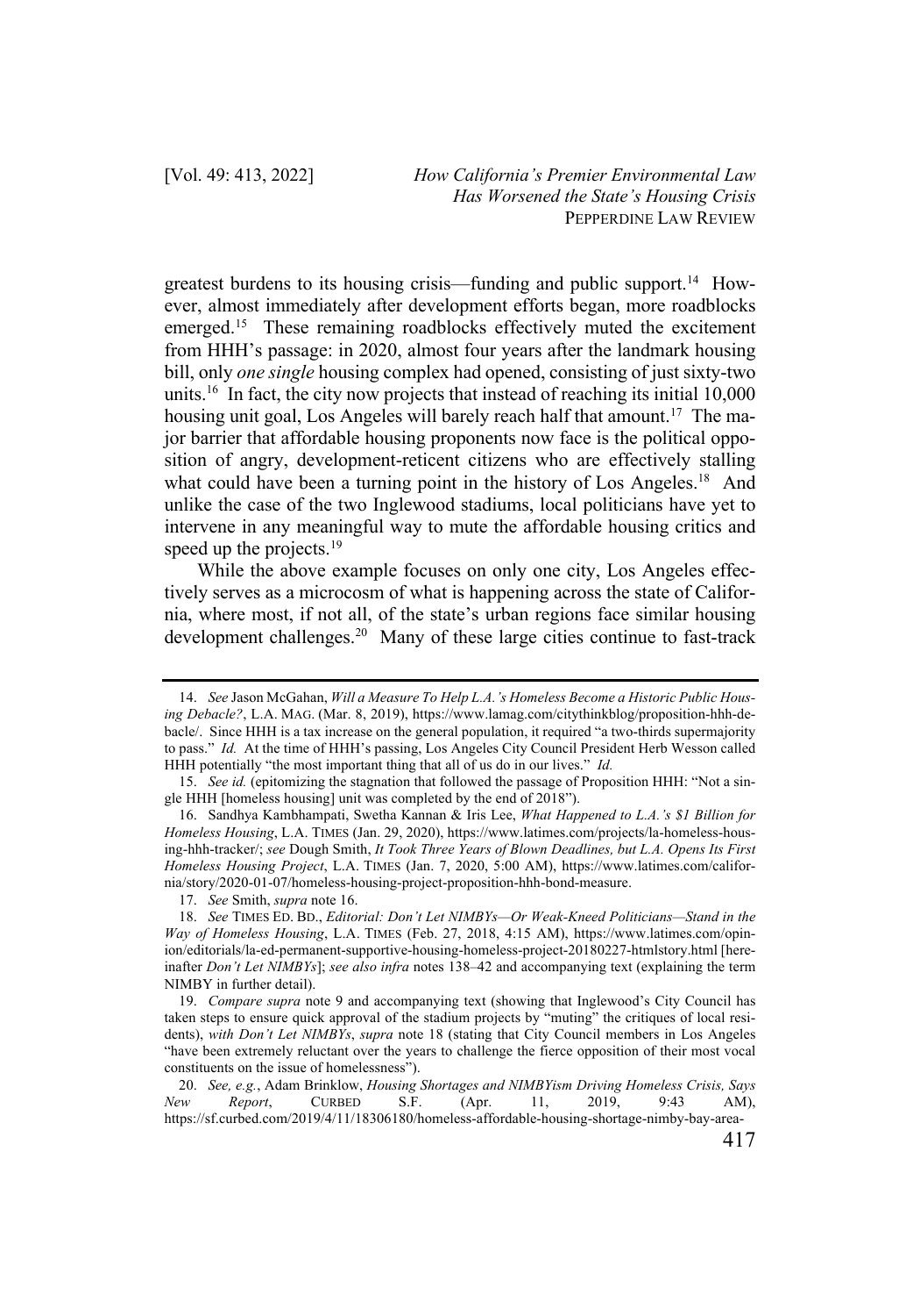greatest burdens to its housing crisis—funding and public support.[14] However, almost immediately after development efforts began, more roadblocks emerged.[15] These remaining roadblocks effectively muted the excitement from HHH's passage: in 2020, almost four years after the landmark housing bill, only *one single* housing complex had opened, consisting of just sixty-two units.[16] In fact, the city now projects that instead of reaching its initial 10,000 housing unit goal, Los Angeles will barely reach half that amount.[17] The major barrier that affordable housing proponents now face is the political opposition of angry, development-reticent citizens who are effectively stalling what could have been a turning point in the history of Los Angeles.[18] And unlike the case of the two Inglewood stadiums, local politicians have yet to intervene in any meaningful way to mute the affordable housing critics and speed up the projects.[19]

While the above example focuses on only one city, Los Angeles effectively serves as a microcosm of what is happening across the state of California, where most, if not all, of the state's urban regions face similar housing development challenges.[20] Many of these large cities continue to fast-track

---

14. *See* Jason McGahan, *Will a Measure To Help L.A.'s Homeless Become a Historic Public Housing Debacle?*, L.A. MAG. (Mar. 8, 2019), https://www.lamag.com/citythinkblog/proposition-hhh-debacle/. Since HHH is a tax increase on the general population, it required "a two-thirds supermajority to pass." *Id.* At the time of HHH's passing, Los Angeles City Council President Herb Wesson called HHH potentially "the most important thing that all of us do in our lives." *Id.*

15. *See id.* (epitomizing the stagnation that followed the passage of Proposition HHH: "Not a single HHH [homeless housing] unit was completed by the end of 2018").

16. Sandhya Kambhampati, Swetha Kannan & Iris Lee, *What Happened to L.A.'s $1 Billion for Homeless Housing*, L.A. TIMES (Jan. 29, 2020), https://www.latimes.com/projects/la-homeless-housing-hhh-tracker/; *see* Dough Smith, *It Took Three Years of Blown Deadlines, but L.A. Opens Its First Homeless Housing Project*, L.A. TIMES (Jan. 7, 2020, 5:00 AM), https://www.latimes.com/california/story/2020-01-07/homeless-housing-project-proposition-hhh-bond-measure.

17. *See* Smith, *supra* note 16.

18. *See* TIMES ED. BD., *Editorial: Don't Let NIMBYs—Or Weak-Kneed Politicians—Stand in the Way of Homeless Housing*, L.A. TIMES (Feb. 27, 2018, 4:15 AM), https://www.latimes.com/opinion/editorials/la-ed-permanent-supportive-housing-homeless-project-20180227-htmlstory.html [hereinafter *Don't Let NIMBYs*]; *see also infra* notes 138–42 and accompanying text (explaining the term NIMBY in further detail).

19. *Compare supra* note 9 and accompanying text (showing that Inglewood's City Council has taken steps to ensure quick approval of the stadium projects by "muting" the critiques of local residents), *with Don't Let NIMBYs*, *supra* note 18 (stating that City Council members in Los Angeles "have been extremely reluctant over the years to challenge the fierce opposition of their most vocal constituents on the issue of homelessness").

20. *See, e.g.*, Adam Brinklow, *Housing Shortages and NIMBYism Driving Homeless Crisis, Says New Report*, CURBED S.F. (Apr. 11, 2019, 9:43 AM), https://sf.curbed.com/2019/4/11/18306180/homeless-affordable-housing-shortage-nimby-bay-area-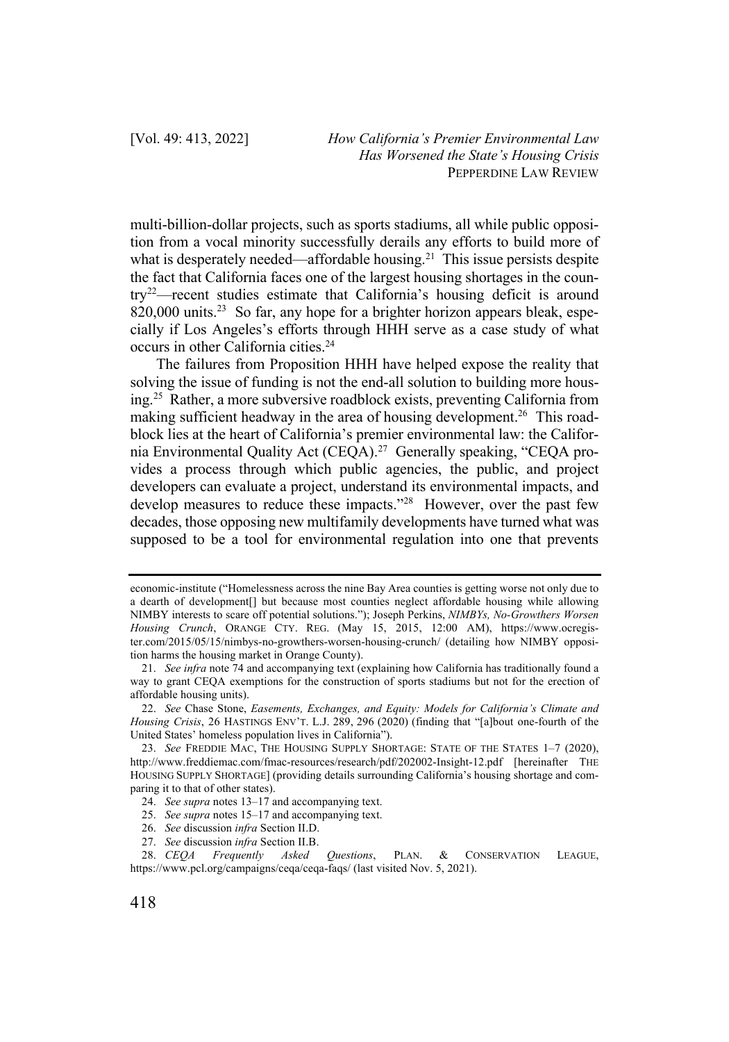multi-billion-dollar projects, such as sports stadiums, all while public opposition from a vocal minority successfully derails any efforts to build more of what is desperately needed—affordable housing.[21] This issue persists despite the fact that California faces one of the largest housing shortages in the country[22]—recent studies estimate that California's housing deficit is around 820,000 units.[23] So far, any hope for a brighter horizon appears bleak, especially if Los Angeles's efforts through HHH serve as a case study of what occurs in other California cities.[24]

The failures from Proposition HHH have helped expose the reality that solving the issue of funding is not the end-all solution to building more housing.[25] Rather, a more subversive roadblock exists, preventing California from making sufficient headway in the area of housing development.[26] This roadblock lies at the heart of California's premier environmental law: the California Environmental Quality Act (CEQA).[27] Generally speaking, "CEQA provides a process through which public agencies, the public, and project developers can evaluate a project, understand its environmental impacts, and develop measures to reduce these impacts."[28] However, over the past few decades, those opposing new multifamily developments have turned what was supposed to be a tool for environmental regulation into one that prevents

---

economic-institute ("Homelessness across the nine Bay Area counties is getting worse not only due to a dearth of development[] but because most counties neglect affordable housing while allowing NIMBY interests to scare off potential solutions."); Joseph Perkins, *NIMBYs, No-Growthers Worsen Housing Crunch*, ORANGE CTY. REG. (May 15, 2015, 12:00 AM), https://www.ocregister.com/2015/05/15/nimbys-no-growthers-worsen-housing-crunch/ (detailing how NIMBY opposition harms the housing market in Orange County).

21. *See infra* note 74 and accompanying text (explaining how California has traditionally found a way to grant CEQA exemptions for the construction of sports stadiums but not for the erection of affordable housing units).

22. *See* Chase Stone, *Easements, Exchanges, and Equity: Models for California's Climate and Housing Crisis*, 26 HASTINGS ENV'T. L.J. 289, 296 (2020) (finding that "[a]bout one-fourth of the United States' homeless population lives in California").

23. *See* FREDDIE MAC, THE HOUSING SUPPLY SHORTAGE: STATE OF THE STATES 1–7 (2020), http://www.freddiemac.com/fmac-resources/research/pdf/202002-Insight-12.pdf [hereinafter THE HOUSING SUPPLY SHORTAGE] (providing details surrounding California's housing shortage and comparing it to that of other states).

24. *See supra* notes 13–17 and accompanying text.

25. *See supra* notes 15–17 and accompanying text.

26. *See* discussion *infra* Section II.D.

27. *See* discussion *infra* Section II.B.

28. *CEQA Frequently Asked Questions*, PLAN. & CONSERVATION LEAGUE, https://www.pcl.org/campaigns/ceqa/ceqa-faqs/ (last visited Nov. 5, 2021).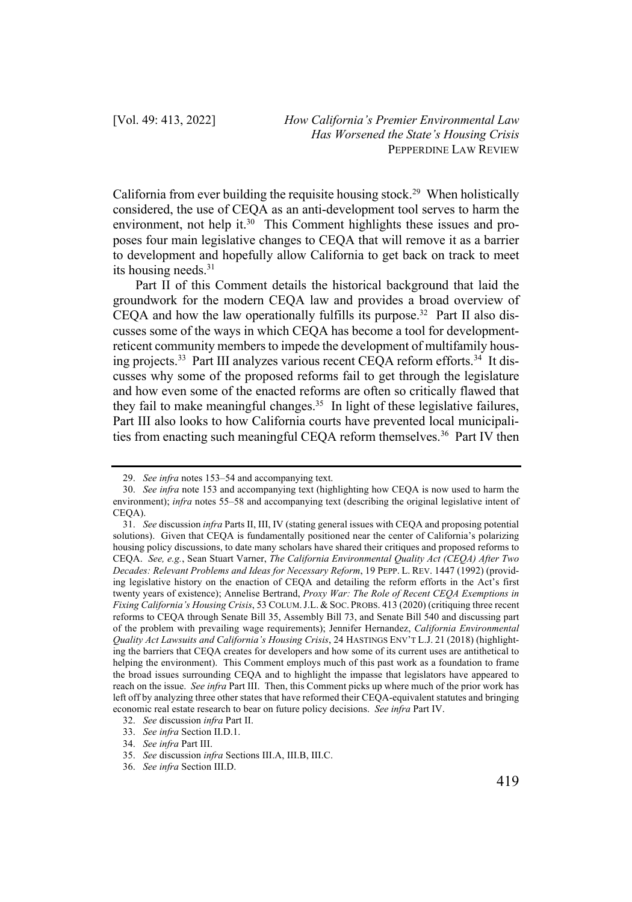California from ever building the requisite housing stock.[29] When holistically considered, the use of CEQA as an anti-development tool serves to harm the environment, not help it.[30] This Comment highlights these issues and proposes four main legislative changes to CEQA that will remove it as a barrier to development and hopefully allow California to get back on track to meet its housing needs.[31]

Part II of this Comment details the historical background that laid the groundwork for the modern CEQA law and provides a broad overview of CEQA and how the law operationally fulfills its purpose.[32] Part II also discusses some of the ways in which CEQA has become a tool for development-reticent community members to impede the development of multifamily housing projects.[33] Part III analyzes various recent CEQA reform efforts.[34] It discusses why some of the proposed reforms fail to get through the legislature and how even some of the enacted reforms are often so critically flawed that they fail to make meaningful changes.[35] In light of these legislative failures, Part III also looks to how California courts have prevented local municipalities from enacting such meaningful CEQA reform themselves.[36] Part IV then

---

29. *See infra* notes 153–54 and accompanying text.

30. *See infra* note 153 and accompanying text (highlighting how CEQA is now used to harm the environment); *infra* notes 55–58 and accompanying text (describing the original legislative intent of CEQA).

31. *See* discussion *infra* Parts II, III, IV (stating general issues with CEQA and proposing potential solutions). Given that CEQA is fundamentally positioned near the center of California's polarizing housing policy discussions, to date many scholars have shared their critiques and proposed reforms to CEQA. *See, e.g.*, Sean Stuart Varner, *The California Environmental Quality Act (CEQA) After Two Decades: Relevant Problems and Ideas for Necessary Reform*, 19 PEPP. L. REV. 1447 (1992) (providing legislative history on the enaction of CEQA and detailing the reform efforts in the Act's first twenty years of existence); Annelise Bertrand, *Proxy War: The Role of Recent CEQA Exemptions in Fixing California's Housing Crisis*, 53 COLUM. J.L. & SOC. PROBS. 413 (2020) (critiquing three recent reforms to CEQA through Senate Bill 35, Assembly Bill 73, and Senate Bill 540 and discussing part of the problem with prevailing wage requirements); Jennifer Hernandez, *California Environmental Quality Act Lawsuits and California's Housing Crisis*, 24 HASTINGS ENV'T L.J. 21 (2018) (highlighting the barriers that CEQA creates for developers and how some of its current uses are antithetical to helping the environment). This Comment employs much of this past work as a foundation to frame the broad issues surrounding CEQA and to highlight the impasse that legislators have appeared to reach on the issue. *See infra* Part III. Then, this Comment picks up where much of the prior work has left off by analyzing three other states that have reformed their CEQA-equivalent statutes and bringing economic real estate research to bear on future policy decisions. *See infra* Part IV.

32. *See* discussion *infra* Part II.

33. *See infra* Section II.D.1.

34. *See infra* Part III.

35. *See* discussion *infra* Sections III.A, III.B, III.C.

36. *See infra* Section III.D.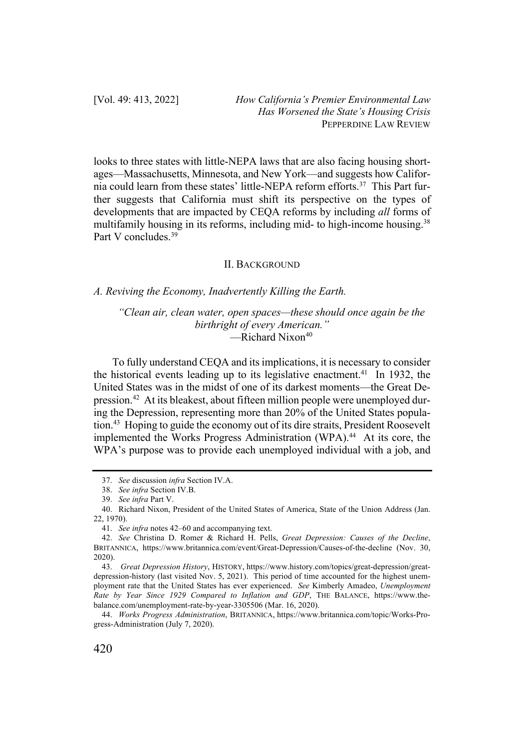looks to three states with little-NEPA laws that are also facing housing shortages—Massachusetts, Minnesota, and New York—and suggests how California could learn from these states' little-NEPA reform efforts.[37] This Part further suggests that California must shift its perspective on the types of developments that are impacted by CEQA reforms by including *all* forms of multifamily housing in its reforms, including mid- to high-income housing.[38] Part V concludes.[39]

## II. BACKGROUND

### *A. Reviving the Economy, Inadvertently Killing the Earth.*

> *"Clean air, clean water, open spaces—these should once again be the birthright of every American."*
> —Richard Nixon[40]

To fully understand CEQA and its implications, it is necessary to consider the historical events leading up to its legislative enactment.[41] In 1932, the United States was in the midst of one of its darkest moments—the Great Depression.[42] At its bleakest, about fifteen million people were unemployed during the Depression, representing more than 20% of the United States population.[43] Hoping to guide the economy out of its dire straits, President Roosevelt implemented the Works Progress Administration (WPA).[44] At its core, the WPA's purpose was to provide each unemployed individual with a job, and

---

37. *See* discussion *infra* Section IV.A.

38. *See infra* Section IV.B.

39. *See infra* Part V.

40. Richard Nixon, President of the United States of America, State of the Union Address (Jan. 22, 1970).

41. *See infra* notes 42–60 and accompanying text.

42. *See* Christina D. Romer & Richard H. Pells, *Great Depression: Causes of the Decline*, BRITANNICA, https://www.britannica.com/event/Great-Depression/Causes-of-the-decline (Nov. 30, 2020).

43. *Great Depression History*, HISTORY, https://www.history.com/topics/great-depression/great-depression-history (last visited Nov. 5, 2021). This period of time accounted for the highest unemployment rate that the United States has ever experienced. *See* Kimberly Amadeo, *Unemployment Rate by Year Since 1929 Compared to Inflation and GDP*, THE BALANCE, https://www.thebalance.com/unemployment-rate-by-year-3305506 (Mar. 16, 2020).

44. *Works Progress Administration*, BRITANNICA, https://www.britannica.com/topic/Works-Progress-Administration (July 7, 2020).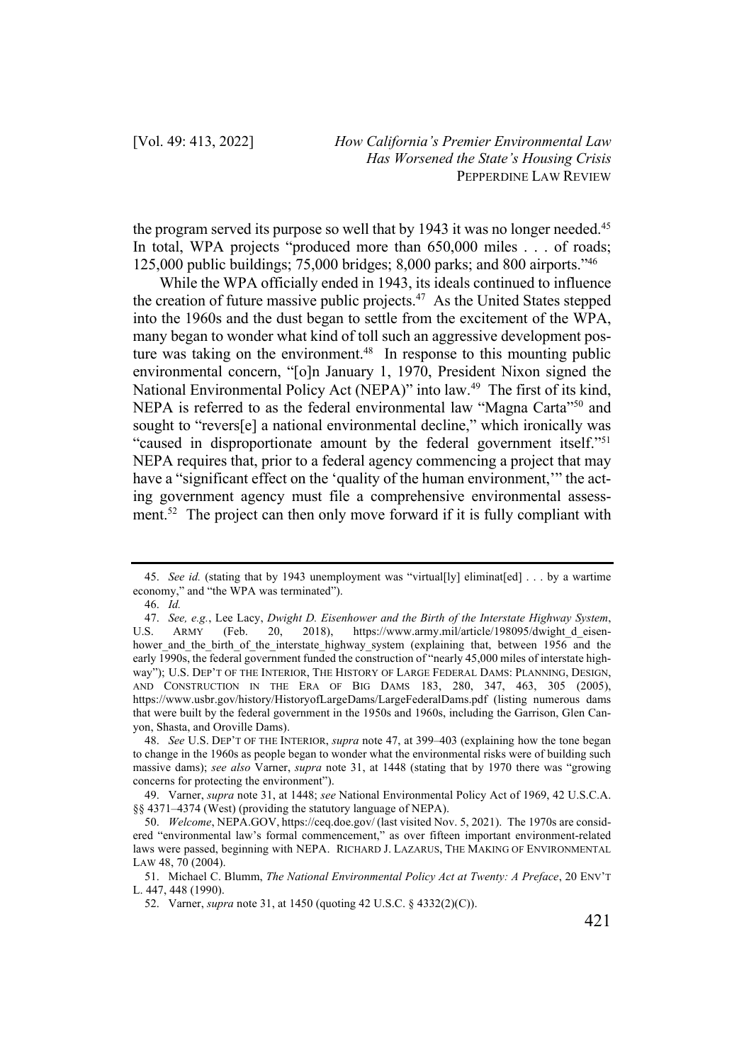the program served its purpose so well that by 1943 it was no longer needed.[45] In total, WPA projects "produced more than 650,000 miles . . . of roads; 125,000 public buildings; 75,000 bridges; 8,000 parks; and 800 airports."[46]

While the WPA officially ended in 1943, its ideals continued to influence the creation of future massive public projects.[47] As the United States stepped into the 1960s and the dust began to settle from the excitement of the WPA, many began to wonder what kind of toll such an aggressive development posture was taking on the environment.[48] In response to this mounting public environmental concern, "[o]n January 1, 1970, President Nixon signed the National Environmental Policy Act (NEPA)" into law.[49] The first of its kind, NEPA is referred to as the federal environmental law "Magna Carta"[50] and sought to "revers[e] a national environmental decline," which ironically was "caused in disproportionate amount by the federal government itself."[51] NEPA requires that, prior to a federal agency commencing a project that may have a "significant effect on the 'quality of the human environment,'" the acting government agency must file a comprehensive environmental assessment.[52] The project can then only move forward if it is fully compliant with

---

45. *See id.* (stating that by 1943 unemployment was "virtual[ly] eliminat[ed] . . . by a wartime economy," and "the WPA was terminated").

46. *Id.*

47. *See, e.g.*, Lee Lacy, *Dwight D. Eisenhower and the Birth of the Interstate Highway System*, U.S. ARMY (Feb. 20, 2018), https://www.army.mil/article/198095/dwight_d_eisenhower_and_the_birth_of_the_interstate_highway_system (explaining that, between 1956 and the early 1990s, the federal government funded the construction of "nearly 45,000 miles of interstate highway"); U.S. DEP'T OF THE INTERIOR, THE HISTORY OF LARGE FEDERAL DAMS: PLANNING, DESIGN, AND CONSTRUCTION IN THE ERA OF BIG DAMS 183, 280, 347, 463, 305 (2005), https://www.usbr.gov/history/HistoryofLargeDams/LargeFederalDams.pdf (listing numerous dams that were built by the federal government in the 1950s and 1960s, including the Garrison, Glen Canyon, Shasta, and Oroville Dams).

48. *See* U.S. DEP'T OF THE INTERIOR, *supra* note 47, at 399–403 (explaining how the tone began to change in the 1960s as people began to wonder what the environmental risks were of building such massive dams); *see also* Varner, *supra* note 31, at 1448 (stating that by 1970 there was "growing concerns for protecting the environment").

49. Varner, *supra* note 31, at 1448; *see* National Environmental Policy Act of 1969, 42 U.S.C.A. §§ 4371–4374 (West) (providing the statutory language of NEPA).

50. *Welcome*, NEPA.GOV, https://ceq.doe.gov/ (last visited Nov. 5, 2021). The 1970s are considered "environmental law's formal commencement," as over fifteen important environment-related laws were passed, beginning with NEPA. RICHARD J. LAZARUS, THE MAKING OF ENVIRONMENTAL LAW 48, 70 (2004).

51. Michael C. Blumm, *The National Environmental Policy Act at Twenty: A Preface*, 20 ENV'T L. 447, 448 (1990).

52. Varner, *supra* note 31, at 1450 (quoting 42 U.S.C. § 4332(2)(C)).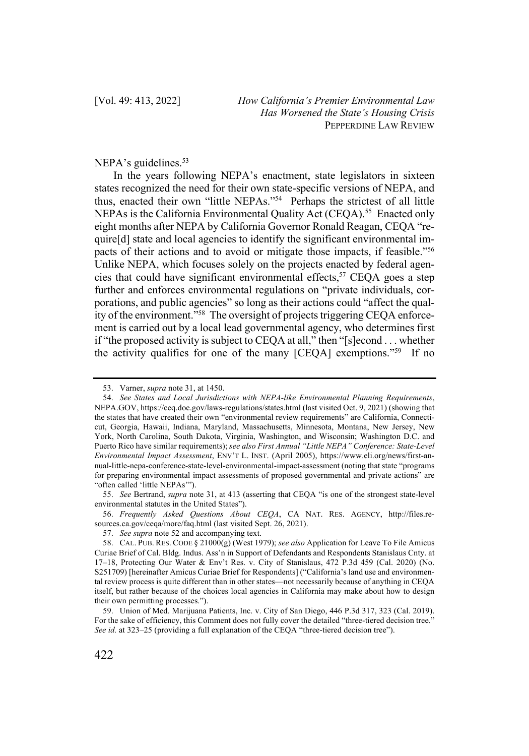NEPA's guidelines.[53]

In the years following NEPA's enactment, state legislators in sixteen states recognized the need for their own state-specific versions of NEPA, and thus, enacted their own "little NEPAs."[54] Perhaps the strictest of all little NEPAs is the California Environmental Quality Act (CEQA).[55] Enacted only eight months after NEPA by California Governor Ronald Reagan, CEQA "require[d] state and local agencies to identify the significant environmental impacts of their actions and to avoid or mitigate those impacts, if feasible."[56] Unlike NEPA, which focuses solely on the projects enacted by federal agencies that could have significant environmental effects,[57] CEQA goes a step further and enforces environmental regulations on "private individuals, corporations, and public agencies" so long as their actions could "affect the quality of the environment."[58] The oversight of projects triggering CEQA enforcement is carried out by a local lead governmental agency, who determines first if "the proposed activity is subject to CEQA at all," then "[s]econd . . . whether the activity qualifies for one of the many [CEQA] exemptions."[59] If no

---

53. Varner, *supra* note 31, at 1450.

54. *See States and Local Jurisdictions with NEPA-like Environmental Planning Requirements*, NEPA.GOV, https://ceq.doe.gov/laws-regulations/states.html (last visited Oct. 9, 2021) (showing that the states that have created their own "environmental review requirements" are California, Connecticut, Georgia, Hawaii, Indiana, Maryland, Massachusetts, Minnesota, Montana, New Jersey, New York, North Carolina, South Dakota, Virginia, Washington, and Wisconsin; Washington D.C. and Puerto Rico have similar requirements); *see also First Annual "Little NEPA" Conference: State-Level Environmental Impact Assessment*, ENV'T L. INST. (April 2005), https://www.eli.org/news/first-annual-little-nepa-conference-state-level-environmental-impact-assessment (noting that state "programs for preparing environmental impact assessments of proposed governmental and private actions" are "often called 'little NEPAs'").

55. *See* Bertrand, *supra* note 31, at 413 (asserting that CEQA "is one of the strongest state-level environmental statutes in the United States").

56. *Frequently Asked Questions About CEQA*, CA NAT. RES. AGENCY, http://files.resources.ca.gov/ceqa/more/faq.html (last visited Sept. 26, 2021).

57. *See supra* note 52 and accompanying text.

58. CAL. PUB. RES. CODE § 21000(g) (West 1979); *see also* Application for Leave To File Amicus Curiae Brief of Cal. Bldg. Indus. Ass'n in Support of Defendants and Respondents Stanislaus Cnty. at 17–18, Protecting Our Water & Env't Res. v. City of Stanislaus, 472 P.3d 459 (Cal. 2020) (No. S251709) [hereinafter Amicus Curiae Brief for Respondents] ("California's land use and environmental review process is quite different than in other states—not necessarily because of anything in CEQA itself, but rather because of the choices local agencies in California may make about how to design their own permitting processes.").

59. Union of Med. Marijuana Patients, Inc. v. City of San Diego, 446 P.3d 317, 323 (Cal. 2019). For the sake of efficiency, this Comment does not fully cover the detailed "three-tiered decision tree." *See id.* at 323–25 (providing a full explanation of the CEQA "three-tiered decision tree").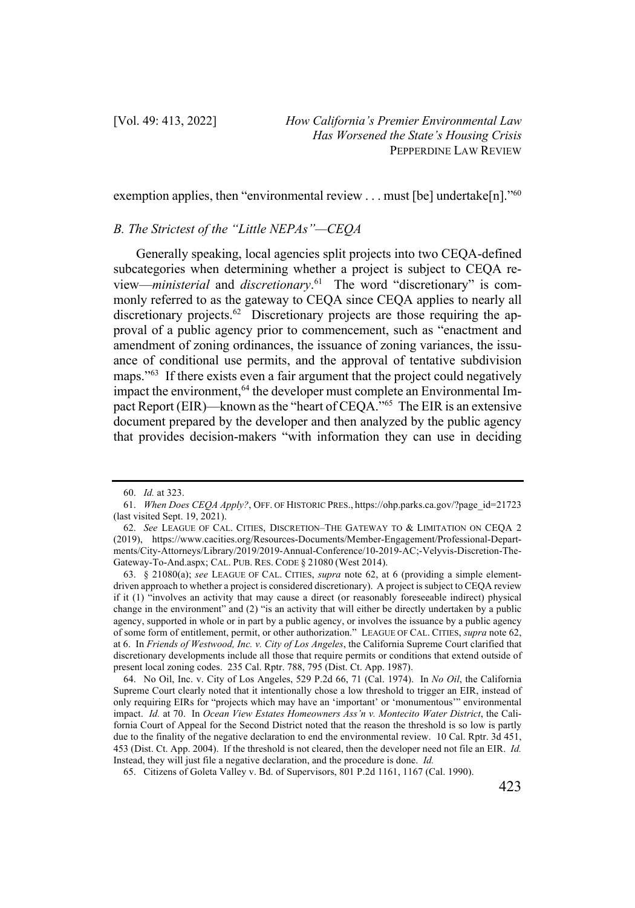exemption applies, then "environmental review . . . must [be] undertake[n]."[60]

### *B. The Strictest of the "Little NEPAs"—CEQA*

Generally speaking, local agencies split projects into two CEQA-defined subcategories when determining whether a project is subject to CEQA review—*ministerial* and *discretionary*.[61] The word "discretionary" is commonly referred to as the gateway to CEQA since CEQA applies to nearly all discretionary projects.[62] Discretionary projects are those requiring the approval of a public agency prior to commencement, such as "enactment and amendment of zoning ordinances, the issuance of zoning variances, the issuance of conditional use permits, and the approval of tentative subdivision maps."[63] If there exists even a fair argument that the project could negatively impact the environment,[64] the developer must complete an Environmental Impact Report (EIR)—known as the "heart of CEQA."[65] The EIR is an extensive document prepared by the developer and then analyzed by the public agency that provides decision-makers "with information they can use in deciding

---

60. *Id.* at 323.

61. *When Does CEQA Apply?*, OFF. OF HISTORIC PRES., https://ohp.parks.ca.gov/?page_id=21723 (last visited Sept. 19, 2021).

62. *See* LEAGUE OF CAL. CITIES, DISCRETION–THE GATEWAY TO & LIMITATION ON CEQA 2 (2019), https://www.cacities.org/Resources-Documents/Member-Engagement/Professional-Departments/City-Attorneys/Library/2019/2019-Annual-Conference/10-2019-AC;-Velyvis-Discretion-The-Gateway-To-And.aspx; CAL. PUB. RES. CODE § 21080 (West 2014).

63. § 21080(a); *see* LEAGUE OF CAL. CITIES, *supra* note 62, at 6 (providing a simple element-driven approach to whether a project is considered discretionary). A project is subject to CEQA review if it (1) "involves an activity that may cause a direct (or reasonably foreseeable indirect) physical change in the environment" and (2) "is an activity that will either be directly undertaken by a public agency, supported in whole or in part by a public agency, or involves the issuance by a public agency of some form of entitlement, permit, or other authorization." LEAGUE OF CAL. CITIES, *supra* note 62, at 6. In *Friends of Westwood, Inc. v. City of Los Angeles*, the California Supreme Court clarified that discretionary developments include all those that require permits or conditions that extend outside of present local zoning codes. 235 Cal. Rptr. 788, 795 (Dist. Ct. App. 1987).

64. No Oil, Inc. v. City of Los Angeles, 529 P.2d 66, 71 (Cal. 1974). In *No Oil*, the California Supreme Court clearly noted that it intentionally chose a low threshold to trigger an EIR, instead of only requiring EIRs for "projects which may have an 'important' or 'monumentous'" environmental impact. *Id.* at 70. In *Ocean View Estates Homeowners Ass'n v. Montecito Water District*, the California Court of Appeal for the Second District noted that the reason the threshold is so low is partly due to the finality of the negative declaration to end the environmental review. 10 Cal. Rptr. 3d 451, 453 (Dist. Ct. App. 2004). If the threshold is not cleared, then the developer need not file an EIR. *Id.* Instead, they will just file a negative declaration, and the procedure is done. *Id.*

65. Citizens of Goleta Valley v. Bd. of Supervisors, 801 P.2d 1161, 1167 (Cal. 1990).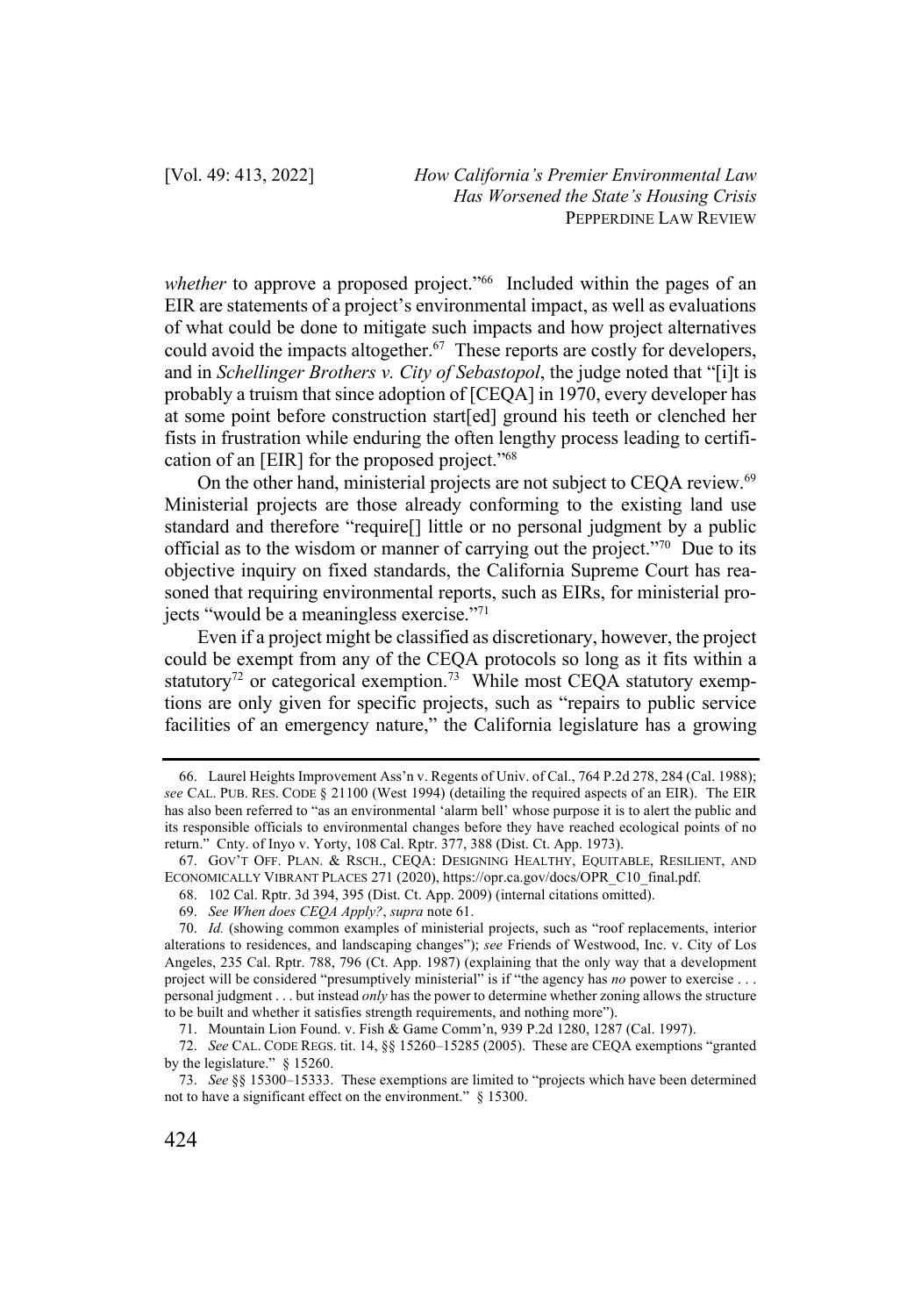*whether* to approve a proposed project."[66] Included within the pages of an EIR are statements of a project's environmental impact, as well as evaluations of what could be done to mitigate such impacts and how project alternatives could avoid the impacts altogether.[67] These reports are costly for developers, and in *Schellinger Brothers v. City of Sebastopol*, the judge noted that "[i]t is probably a truism that since adoption of [CEQA] in 1970, every developer has at some point before construction start[ed] ground his teeth or clenched her fists in frustration while enduring the often lengthy process leading to certification of an [EIR] for the proposed project."[68]

On the other hand, ministerial projects are not subject to CEQA review.[69] Ministerial projects are those already conforming to the existing land use standard and therefore "require[] little or no personal judgment by a public official as to the wisdom or manner of carrying out the project."[70] Due to its objective inquiry on fixed standards, the California Supreme Court has reasoned that requiring environmental reports, such as EIRs, for ministerial projects "would be a meaningless exercise."[71]

Even if a project might be classified as discretionary, however, the project could be exempt from any of the CEQA protocols so long as it fits within a statutory[72] or categorical exemption.[73] While most CEQA statutory exemptions are only given for specific projects, such as "repairs to public service facilities of an emergency nature," the California legislature has a growing

---

66. Laurel Heights Improvement Ass'n v. Regents of Univ. of Cal., 764 P.2d 278, 284 (Cal. 1988); *see* CAL. PUB. RES. CODE § 21100 (West 1994) (detailing the required aspects of an EIR). The EIR has also been referred to "as an environmental 'alarm bell' whose purpose it is to alert the public and its responsible officials to environmental changes before they have reached ecological points of no return." Cnty. of Inyo v. Yorty, 108 Cal. Rptr. 377, 388 (Dist. Ct. App. 1973).

67. GOV'T OFF. PLAN. & RSCH., CEQA: DESIGNING HEALTHY, EQUITABLE, RESILIENT, AND ECONOMICALLY VIBRANT PLACES 271 (2020), https://opr.ca.gov/docs/OPR_C10_final.pdf.

68. 102 Cal. Rptr. 3d 394, 395 (Dist. Ct. App. 2009) (internal citations omitted).

69. *See When does CEQA Apply?*, *supra* note 61.

70. *Id.* (showing common examples of ministerial projects, such as "roof replacements, interior alterations to residences, and landscaping changes"); *see* Friends of Westwood, Inc. v. City of Los Angeles, 235 Cal. Rptr. 788, 796 (Ct. App. 1987) (explaining that the only way that a development project will be considered "presumptively ministerial" is if "the agency has *no* power to exercise . . . personal judgment . . . but instead *only* has the power to determine whether zoning allows the structure to be built and whether it satisfies strength requirements, and nothing more").

71. Mountain Lion Found. v. Fish & Game Comm'n, 939 P.2d 1280, 1287 (Cal. 1997).

72. *See* CAL. CODE REGS. tit. 14, §§ 15260–15285 (2005). These are CEQA exemptions "granted by the legislature." § 15260.

73. *See* §§ 15300–15333. These exemptions are limited to "projects which have been determined not to have a significant effect on the environment." § 15300.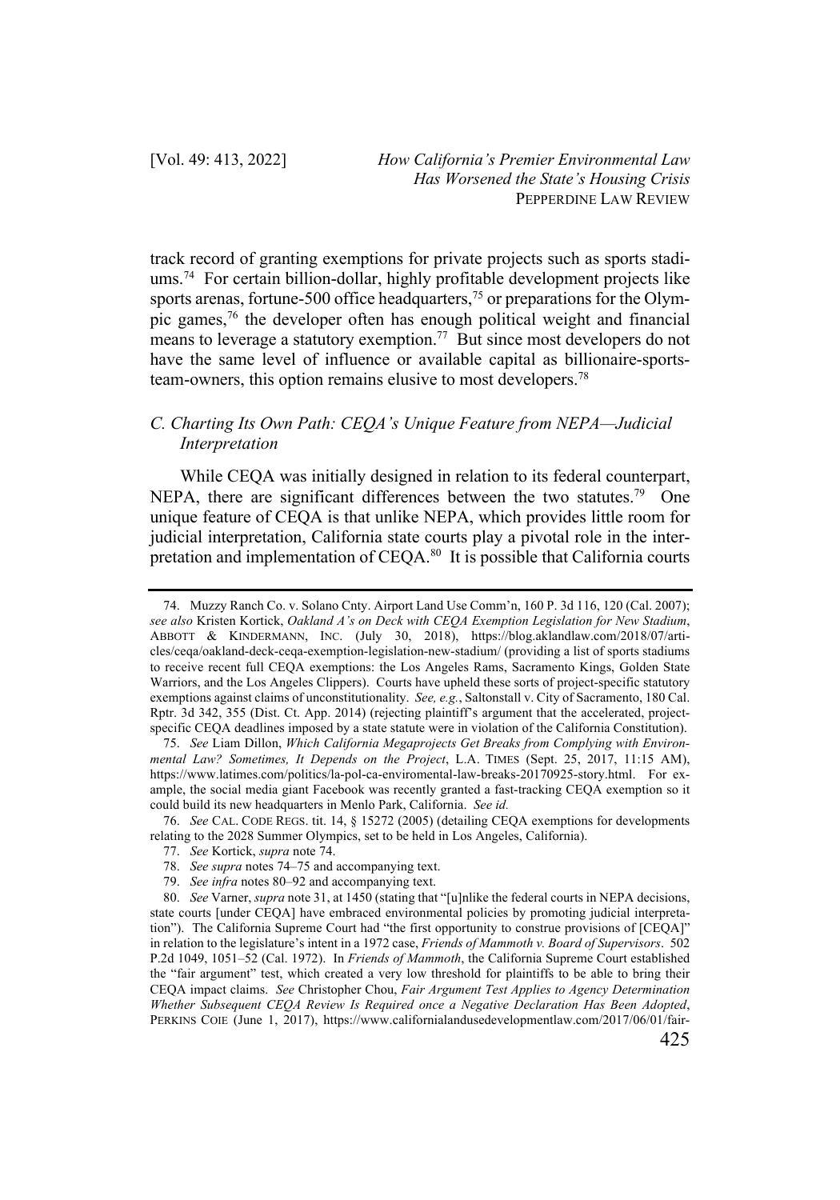track record of granting exemptions for private projects such as sports stadiums.[74] For certain billion-dollar, highly profitable development projects like sports arenas, fortune-500 office headquarters,[75] or preparations for the Olympic games,[76] the developer often has enough political weight and financial means to leverage a statutory exemption.[77] But since most developers do not have the same level of influence or available capital as billionaire-sports-team-owners, this option remains elusive to most developers.[78]

### *C. Charting Its Own Path: CEQA's Unique Feature from NEPA—Judicial Interpretation*

While CEQA was initially designed in relation to its federal counterpart, NEPA, there are significant differences between the two statutes.[79] One unique feature of CEQA is that unlike NEPA, which provides little room for judicial interpretation, California state courts play a pivotal role in the interpretation and implementation of CEQA.[80] It is possible that California courts

---

74. Muzzy Ranch Co. v. Solano Cnty. Airport Land Use Comm'n, 160 P. 3d 116, 120 (Cal. 2007); *see also* Kristen Kortick, *Oakland A's on Deck with CEQA Exemption Legislation for New Stadium*, ABBOTT & KINDERMANN, INC. (July 30, 2018), https://blog.aklandlaw.com/2018/07/articles/ceqa/oakland-deck-ceqa-exemption-legislation-new-stadium/ (providing a list of sports stadiums to receive recent full CEQA exemptions: the Los Angeles Rams, Sacramento Kings, Golden State Warriors, and the Los Angeles Clippers). Courts have upheld these sorts of project-specific statutory exemptions against claims of unconstitutionality. *See, e.g.*, Saltonstall v. City of Sacramento, 180 Cal. Rptr. 3d 342, 355 (Dist. Ct. App. 2014) (rejecting plaintiff's argument that the accelerated, project-specific CEQA deadlines imposed by a state statute were in violation of the California Constitution).

75. *See* Liam Dillon, *Which California Megaprojects Get Breaks from Complying with Environmental Law? Sometimes, It Depends on the Project*, L.A. TIMES (Sept. 25, 2017, 11:15 AM), https://www.latimes.com/politics/la-pol-ca-enviromental-law-breaks-20170925-story.html. For example, the social media giant Facebook was recently granted a fast-tracking CEQA exemption so it could build its new headquarters in Menlo Park, California. *See id.*

76. *See* CAL. CODE REGS. tit. 14, § 15272 (2005) (detailing CEQA exemptions for developments relating to the 2028 Summer Olympics, set to be held in Los Angeles, California).

77. *See* Kortick, *supra* note 74.

78. *See supra* notes 74–75 and accompanying text.

79. *See infra* notes 80–92 and accompanying text.

80. *See* Varner, *supra* note 31, at 1450 (stating that "[u]nlike the federal courts in NEPA decisions, state courts [under CEQA] have embraced environmental policies by promoting judicial interpretation"). The California Supreme Court had "the first opportunity to construe provisions of [CEQA]" in relation to the legislature's intent in a 1972 case, *Friends of Mammoth v. Board of Supervisors*. 502 P.2d 1049, 1051–52 (Cal. 1972). In *Friends of Mammoth*, the California Supreme Court established the "fair argument" test, which created a very low threshold for plaintiffs to be able to bring their CEQA impact claims. *See* Christopher Chou, *Fair Argument Test Applies to Agency Determination Whether Subsequent CEQA Review Is Required once a Negative Declaration Has Been Adopted*, PERKINS COIE (June 1, 2017), https://www.californialandusedevelopmentlaw.com/2017/06/01/fair-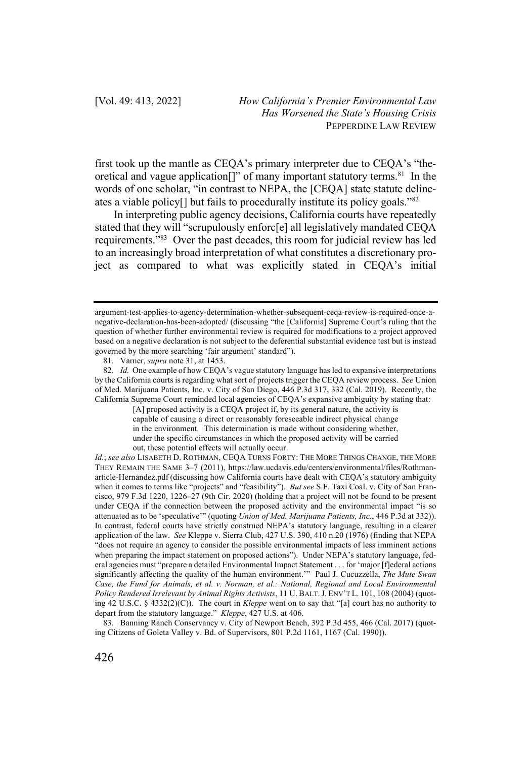first took up the mantle as CEQA's primary interpreter due to CEQA's "theoretical and vague application[]" of many important statutory terms.[81] In the words of one scholar, "in contrast to NEPA, the [CEQA] state statute delineates a viable policy[] but fails to procedurally institute its policy goals."[82]

In interpreting public agency decisions, California courts have repeatedly stated that they will "scrupulously enforc[e] all legislatively mandated CEQA requirements."[83] Over the past decades, this room for judicial review has led to an increasingly broad interpretation of what constitutes a discretionary project as compared to what was explicitly stated in CEQA's initial

---

argument-test-applies-to-agency-determination-whether-subsequent-ceqa-review-is-required-once-a-negative-declaration-has-been-adopted/ (discussing "the [California] Supreme Court's ruling that the question of whether further environmental review is required for modifications to a project approved based on a negative declaration is not subject to the deferential substantial evidence test but is instead governed by the more searching 'fair argument' standard").

81. Varner, *supra* note 31, at 1453.

82. *Id.* One example of how CEQA's vague statutory language has led to expansive interpretations by the California courts is regarding what sort of projects trigger the CEQA review process. *See* Union of Med. Marijuana Patients, Inc. v. City of San Diego, 446 P.3d 317, 332 (Cal. 2019). Recently, the California Supreme Court reminded local agencies of CEQA's expansive ambiguity by stating that:

> [A] proposed activity is a CEQA project if, by its general nature, the activity is capable of causing a direct or reasonably foreseeable indirect physical change in the environment. This determination is made without considering whether, under the specific circumstances in which the proposed activity will be carried out, these potential effects will actually occur.

*Id.*; *see also* LISABETH D. ROTHMAN, CEQA TURNS FORTY: THE MORE THINGS CHANGE, THE MORE THEY REMAIN THE SAME 3–7 (2011), https://law.ucdavis.edu/centers/environmental/files/Rothman-article-Hernandez.pdf (discussing how California courts have dealt with CEQA's statutory ambiguity when it comes to terms like "projects" and "feasibility"). *But see* S.F. Taxi Coal. v. City of San Francisco, 979 F.3d 1220, 1226–27 (9th Cir. 2020) (holding that a project will not be found to be present under CEQA if the connection between the proposed activity and the environmental impact "is so attenuated as to be 'speculative'" (quoting *Union of Med. Marijuana Patients, Inc.*, 446 P.3d at 332)). In contrast, federal courts have strictly construed NEPA's statutory language, resulting in a clearer application of the law. *See* Kleppe v. Sierra Club, 427 U.S. 390, 410 n.20 (1976) (finding that NEPA "does not require an agency to consider the possible environmental impacts of less imminent actions when preparing the impact statement on proposed actions"). Under NEPA's statutory language, federal agencies must "prepare a detailed Environmental Impact Statement . . . for 'major [f]ederal actions significantly affecting the quality of the human environment.'" Paul J. Cucuzzella, *The Mute Swan Case, the Fund for Animals, et al. v. Norman, et al.: National, Regional and Local Environmental Policy Rendered Irrelevant by Animal Rights Activists*, 11 U. BALT. J. ENV'T L. 101, 108 (2004) (quoting 42 U.S.C. § 4332(2)(C)). The court in *Kleppe* went on to say that "[a] court has no authority to depart from the statutory language." *Kleppe*, 427 U.S. at 406.

83. Banning Ranch Conservancy v. City of Newport Beach, 392 P.3d 455, 466 (Cal. 2017) (quoting Citizens of Goleta Valley v. Bd. of Supervisors, 801 P.2d 1161, 1167 (Cal. 1990)).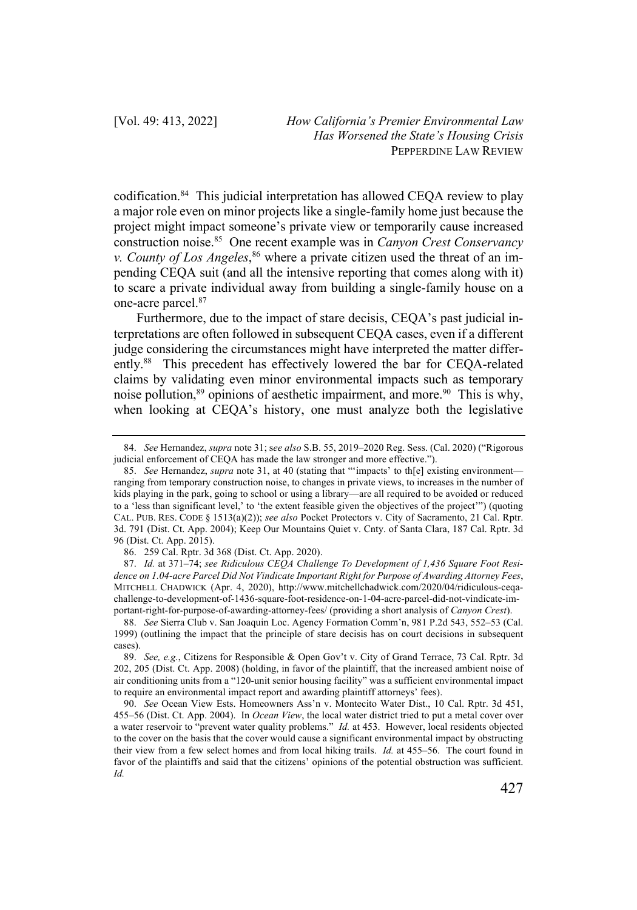codification.[84] This judicial interpretation has allowed CEQA review to play a major role even on minor projects like a single-family home just because the project might impact someone's private view or temporarily cause increased construction noise.[85] One recent example was in *Canyon Crest Conservancy v. County of Los Angeles*,[86] where a private citizen used the threat of an impending CEQA suit (and all the intensive reporting that comes along with it) to scare a private individual away from building a single-family house on a one-acre parcel.[87]

Furthermore, due to the impact of stare decisis, CEQA's past judicial interpretations are often followed in subsequent CEQA cases, even if a different judge considering the circumstances might have interpreted the matter differently.[88] This precedent has effectively lowered the bar for CEQA-related claims by validating even minor environmental impacts such as temporary noise pollution,[89] opinions of aesthetic impairment, and more.[90] This is why, when looking at CEQA's history, one must analyze both the legislative

---

84. *See* Hernandez, *supra* note 31; s*ee also* S.B. 55, 2019–2020 Reg. Sess. (Cal. 2020) ("Rigorous judicial enforcement of CEQA has made the law stronger and more effective.").

85. *See* Hernandez, *supra* note 31, at 40 (stating that "'impacts' to th[e] existing environment—ranging from temporary construction noise, to changes in private views, to increases in the number of kids playing in the park, going to school or using a library—are all required to be avoided or reduced to a 'less than significant level,' to 'the extent feasible given the objectives of the project'") (quoting CAL. PUB. RES. CODE § 1513(a)(2)); *see also* Pocket Protectors v. City of Sacramento, 21 Cal. Rptr. 3d. 791 (Dist. Ct. App. 2004); Keep Our Mountains Quiet v. Cnty. of Santa Clara, 187 Cal. Rptr. 3d 96 (Dist. Ct. App. 2015).

86. 259 Cal. Rptr. 3d 368 (Dist. Ct. App. 2020).

87. *Id.* at 371–74; *see Ridiculous CEQA Challenge To Development of 1,436 Square Foot Residence on 1.04-acre Parcel Did Not Vindicate Important Right for Purpose of Awarding Attorney Fees*, MITCHELL CHADWICK (Apr. 4, 2020), http://www.mitchellchadwick.com/2020/04/ridiculous-ceqa-challenge-to-development-of-1436-square-foot-residence-on-1-04-acre-parcel-did-not-vindicate-important-right-for-purpose-of-awarding-attorney-fees/ (providing a short analysis of *Canyon Crest*).

88. *See* Sierra Club v. San Joaquin Loc. Agency Formation Comm'n, 981 P.2d 543, 552–53 (Cal. 1999) (outlining the impact that the principle of stare decisis has on court decisions in subsequent cases).

89. *See, e.g.*, Citizens for Responsible & Open Gov't v. City of Grand Terrace, 73 Cal. Rptr. 3d 202, 205 (Dist. Ct. App. 2008) (holding, in favor of the plaintiff, that the increased ambient noise of air conditioning units from a "120-unit senior housing facility" was a sufficient environmental impact to require an environmental impact report and awarding plaintiff attorneys' fees).

90. *See* Ocean View Ests. Homeowners Ass'n v. Montecito Water Dist., 10 Cal. Rptr. 3d 451, 455–56 (Dist. Ct. App. 2004). In *Ocean View*, the local water district tried to put a metal cover over a water reservoir to "prevent water quality problems." *Id.* at 453. However, local residents objected to the cover on the basis that the cover would cause a significant environmental impact by obstructing their view from a few select homes and from local hiking trails. *Id.* at 455–56. The court found in favor of the plaintiffs and said that the citizens' opinions of the potential obstruction was sufficient. *Id.*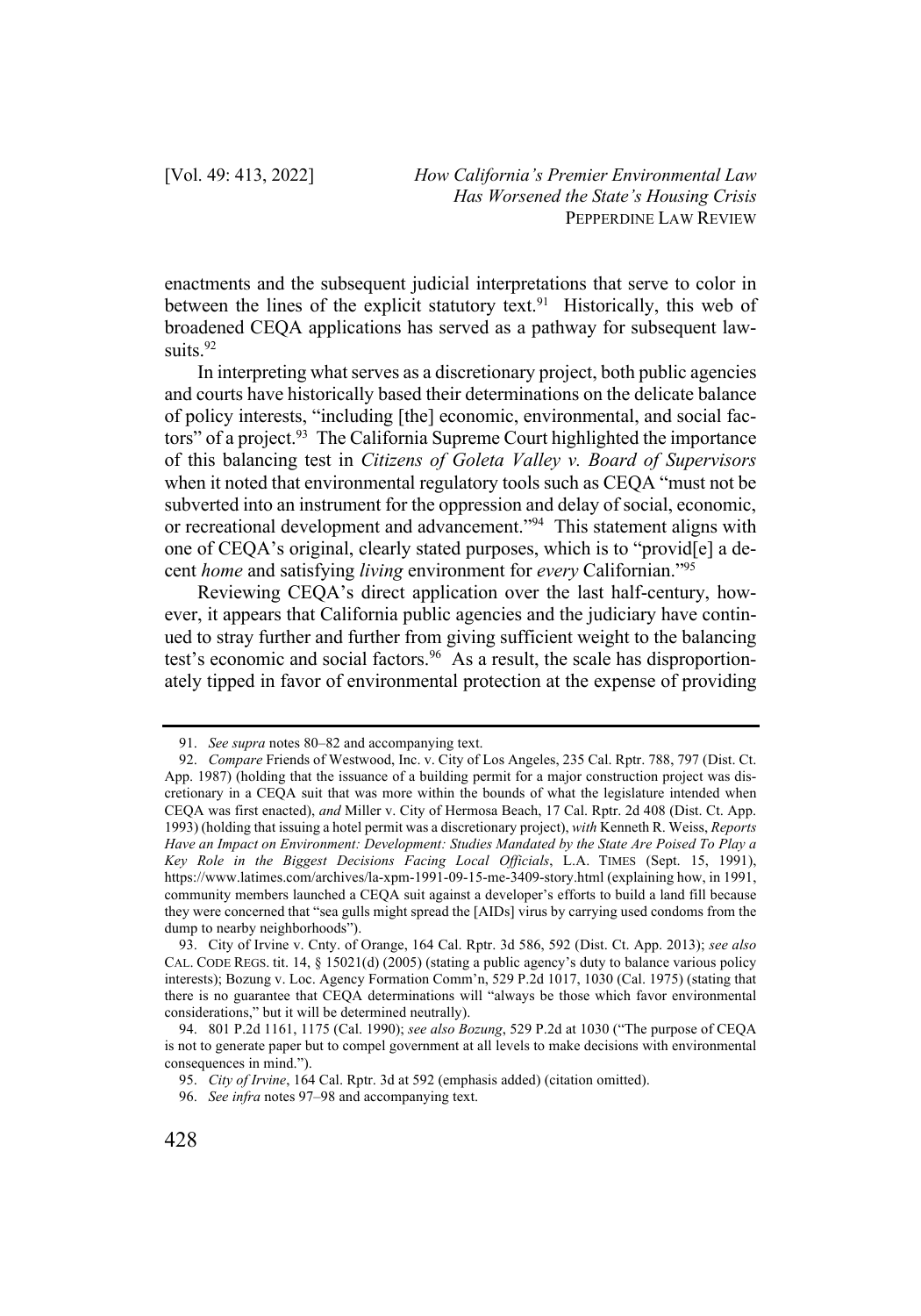enactments and the subsequent judicial interpretations that serve to color in between the lines of the explicit statutory text.[91] Historically, this web of broadened CEQA applications has served as a pathway for subsequent lawsuits.[92]

In interpreting what serves as a discretionary project, both public agencies and courts have historically based their determinations on the delicate balance of policy interests, "including [the] economic, environmental, and social factors" of a project.[93] The California Supreme Court highlighted the importance of this balancing test in *Citizens of Goleta Valley v. Board of Supervisors* when it noted that environmental regulatory tools such as CEQA "must not be subverted into an instrument for the oppression and delay of social, economic, or recreational development and advancement."[94] This statement aligns with one of CEQA's original, clearly stated purposes, which is to "provid[e] a decent *home* and satisfying *living* environment for *every* Californian."[95]

Reviewing CEQA's direct application over the last half-century, however, it appears that California public agencies and the judiciary have continued to stray further and further from giving sufficient weight to the balancing test's economic and social factors.[96] As a result, the scale has disproportionately tipped in favor of environmental protection at the expense of providing

---

91. *See supra* notes 80–82 and accompanying text.

92. *Compare* Friends of Westwood, Inc. v. City of Los Angeles, 235 Cal. Rptr. 788, 797 (Dist. Ct. App. 1987) (holding that the issuance of a building permit for a major construction project was discretionary in a CEQA suit that was more within the bounds of what the legislature intended when CEQA was first enacted), *and* Miller v. City of Hermosa Beach, 17 Cal. Rptr. 2d 408 (Dist. Ct. App. 1993) (holding that issuing a hotel permit was a discretionary project), *with* Kenneth R. Weiss, *Reports Have an Impact on Environment: Development: Studies Mandated by the State Are Poised To Play a Key Role in the Biggest Decisions Facing Local Officials*, L.A. TIMES (Sept. 15, 1991), https://www.latimes.com/archives/la-xpm-1991-09-15-me-3409-story.html (explaining how, in 1991, community members launched a CEQA suit against a developer's efforts to build a land fill because they were concerned that "sea gulls might spread the [AIDs] virus by carrying used condoms from the dump to nearby neighborhoods").

93. City of Irvine v. Cnty. of Orange, 164 Cal. Rptr. 3d 586, 592 (Dist. Ct. App. 2013); *see also* CAL. CODE REGS. tit. 14, § 15021(d) (2005) (stating a public agency's duty to balance various policy interests); Bozung v. Loc. Agency Formation Comm'n, 529 P.2d 1017, 1030 (Cal. 1975) (stating that there is no guarantee that CEQA determinations will "always be those which favor environmental considerations," but it will be determined neutrally).

94. 801 P.2d 1161, 1175 (Cal. 1990); *see also Bozung*, 529 P.2d at 1030 ("The purpose of CEQA is not to generate paper but to compel government at all levels to make decisions with environmental consequences in mind.").

95. *City of Irvine*, 164 Cal. Rptr. 3d at 592 (emphasis added) (citation omitted).

96. *See infra* notes 97–98 and accompanying text.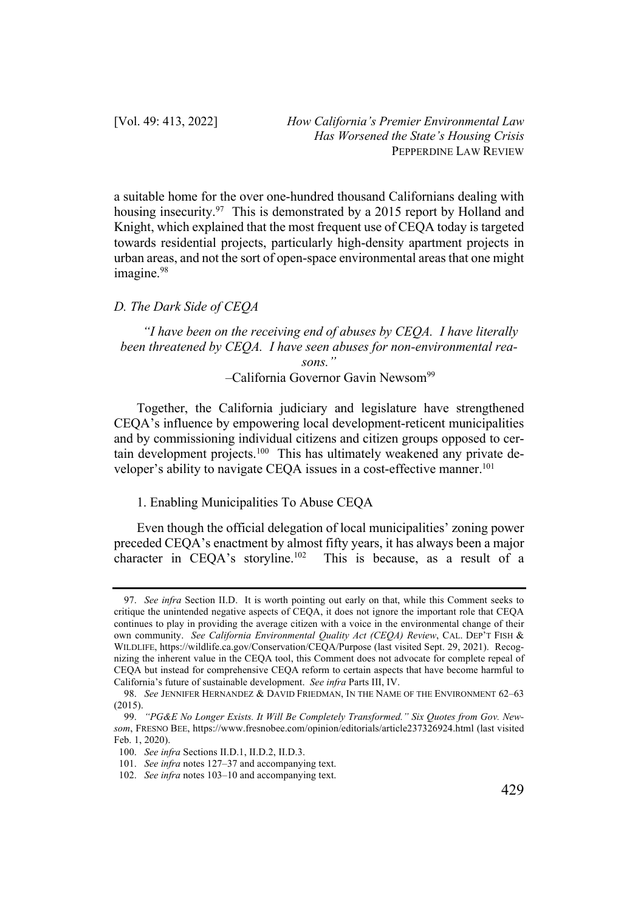a suitable home for the over one-hundred thousand Californians dealing with housing insecurity.[97] This is demonstrated by a 2015 report by Holland and Knight, which explained that the most frequent use of CEQA today is targeted towards residential projects, particularly high-density apartment projects in urban areas, and not the sort of open-space environmental areas that one might imagine.[98]

### *D. The Dark Side of CEQA*

> *"I have been on the receiving end of abuses by CEQA. I have literally been threatened by CEQA. I have seen abuses for non-environmental reasons."*
>
> –California Governor Gavin Newsom[99]

Together, the California judiciary and legislature have strengthened CEQA's influence by empowering local development-reticent municipalities and by commissioning individual citizens and citizen groups opposed to certain development projects.[100] This has ultimately weakened any private developer's ability to navigate CEQA issues in a cost-effective manner.[101]

#### 1. Enabling Municipalities To Abuse CEQA

Even though the official delegation of local municipalities' zoning power preceded CEQA's enactment by almost fifty years, it has always been a major character in CEQA's storyline.[102] This is because, as a result of a

---

97. *See infra* Section II.D. It is worth pointing out early on that, while this Comment seeks to critique the unintended negative aspects of CEQA, it does not ignore the important role that CEQA continues to play in providing the average citizen with a voice in the environmental change of their own community. *See California Environmental Quality Act (CEQA) Review*, CAL. DEP'T FISH & WILDLIFE, https://wildlife.ca.gov/Conservation/CEQA/Purpose (last visited Sept. 29, 2021). Recognizing the inherent value in the CEQA tool, this Comment does not advocate for complete repeal of CEQA but instead for comprehensive CEQA reform to certain aspects that have become harmful to California's future of sustainable development. *See infra* Parts III, IV.

98. *See* JENNIFER HERNANDEZ & DAVID FRIEDMAN, IN THE NAME OF THE ENVIRONMENT 62–63 (2015).

99. *"PG&E No Longer Exists. It Will Be Completely Transformed." Six Quotes from Gov. Newsom*, FRESNO BEE, https://www.fresnobee.com/opinion/editorials/article237326924.html (last visited Feb. 1, 2020).

100. *See infra* Sections II.D.1, II.D.2, II.D.3.

101. *See infra* notes 127–37 and accompanying text.

102. *See infra* notes 103–10 and accompanying text.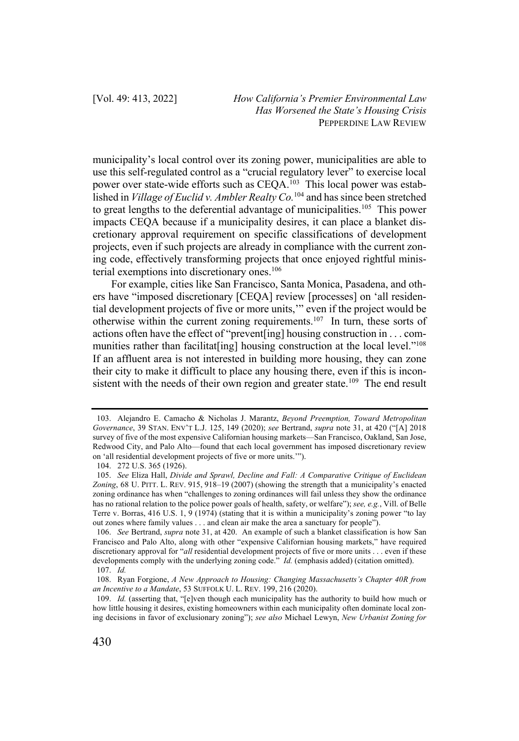municipality's local control over its zoning power, municipalities are able to use this self-regulated control as a "crucial regulatory lever" to exercise local power over state-wide efforts such as CEQA.[103] This local power was established in *Village of Euclid v. Ambler Realty Co.*[104] and has since been stretched to great lengths to the deferential advantage of municipalities.[105] This power impacts CEQA because if a municipality desires, it can place a blanket discretionary approval requirement on specific classifications of development projects, even if such projects are already in compliance with the current zoning code, effectively transforming projects that once enjoyed rightful ministerial exemptions into discretionary ones.[106]

For example, cities like San Francisco, Santa Monica, Pasadena, and others have "imposed discretionary [CEQA] review [processes] on 'all residential development projects of five or more units,'" even if the project would be otherwise within the current zoning requirements.[107] In turn, these sorts of actions often have the effect of "prevent[ing] housing construction in . . . communities rather than facilitat[ing] housing construction at the local level."[108] If an affluent area is not interested in building more housing, they can zone their city to make it difficult to place any housing there, even if this is inconsistent with the needs of their own region and greater state.[109] The end result

---

103. Alejandro E. Camacho & Nicholas J. Marantz, *Beyond Preemption, Toward Metropolitan Governance*, 39 STAN. ENV'T L.J. 125, 149 (2020); *see* Bertrand, *supra* note 31, at 420 ("[A] 2018 survey of five of the most expensive Californian housing markets—San Francisco, Oakland, San Jose, Redwood City, and Palo Alto—found that each local government has imposed discretionary review on 'all residential development projects of five or more units.'").

104. 272 U.S. 365 (1926).

105. *See* Eliza Hall, *Divide and Sprawl, Decline and Fall: A Comparative Critique of Euclidean Zoning*, 68 U. PITT. L. REV. 915, 918–19 (2007) (showing the strength that a municipality's enacted zoning ordinance has when "challenges to zoning ordinances will fail unless they show the ordinance has no rational relation to the police power goals of health, safety, or welfare"); *see, e.g.*, Vill. of Belle Terre v. Borras, 416 U.S. 1, 9 (1974) (stating that it is within a municipality's zoning power "to lay out zones where family values . . . and clean air make the area a sanctuary for people").

106. *See* Bertrand, *supra* note 31, at 420. An example of such a blanket classification is how San Francisco and Palo Alto, along with other "expensive Californian housing markets," have required discretionary approval for "*all* residential development projects of five or more units . . . even if these developments comply with the underlying zoning code." *Id.* (emphasis added) (citation omitted).

107. *Id.*

108. Ryan Forgione, *A New Approach to Housing: Changing Massachusetts's Chapter 40R from an Incentive to a Mandate*, 53 SUFFOLK U. L. REV. 199, 216 (2020).

109. *Id.* (asserting that, "[e]ven though each municipality has the authority to build how much or how little housing it desires, existing homeowners within each municipality often dominate local zoning decisions in favor of exclusionary zoning"); *see also* Michael Lewyn, *New Urbanist Zoning for*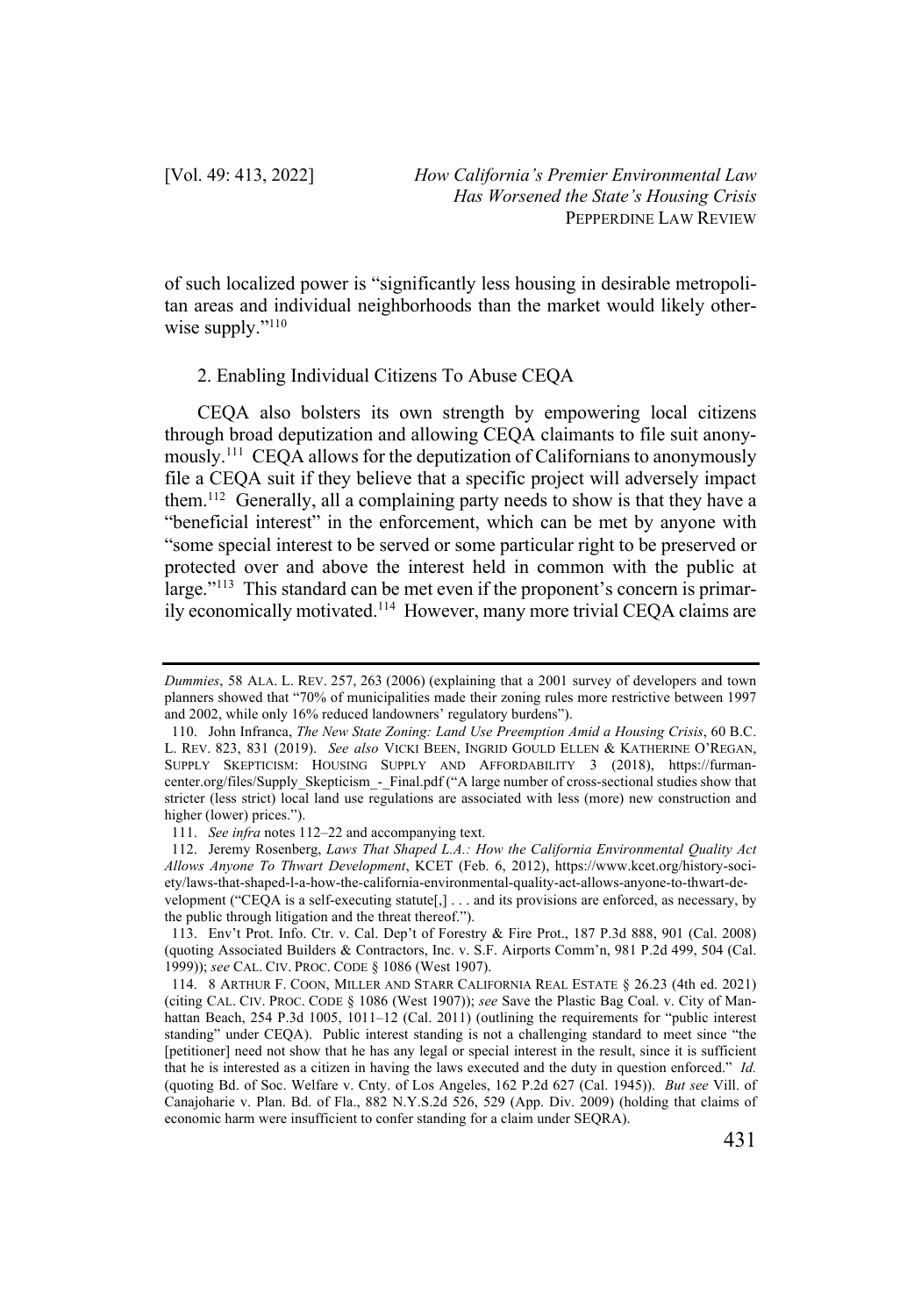of such localized power is "significantly less housing in desirable metropolitan areas and individual neighborhoods than the market would likely otherwise supply."[110]

### 2. Enabling Individual Citizens To Abuse CEQA

CEQA also bolsters its own strength by empowering local citizens through broad deputization and allowing CEQA claimants to file suit anonymously.[111] CEQA allows for the deputization of Californians to anonymously file a CEQA suit if they believe that a specific project will adversely impact them.[112] Generally, all a complaining party needs to show is that they have a "beneficial interest" in the enforcement, which can be met by anyone with "some special interest to be served or some particular right to be preserved or protected over and above the interest held in common with the public at large."[113] This standard can be met even if the proponent's concern is primarily economically motivated.[114] However, many more trivial CEQA claims are

---

*Dummies*, 58 ALA. L. REV. 257, 263 (2006) (explaining that a 2001 survey of developers and town planners showed that "70% of municipalities made their zoning rules more restrictive between 1997 and 2002, while only 16% reduced landowners' regulatory burdens").

110. John Infranca, *The New State Zoning: Land Use Preemption Amid a Housing Crisis*, 60 B.C. L. REV. 823, 831 (2019). *See also* VICKI BEEN, INGRID GOULD ELLEN & KATHERINE O'REGAN, SUPPLY SKEPTICISM: HOUSING SUPPLY AND AFFORDABILITY 3 (2018), https://furmancenter.org/files/Supply_Skepticism_-_Final.pdf ("A large number of cross-sectional studies show that stricter (less strict) local land use regulations are associated with less (more) new construction and higher (lower) prices.").

111. *See infra* notes 112–22 and accompanying text.

112. Jeremy Rosenberg, *Laws That Shaped L.A.: How the California Environmental Quality Act Allows Anyone To Thwart Development*, KCET (Feb. 6, 2012), https://www.kcet.org/history-society/laws-that-shaped-l-a-how-the-california-environmental-quality-act-allows-anyone-to-thwart-development ("CEQA is a self-executing statute[,] . . . and its provisions are enforced, as necessary, by the public through litigation and the threat thereof.").

113. Env't Prot. Info. Ctr. v. Cal. Dep't of Forestry & Fire Prot., 187 P.3d 888, 901 (Cal. 2008) (quoting Associated Builders & Contractors, Inc. v. S.F. Airports Comm'n, 981 P.2d 499, 504 (Cal. 1999)); *see* CAL. CIV. PROC. CODE § 1086 (West 1907).

114. 8 ARTHUR F. COON, MILLER AND STARR CALIFORNIA REAL ESTATE § 26.23 (4th ed. 2021) (citing CAL. CIV. PROC. CODE § 1086 (West 1907)); *see* Save the Plastic Bag Coal. v. City of Manhattan Beach, 254 P.3d 1005, 1011–12 (Cal. 2011) (outlining the requirements for "public interest standing" under CEQA). Public interest standing is not a challenging standard to meet since "the [petitioner] need not show that he has any legal or special interest in the result, since it is sufficient that he is interested as a citizen in having the laws executed and the duty in question enforced." *Id.* (quoting Bd. of Soc. Welfare v. Cnty. of Los Angeles, 162 P.2d 627 (Cal. 1945)). *But see* Vill. of Canajoharie v. Plan. Bd. of Fla., 882 N.Y.S.2d 526, 529 (App. Div. 2009) (holding that claims of economic harm were insufficient to confer standing for a claim under SEQRA).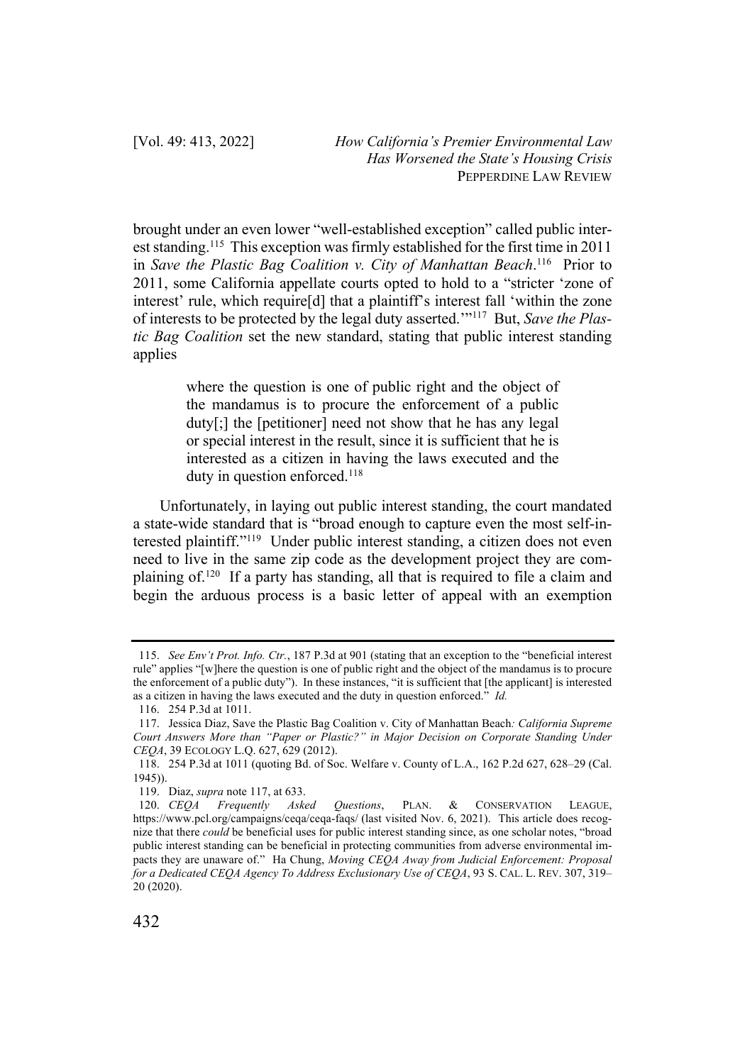brought under an even lower "well-established exception" called public interest standing.[115] This exception was firmly established for the first time in 2011 in *Save the Plastic Bag Coalition v. City of Manhattan Beach*.[116] Prior to 2011, some California appellate courts opted to hold to a "stricter 'zone of interest' rule, which require[d] that a plaintiff's interest fall 'within the zone of interests to be protected by the legal duty asserted.'"[117] But, *Save the Plastic Bag Coalition* set the new standard, stating that public interest standing applies

> where the question is one of public right and the object of the mandamus is to procure the enforcement of a public duty[;] the [petitioner] need not show that he has any legal or special interest in the result, since it is sufficient that he is interested as a citizen in having the laws executed and the duty in question enforced.[118]

Unfortunately, in laying out public interest standing, the court mandated a state-wide standard that is "broad enough to capture even the most self-interested plaintiff."[119] Under public interest standing, a citizen does not even need to live in the same zip code as the development project they are complaining of.[120] If a party has standing, all that is required to file a claim and begin the arduous process is a basic letter of appeal with an exemption

---

115. *See Env't Prot. Info. Ctr.*, 187 P.3d at 901 (stating that an exception to the "beneficial interest rule" applies "[w]here the question is one of public right and the object of the mandamus is to procure the enforcement of a public duty"). In these instances, "it is sufficient that [the applicant] is interested as a citizen in having the laws executed and the duty in question enforced." *Id.*

116. 254 P.3d at 1011.

117. Jessica Diaz, Save the Plastic Bag Coalition v. City of Manhattan Beach*: California Supreme Court Answers More than "Paper or Plastic?" in Major Decision on Corporate Standing Under CEQA*, 39 ECOLOGY L.Q. 627, 629 (2012).

118. 254 P.3d at 1011 (quoting Bd. of Soc. Welfare v. County of L.A., 162 P.2d 627, 628–29 (Cal. 1945)).

119. Diaz, *supra* note 117, at 633.

120. *CEQA Frequently Asked Questions*, PLAN. & CONSERVATION LEAGUE, https://www.pcl.org/campaigns/ceqa/ceqa-faqs/ (last visited Nov. 6, 2021). This article does recognize that there *could* be beneficial uses for public interest standing since, as one scholar notes, "broad public interest standing can be beneficial in protecting communities from adverse environmental impacts they are unaware of." Ha Chung, *Moving CEQA Away from Judicial Enforcement: Proposal for a Dedicated CEQA Agency To Address Exclusionary Use of CEQA*, 93 S. CAL. L. REV. 307, 319–20 (2020).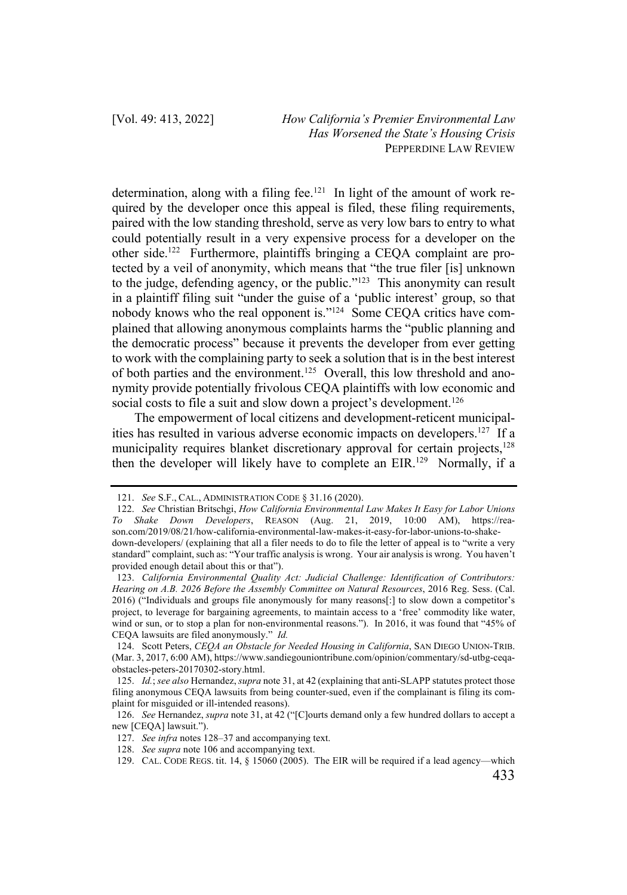determination, along with a filing fee.[121] In light of the amount of work required by the developer once this appeal is filed, these filing requirements, paired with the low standing threshold, serve as very low bars to entry to what could potentially result in a very expensive process for a developer on the other side.[122] Furthermore, plaintiffs bringing a CEQA complaint are protected by a veil of anonymity, which means that "the true filer [is] unknown to the judge, defending agency, or the public."[123] This anonymity can result in a plaintiff filing suit "under the guise of a 'public interest' group, so that nobody knows who the real opponent is."[124] Some CEQA critics have complained that allowing anonymous complaints harms the "public planning and the democratic process" because it prevents the developer from ever getting to work with the complaining party to seek a solution that is in the best interest of both parties and the environment.[125] Overall, this low threshold and anonymity provide potentially frivolous CEQA plaintiffs with low economic and social costs to file a suit and slow down a project's development.[126]

The empowerment of local citizens and development-reticent municipalities has resulted in various adverse economic impacts on developers.[127] If a municipality requires blanket discretionary approval for certain projects,[128] then the developer will likely have to complete an EIR.[129] Normally, if a

---

121. *See* S.F., CAL., ADMINISTRATION CODE § 31.16 (2020).

122. *See* Christian Britschgi, *How California Environmental Law Makes It Easy for Labor Unions To Shake Down Developers*, REASON (Aug. 21, 2019, 10:00 AM), https://reason.com/2019/08/21/how-california-environmental-law-makes-it-easy-for-labor-unions-to-shake-down-developers/ (explaining that all a filer needs to do to file the letter of appeal is to "write a very standard" complaint, such as: "Your traffic analysis is wrong. Your air analysis is wrong. You haven't provided enough detail about this or that").

123. *California Environmental Quality Act: Judicial Challenge: Identification of Contributors: Hearing on A.B. 2026 Before the Assembly Committee on Natural Resources*, 2016 Reg. Sess. (Cal. 2016) ("Individuals and groups file anonymously for many reasons[:] to slow down a competitor's project, to leverage for bargaining agreements, to maintain access to a 'free' commodity like water, wind or sun, or to stop a plan for non-environmental reasons."). In 2016, it was found that "45% of CEQA lawsuits are filed anonymously." *Id.*

124. Scott Peters, *CEQA an Obstacle for Needed Housing in California*, SAN DIEGO UNION-TRIB. (Mar. 3, 2017, 6:00 AM), https://www.sandiegouniontribune.com/opinion/commentary/sd-utbg-ceqa-obstacles-peters-20170302-story.html.

125. *Id.*; *see also* Hernandez, *supra* note 31, at 42 (explaining that anti-SLAPP statutes protect those filing anonymous CEQA lawsuits from being counter-sued, even if the complainant is filing its complaint for misguided or ill-intended reasons).

126. *See* Hernandez, *supra* note 31, at 42 ("[C]ourts demand only a few hundred dollars to accept a new [CEQA] lawsuit.").

127. *See infra* notes 128–37 and accompanying text.

128. *See supra* note 106 and accompanying text.

129. CAL. CODE REGS. tit. 14, § 15060 (2005). The EIR will be required if a lead agency—which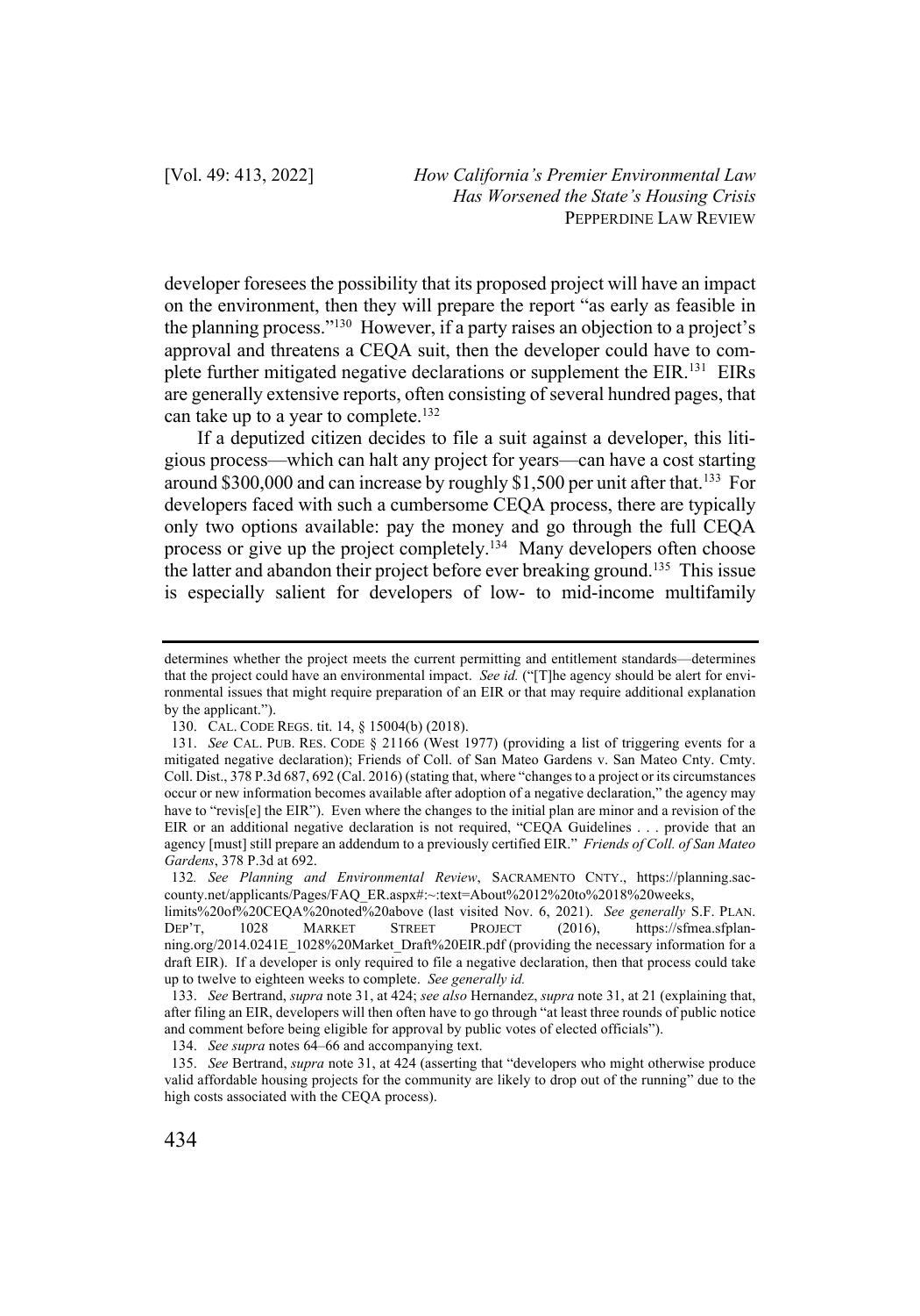developer foresees the possibility that its proposed project will have an impact on the environment, then they will prepare the report "as early as feasible in the planning process."[130] However, if a party raises an objection to a project's approval and threatens a CEQA suit, then the developer could have to complete further mitigated negative declarations or supplement the EIR.[131] EIRs are generally extensive reports, often consisting of several hundred pages, that can take up to a year to complete.[132]

If a deputized citizen decides to file a suit against a developer, this litigious process—which can halt any project for years—can have a cost starting around $300,000 and can increase by roughly $1,500 per unit after that.[133] For developers faced with such a cumbersome CEQA process, there are typically only two options available: pay the money and go through the full CEQA process or give up the project completely.[134] Many developers often choose the latter and abandon their project before ever breaking ground.[135] This issue is especially salient for developers of low- to mid-income multifamily

---

determines whether the project meets the current permitting and entitlement standards—determines that the project could have an environmental impact. *See id.* ("[T]he agency should be alert for environmental issues that might require preparation of an EIR or that may require additional explanation by the applicant.").

130. CAL. CODE REGS. tit. 14, § 15004(b) (2018).

131. *See* CAL. PUB. RES. CODE § 21166 (West 1977) (providing a list of triggering events for a mitigated negative declaration); Friends of Coll. of San Mateo Gardens v. San Mateo Cnty. Cmty. Coll. Dist., 378 P.3d 687, 692 (Cal. 2016) (stating that, where "changes to a project or its circumstances occur or new information becomes available after adoption of a negative declaration," the agency may have to "revis[e] the EIR"). Even where the changes to the initial plan are minor and a revision of the EIR or an additional negative declaration is not required, "CEQA Guidelines . . . provide that an agency [must] still prepare an addendum to a previously certified EIR." *Friends of Coll. of San Mateo Gardens*, 378 P.3d at 692.

132. *See Planning and Environmental Review*, SACRAMENTO CNTY., https://planning.saccounty.net/applicants/Pages/FAQ_ER.aspx#:~:text=About%2012%20to%2018%20weeks, limits%20of%20CEQA%20noted%20above (last visited Nov. 6, 2021). *See generally* S.F. PLAN. DEP'T, 1028 MARKET STREET PROJECT (2016), https://sfmea.sfplanning.org/2014.0241E_1028%20Market_Draft%20EIR.pdf (providing the necessary information for a draft EIR). If a developer is only required to file a negative declaration, then that process could take up to twelve to eighteen weeks to complete. *See generally id.*

133. *See* Bertrand, *supra* note 31, at 424; *see also* Hernandez, *supra* note 31, at 21 (explaining that, after filing an EIR, developers will then often have to go through "at least three rounds of public notice and comment before being eligible for approval by public votes of elected officials").

134. *See supra* notes 64–66 and accompanying text.

135. *See* Bertrand, *supra* note 31, at 424 (asserting that "developers who might otherwise produce valid affordable housing projects for the community are likely to drop out of the running" due to the high costs associated with the CEQA process).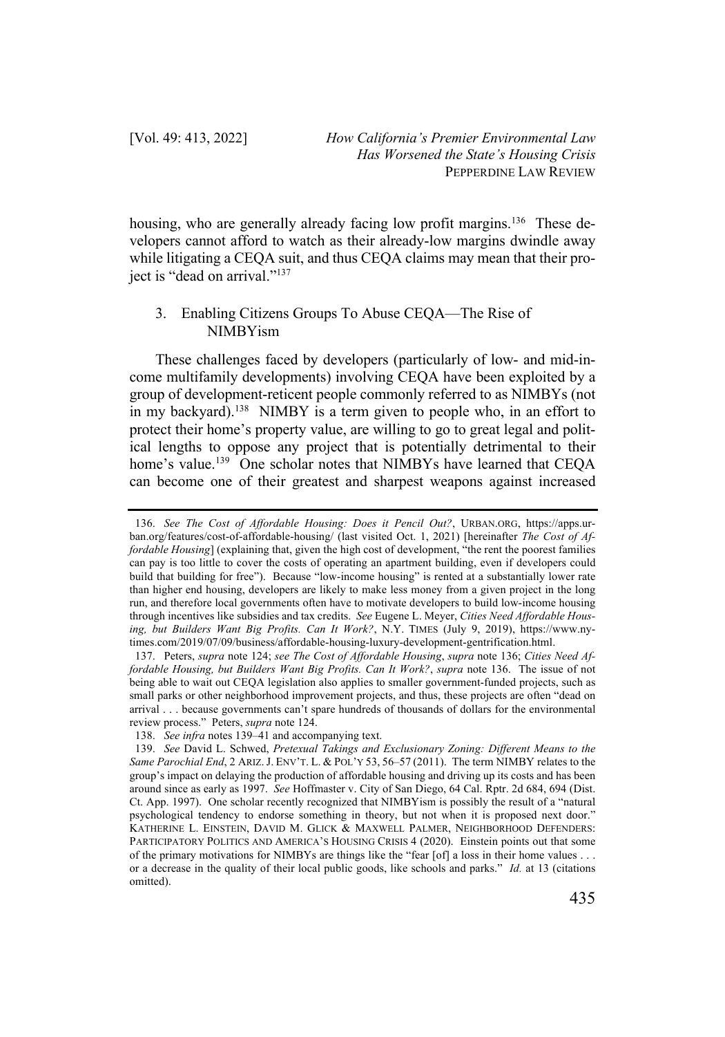housing, who are generally already facing low profit margins.[136] These developers cannot afford to watch as their already-low margins dwindle away while litigating a CEQA suit, and thus CEQA claims may mean that their project is "dead on arrival."[137]

### 3. Enabling Citizens Groups To Abuse CEQA—The Rise of NIMBYism

These challenges faced by developers (particularly of low- and mid-income multifamily developments) involving CEQA have been exploited by a group of development-reticent people commonly referred to as NIMBYs (not in my backyard).[138] NIMBY is a term given to people who, in an effort to protect their home's property value, are willing to go to great legal and political lengths to oppose any project that is potentially detrimental to their home's value.[139] One scholar notes that NIMBYs have learned that CEQA can become one of their greatest and sharpest weapons against increased

---

136. *See The Cost of Affordable Housing: Does it Pencil Out?*, URBAN.ORG, https://apps.urban.org/features/cost-of-affordable-housing/ (last visited Oct. 1, 2021) [hereinafter *The Cost of Affordable Housing*] (explaining that, given the high cost of development, "the rent the poorest families can pay is too little to cover the costs of operating an apartment building, even if developers could build that building for free"). Because "low-income housing" is rented at a substantially lower rate than higher end housing, developers are likely to make less money from a given project in the long run, and therefore local governments often have to motivate developers to build low-income housing through incentives like subsidies and tax credits. *See* Eugene L. Meyer, *Cities Need Affordable Housing, but Builders Want Big Profits. Can It Work?*, N.Y. TIMES (July 9, 2019), https://www.nytimes.com/2019/07/09/business/affordable-housing-luxury-development-gentrification.html.

137. Peters, *supra* note 124; *see The Cost of Affordable Housing*, *supra* note 136; *Cities Need Affordable Housing, but Builders Want Big Profits. Can It Work?*, *supra* note 136. The issue of not being able to wait out CEQA legislation also applies to smaller government-funded projects, such as small parks or other neighborhood improvement projects, and thus, these projects are often "dead on arrival . . . because governments can't spare hundreds of thousands of dollars for the environmental review process." Peters, *supra* note 124.

138. *See infra* notes 139–41 and accompanying text.

139. *See* David L. Schwed, *Pretextual Takings and Exclusionary Zoning: Different Means to the Same Parochial End*, 2 ARIZ. J. ENV'T. L. & POL'Y 53, 56–57 (2011). The term NIMBY relates to the group's impact on delaying the production of affordable housing and driving up its costs and has been around since as early as 1997. *See* Hoffmaster v. City of San Diego, 64 Cal. Rptr. 2d 684, 694 (Dist. Ct. App. 1997). One scholar recently recognized that NIMBYism is possibly the result of a "natural psychological tendency to endorse something in theory, but not when it is proposed next door." KATHERINE L. EINSTEIN, DAVID M. GLICK & MAXWELL PALMER, NEIGHBORHOOD DEFENDERS: PARTICIPATORY POLITICS AND AMERICA'S HOUSING CRISIS 4 (2020). Einstein points out that some of the primary motivations for NIMBYs are things like the "fear [of] a loss in their home values . . . or a decrease in the quality of their local public goods, like schools and parks." *Id.* at 13 (citations omitted).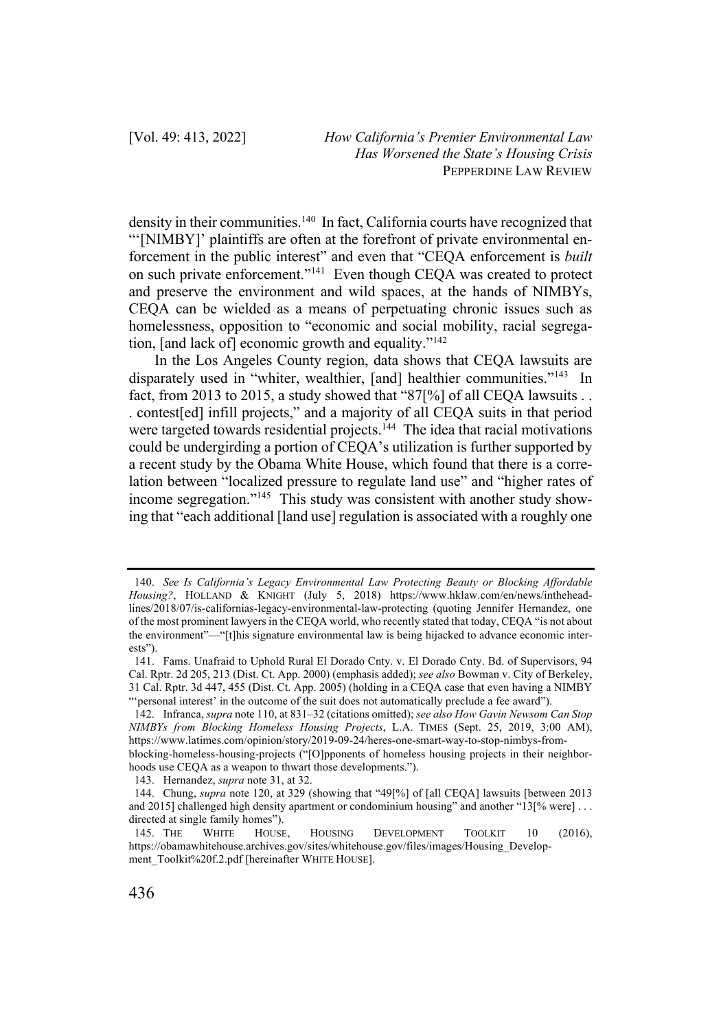density in their communities.[140] In fact, California courts have recognized that "'[NIMBY]' plaintiffs are often at the forefront of private environmental enforcement in the public interest" and even that "CEQA enforcement is *built* on such private enforcement."[141] Even though CEQA was created to protect and preserve the environment and wild spaces, at the hands of NIMBYs, CEQA can be wielded as a means of perpetuating chronic issues such as homelessness, opposition to "economic and social mobility, racial segregation, [and lack of] economic growth and equality."[142]

In the Los Angeles County region, data shows that CEQA lawsuits are disparately used in "whiter, wealthier, [and] healthier communities."[143] In fact, from 2013 to 2015, a study showed that "87[%] of all CEQA lawsuits . . . contest[ed] infill projects," and a majority of all CEQA suits in that period were targeted towards residential projects.[144] The idea that racial motivations could be undergirding a portion of CEQA's utilization is further supported by a recent study by the Obama White House, which found that there is a correlation between "localized pressure to regulate land use" and "higher rates of income segregation."[145] This study was consistent with another study showing that "each additional [land use] regulation is associated with a roughly one

---

140. *See Is California's Legacy Environmental Law Protecting Beauty or Blocking Affordable Housing?*, HOLLAND & KNIGHT (July 5, 2018) https://www.hklaw.com/en/news/intheheadlines/2018/07/is-californias-legacy-environmental-law-protecting (quoting Jennifer Hernandez, one of the most prominent lawyers in the CEQA world, who recently stated that today, CEQA "is not about the environment"—"[t]his signature environmental law is being hijacked to advance economic interests").

141. Fams. Unafraid to Uphold Rural El Dorado Cnty. v. El Dorado Cnty. Bd. of Supervisors, 94 Cal. Rptr. 2d 205, 213 (Dist. Ct. App. 2000) (emphasis added); *see also* Bowman v. City of Berkeley, 31 Cal. Rptr. 3d 447, 455 (Dist. Ct. App. 2005) (holding in a CEQA case that even having a NIMBY "'personal interest' in the outcome of the suit does not automatically preclude a fee award").

142. Infranca, *supra* note 110, at 831–32 (citations omitted); *see also How Gavin Newsom Can Stop NIMBYs from Blocking Homeless Housing Projects*, L.A. TIMES (Sept. 25, 2019, 3:00 AM), https://www.latimes.com/opinion/story/2019-09-24/heres-one-smart-way-to-stop-nimbys-from-blocking-homeless-housing-projects ("[O]pponents of homeless housing projects in their neighborhoods use CEQA as a weapon to thwart those developments.").

143. Hernandez, *supra* note 31, at 32.

144. Chung, *supra* note 120, at 329 (showing that "49[%] of [all CEQA] lawsuits [between 2013 and 2015] challenged high density apartment or condominium housing" and another "13[% were] . . . directed at single family homes").

145. THE WHITE HOUSE, HOUSING DEVELOPMENT TOOLKIT 10 (2016), https://obamawhitehouse.archives.gov/sites/whitehouse.gov/files/images/Housing_Development_Toolkit%20f.2.pdf [hereinafter WHITE HOUSE].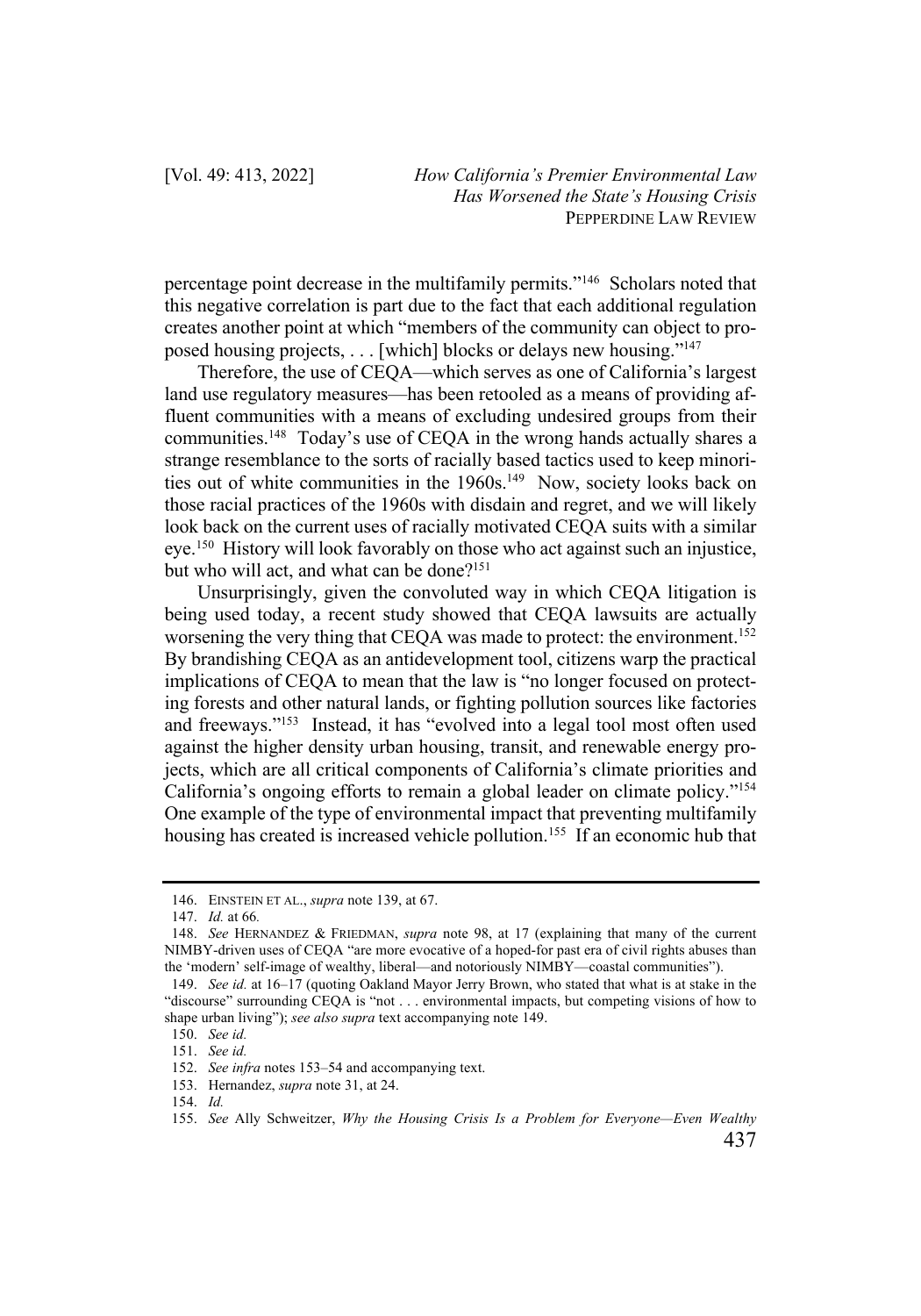percentage point decrease in the multifamily permits."[146] Scholars noted that this negative correlation is part due to the fact that each additional regulation creates another point at which "members of the community can object to proposed housing projects, . . . [which] blocks or delays new housing."[147]

Therefore, the use of CEQA—which serves as one of California's largest land use regulatory measures—has been retooled as a means of providing affluent communities with a means of excluding undesired groups from their communities.[148] Today's use of CEQA in the wrong hands actually shares a strange resemblance to the sorts of racially based tactics used to keep minorities out of white communities in the 1960s.[149] Now, society looks back on those racial practices of the 1960s with disdain and regret, and we will likely look back on the current uses of racially motivated CEQA suits with a similar eye.[150] History will look favorably on those who act against such an injustice, but who will act, and what can be done?[151]

Unsurprisingly, given the convoluted way in which CEQA litigation is being used today, a recent study showed that CEQA lawsuits are actually worsening the very thing that CEQA was made to protect: the environment.[152] By brandishing CEQA as an antidevelopment tool, citizens warp the practical implications of CEQA to mean that the law is "no longer focused on protecting forests and other natural lands, or fighting pollution sources like factories and freeways."[153] Instead, it has "evolved into a legal tool most often used against the higher density urban housing, transit, and renewable energy projects, which are all critical components of California's climate priorities and California's ongoing efforts to remain a global leader on climate policy."[154] One example of the type of environmental impact that preventing multifamily housing has created is increased vehicle pollution.[155] If an economic hub that

---

146. EINSTEIN ET AL., *supra* note 139, at 67.

147. *Id.* at 66.

148. *See* HERNANDEZ & FRIEDMAN, *supra* note 98, at 17 (explaining that many of the current NIMBY-driven uses of CEQA "are more evocative of a hoped-for past era of civil rights abuses than the 'modern' self-image of wealthy, liberal—and notoriously NIMBY—coastal communities").

149. *See id.* at 16–17 (quoting Oakland Mayor Jerry Brown, who stated that what is at stake in the "discourse" surrounding CEQA is "not . . . environmental impacts, but competing visions of how to shape urban living"); *see also supra* text accompanying note 149.

150. *See id.*

151. *See id.*

152. *See infra* notes 153–54 and accompanying text.

153. Hernandez, *supra* note 31, at 24.

154. *Id.*

155. *See* Ally Schweitzer, *Why the Housing Crisis Is a Problem for Everyone—Even Wealthy*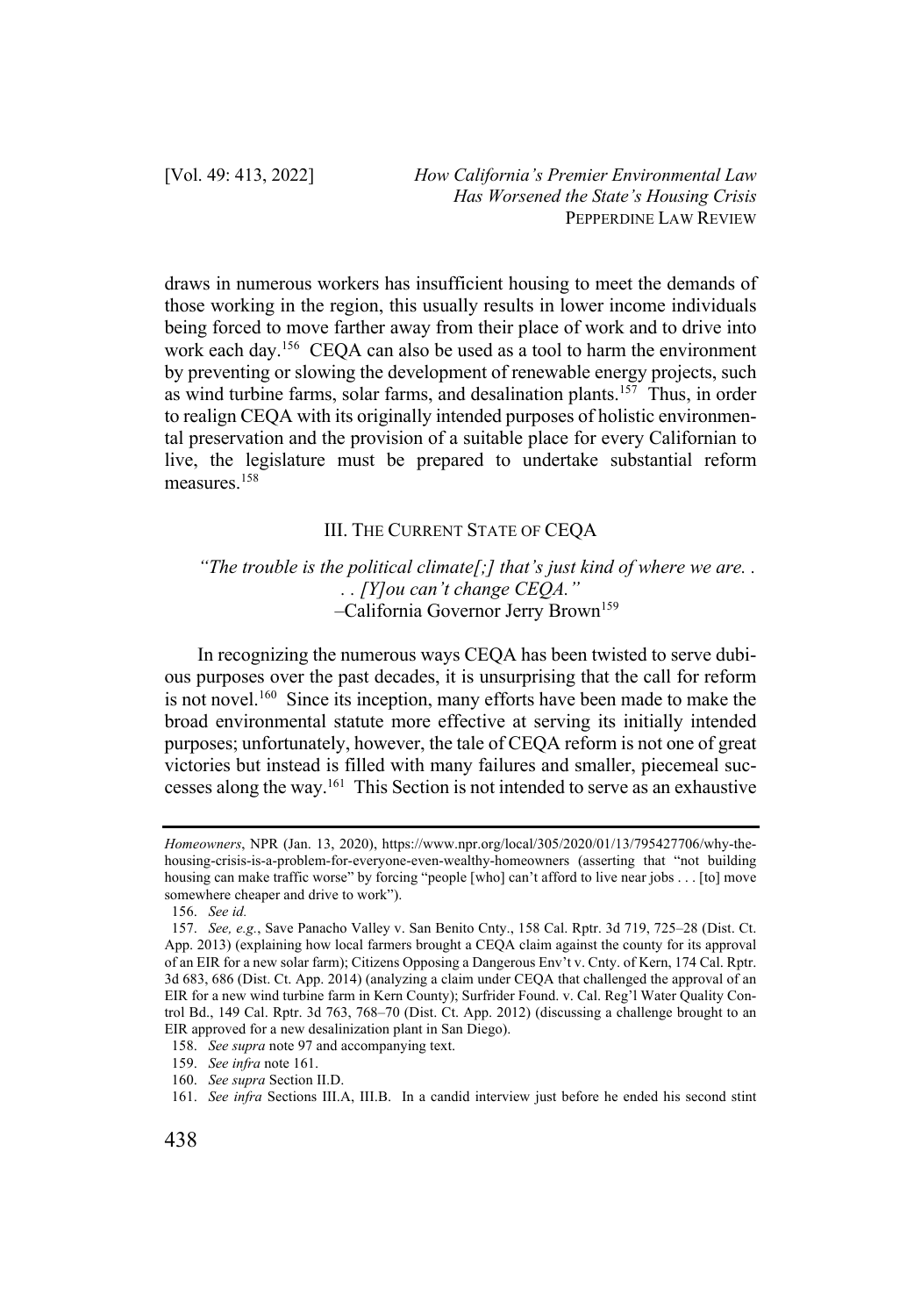draws in numerous workers has insufficient housing to meet the demands of those working in the region, this usually results in lower income individuals being forced to move farther away from their place of work and to drive into work each day.[156] CEQA can also be used as a tool to harm the environment by preventing or slowing the development of renewable energy projects, such as wind turbine farms, solar farms, and desalination plants.[157] Thus, in order to realign CEQA with its originally intended purposes of holistic environmental preservation and the provision of a suitable place for every Californian to live, the legislature must be prepared to undertake substantial reform measures.[158]

## III. The Current State of CEQA

> *"The trouble is the political climate[;] that's just kind of where we are. . . . [Y]ou can't change CEQA."*
> –California Governor Jerry Brown[159]

In recognizing the numerous ways CEQA has been twisted to serve dubious purposes over the past decades, it is unsurprising that the call for reform is not novel.[160] Since its inception, many efforts have been made to make the broad environmental statute more effective at serving its initially intended purposes; unfortunately, however, the tale of CEQA reform is not one of great victories but instead is filled with many failures and smaller, piecemeal successes along the way.[161] This Section is not intended to serve as an exhaustive

---

*Homeowners*, NPR (Jan. 13, 2020), https://www.npr.org/local/305/2020/01/13/795427706/why-the-housing-crisis-is-a-problem-for-everyone-even-wealthy-homeowners (asserting that "not building housing can make traffic worse" by forcing "people [who] can't afford to live near jobs . . . [to] move somewhere cheaper and drive to work").

156. *See id.*

157. *See, e.g.*, Save Panacho Valley v. San Benito Cnty., 158 Cal. Rptr. 3d 719, 725–28 (Dist. Ct. App. 2013) (explaining how local farmers brought a CEQA claim against the county for its approval of an EIR for a new solar farm); Citizens Opposing a Dangerous Env't v. Cnty. of Kern, 174 Cal. Rptr. 3d 683, 686 (Dist. Ct. App. 2014) (analyzing a claim under CEQA that challenged the approval of an EIR for a new wind turbine farm in Kern County); Surfrider Found. v. Cal. Reg'l Water Quality Control Bd., 149 Cal. Rptr. 3d 763, 768–70 (Dist. Ct. App. 2012) (discussing a challenge brought to an EIR approved for a new desalinization plant in San Diego).

158. *See supra* note 97 and accompanying text.

159. *See infra* note 161.

160. *See supra* Section II.D.

161. *See infra* Sections III.A, III.B. In a candid interview just before he ended his second stint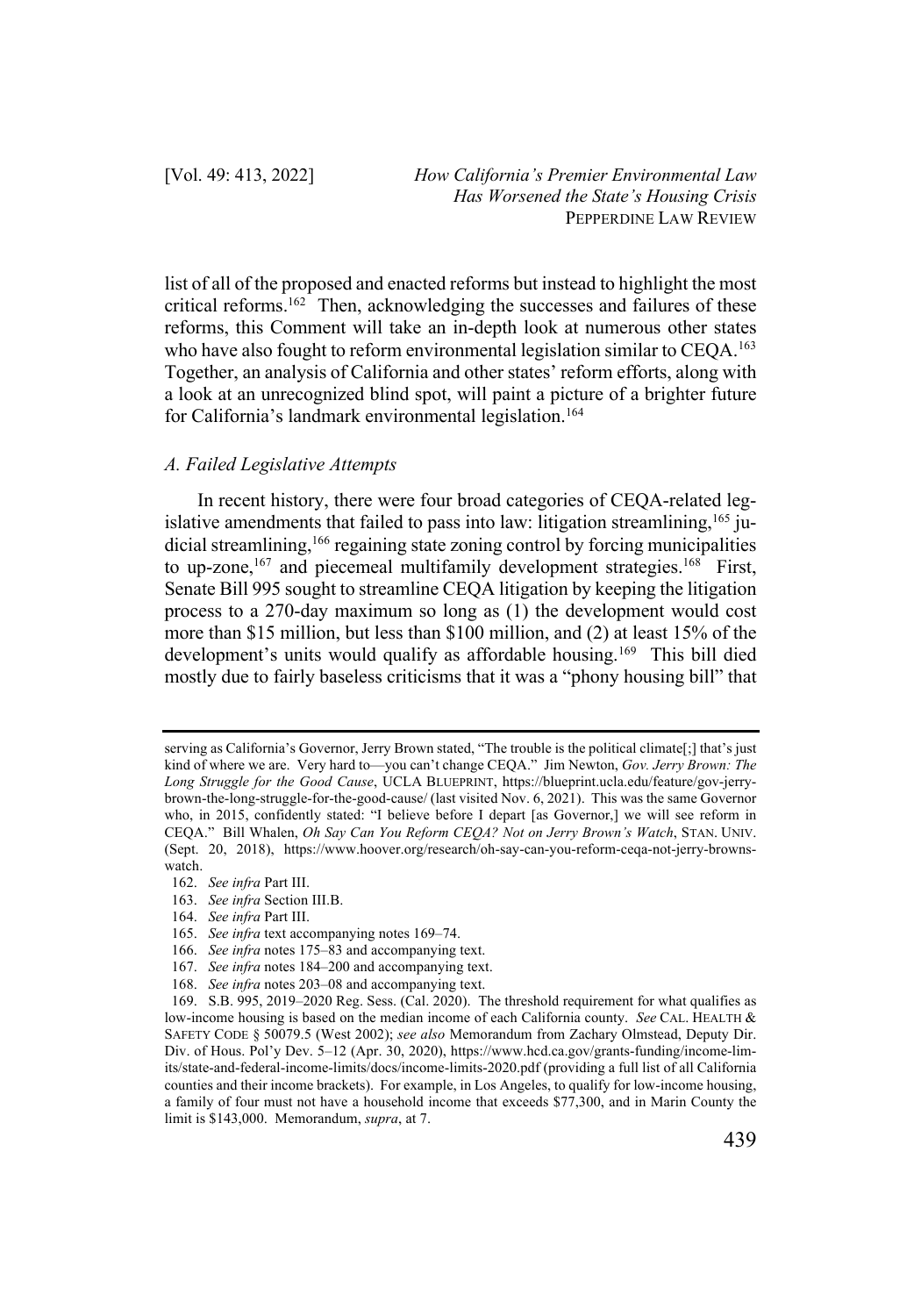list of all of the proposed and enacted reforms but instead to highlight the most critical reforms.[162] Then, acknowledging the successes and failures of these reforms, this Comment will take an in-depth look at numerous other states who have also fought to reform environmental legislation similar to CEQA.[163] Together, an analysis of California and other states' reform efforts, along with a look at an unrecognized blind spot, will paint a picture of a brighter future for California's landmark environmental legislation.[164]

### *A. Failed Legislative Attempts*

In recent history, there were four broad categories of CEQA-related legislative amendments that failed to pass into law: litigation streamlining,[165] judicial streamlining,[166] regaining state zoning control by forcing municipalities to up-zone,[167] and piecemeal multifamily development strategies.[168] First, Senate Bill 995 sought to streamline CEQA litigation by keeping the litigation process to a 270-day maximum so long as (1) the development would cost more than $15 million, but less than $100 million, and (2) at least 15% of the development's units would qualify as affordable housing.[169] This bill died mostly due to fairly baseless criticisms that it was a "phony housing bill" that

---

serving as California's Governor, Jerry Brown stated, "The trouble is the political climate[;] that's just kind of where we are. Very hard to—you can't change CEQA." Jim Newton, *Gov. Jerry Brown: The Long Struggle for the Good Cause*, UCLA BLUEPRINT, https://blueprint.ucla.edu/feature/gov-jerry-brown-the-long-struggle-for-the-good-cause/ (last visited Nov. 6, 2021). This was the same Governor who, in 2015, confidently stated: "I believe before I depart [as Governor,] we will see reform in CEQA." Bill Whalen, *Oh Say Can You Reform CEQA? Not on Jerry Brown's Watch*, STAN. UNIV. (Sept. 20, 2018), https://www.hoover.org/research/oh-say-can-you-reform-ceqa-not-jerry-browns-watch.

162. *See infra* Part III.

163. *See infra* Section III.B.

164. *See infra* Part III.

165. *See infra* text accompanying notes 169–74.

166. *See infra* notes 175–83 and accompanying text.

167. *See infra* notes 184–200 and accompanying text.

168. *See infra* notes 203–08 and accompanying text.

169. S.B. 995, 2019–2020 Reg. Sess. (Cal. 2020). The threshold requirement for what qualifies as low-income housing is based on the median income of each California county. *See* CAL. HEALTH & SAFETY CODE § 50079.5 (West 2002); *see also* Memorandum from Zachary Olmstead, Deputy Dir. Div. of Hous. Pol'y Dev. 5–12 (Apr. 30, 2020), https://www.hcd.ca.gov/grants-funding/income-limits/state-and-federal-income-limits/docs/income-limits-2020.pdf (providing a full list of all California counties and their income brackets). For example, in Los Angeles, to qualify for low-income housing, a family of four must not have a household income that exceeds $77,300, and in Marin County the limit is $143,000. Memorandum, *supra*, at 7.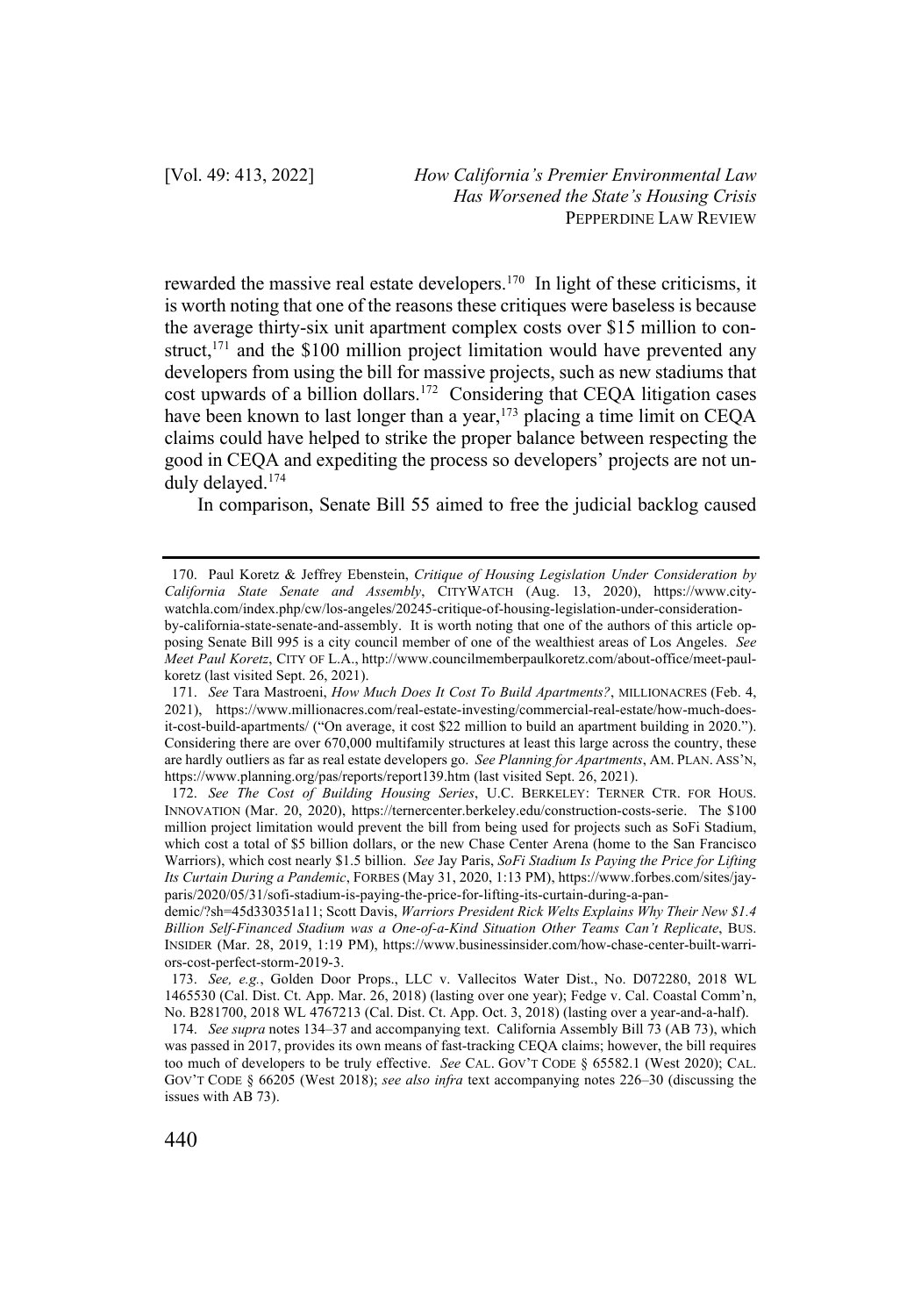rewarded the massive real estate developers.[170] In light of these criticisms, it is worth noting that one of the reasons these critiques were baseless is because the average thirty-six unit apartment complex costs over $15 million to construct,[171] and the $100 million project limitation would have prevented any developers from using the bill for massive projects, such as new stadiums that cost upwards of a billion dollars.[172] Considering that CEQA litigation cases have been known to last longer than a year,[173] placing a time limit on CEQA claims could have helped to strike the proper balance between respecting the good in CEQA and expediting the process so developers' projects are not unduly delayed.[174]

In comparison, Senate Bill 55 aimed to free the judicial backlog caused

---

170. Paul Koretz & Jeffrey Ebenstein, *Critique of Housing Legislation Under Consideration by California State Senate and Assembly*, CITYWATCH (Aug. 13, 2020), https://www.citywatchla.com/index.php/cw/los-angeles/20245-critique-of-housing-legislation-under-consideration-by-california-state-senate-and-assembly. It is worth noting that one of the authors of this article opposing Senate Bill 995 is a city council member of one of the wealthiest areas of Los Angeles. *See Meet Paul Koretz*, CITY OF L.A., http://www.councilmemberpaulkoretz.com/about-office/meet-paul-koretz (last visited Sept. 26, 2021).

171. *See* Tara Mastroeni, *How Much Does It Cost To Build Apartments?*, MILLIONACRES (Feb. 4, 2021), https://www.millionacres.com/real-estate-investing/commercial-real-estate/how-much-does-it-cost-build-apartments/ ("On average, it cost $22 million to build an apartment building in 2020."). Considering there are over 670,000 multifamily structures at least this large across the country, these are hardly outliers as far as real estate developers go. *See Planning for Apartments*, AM. PLAN. ASS'N, https://www.planning.org/pas/reports/report139.htm (last visited Sept. 26, 2021).

172. *See The Cost of Building Housing Series*, U.C. BERKELEY: TERNER CTR. FOR HOUS. INNOVATION (Mar. 20, 2020), https://ternercenter.berkeley.edu/construction-costs-serie. The $100 million project limitation would prevent the bill from being used for projects such as SoFi Stadium, which cost a total of $5 billion dollars, or the new Chase Center Arena (home to the San Francisco Warriors), which cost nearly $1.5 billion. *See* Jay Paris, *SoFi Stadium Is Paying the Price for Lifting Its Curtain During a Pandemic*, FORBES (May 31, 2020, 1:13 PM), https://www.forbes.com/sites/jayparis/2020/05/31/sofi-stadium-is-paying-the-price-for-lifting-its-curtain-during-a-pandemic/?sh=45d330351a11; Scott Davis, *Warriors President Rick Welts Explains Why Their New $1.4 Billion Self-Financed Stadium was a One-of-a-Kind Situation Other Teams Can't Replicate*, BUS. INSIDER (Mar. 28, 2019, 1:19 PM), https://www.businessinsider.com/how-chase-center-built-warriors-cost-perfect-storm-2019-3.

173. *See, e.g.*, Golden Door Props., LLC v. Vallecitos Water Dist., No. D072280, 2018 WL 1465530 (Cal. Dist. Ct. App. Mar. 26, 2018) (lasting over one year); Fedge v. Cal. Coastal Comm'n, No. B281700, 2018 WL 4767213 (Cal. Dist. Ct. App. Oct. 3, 2018) (lasting over a year-and-a-half).

174. *See supra* notes 134–37 and accompanying text. California Assembly Bill 73 (AB 73), which was passed in 2017, provides its own means of fast-tracking CEQA claims; however, the bill requires too much of developers to be truly effective. *See* CAL. GOV'T CODE § 65582.1 (West 2020); CAL. GOV'T CODE § 66205 (West 2018); *see also infra* text accompanying notes 226–30 (discussing the issues with AB 73).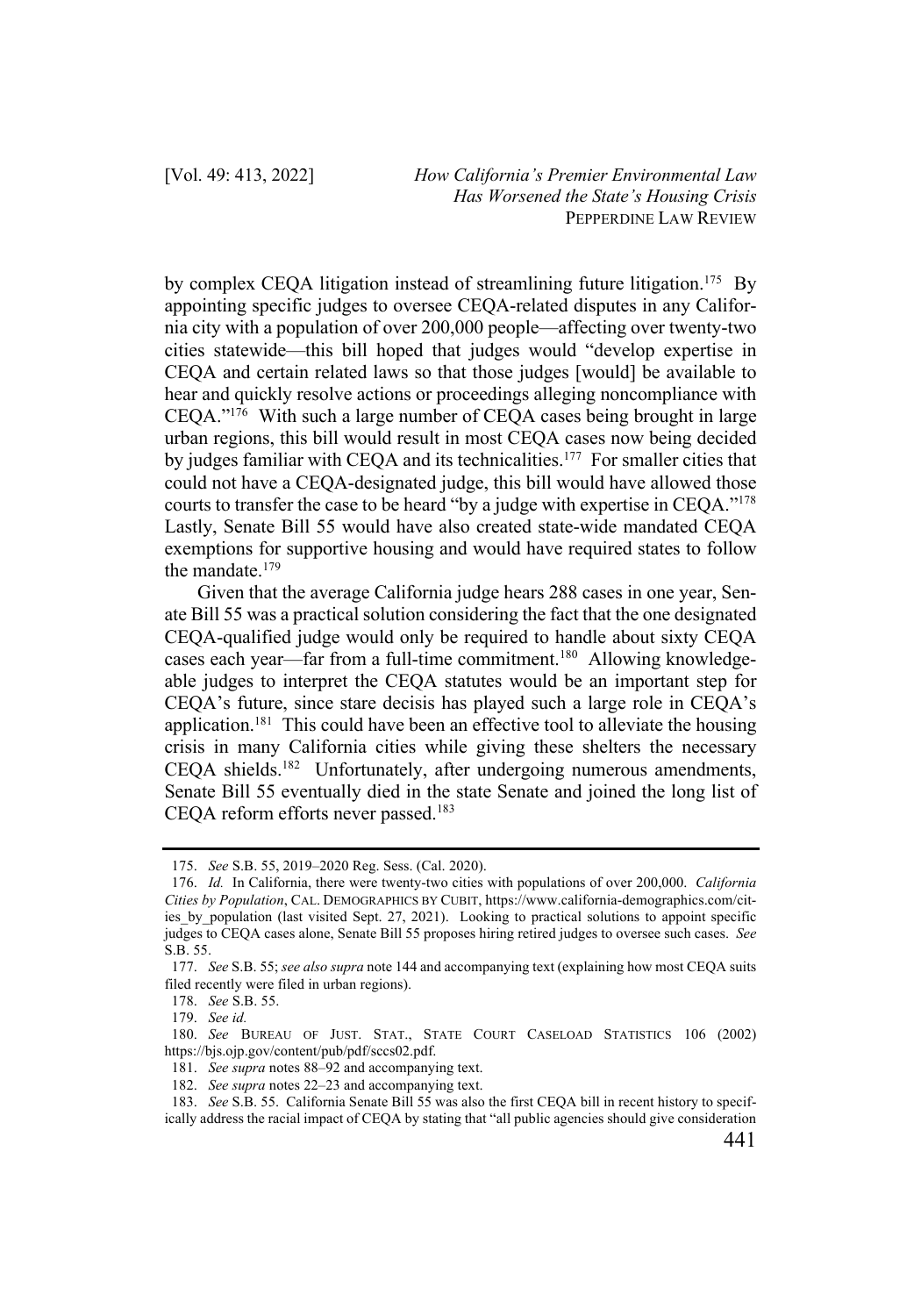by complex CEQA litigation instead of streamlining future litigation.[175] By appointing specific judges to oversee CEQA-related disputes in any California city with a population of over 200,000 people—affecting over twenty-two cities statewide—this bill hoped that judges would "develop expertise in CEQA and certain related laws so that those judges [would] be available to hear and quickly resolve actions or proceedings alleging noncompliance with CEQA."[176] With such a large number of CEQA cases being brought in large urban regions, this bill would result in most CEQA cases now being decided by judges familiar with CEQA and its technicalities.[177] For smaller cities that could not have a CEQA-designated judge, this bill would have allowed those courts to transfer the case to be heard "by a judge with expertise in CEQA."[178] Lastly, Senate Bill 55 would have also created state-wide mandated CEQA exemptions for supportive housing and would have required states to follow the mandate.[179]

Given that the average California judge hears 288 cases in one year, Senate Bill 55 was a practical solution considering the fact that the one designated CEQA-qualified judge would only be required to handle about sixty CEQA cases each year—far from a full-time commitment.[180] Allowing knowledgeable judges to interpret the CEQA statutes would be an important step for CEQA's future, since stare decisis has played such a large role in CEQA's application.[181] This could have been an effective tool to alleviate the housing crisis in many California cities while giving these shelters the necessary CEQA shields.[182] Unfortunately, after undergoing numerous amendments, Senate Bill 55 eventually died in the state Senate and joined the long list of CEQA reform efforts never passed.[183]

---

175. *See* S.B. 55, 2019–2020 Reg. Sess. (Cal. 2020).

176. *Id.* In California, there were twenty-two cities with populations of over 200,000. *California Cities by Population*, CAL. DEMOGRAPHICS BY CUBIT, https://www.california-demographics.com/cities_by_population (last visited Sept. 27, 2021). Looking to practical solutions to appoint specific judges to CEQA cases alone, Senate Bill 55 proposes hiring retired judges to oversee such cases. *See* S.B. 55.

177. *See* S.B. 55; *see also supra* note 144 and accompanying text (explaining how most CEQA suits filed recently were filed in urban regions).

178. *See* S.B. 55.

179. *See id.*

180. *See* BUREAU OF JUST. STAT., STATE COURT CASELOAD STATISTICS 106 (2002) https://bjs.ojp.gov/content/pub/pdf/sccs02.pdf.

181. *See supra* notes 88–92 and accompanying text.

182. *See supra* notes 22–23 and accompanying text.

183. *See* S.B. 55. California Senate Bill 55 was also the first CEQA bill in recent history to specifically address the racial impact of CEQA by stating that "all public agencies should give consideration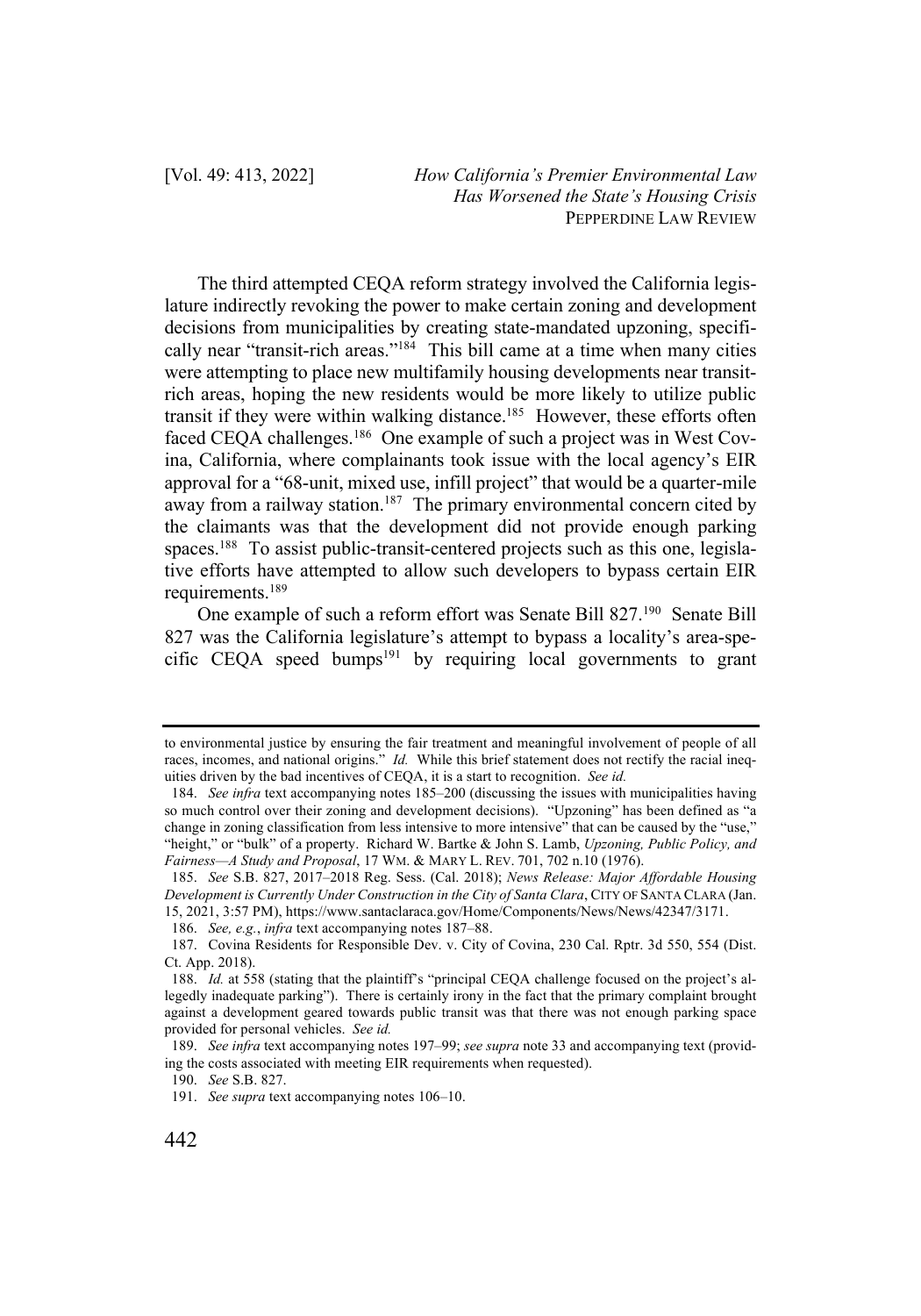The third attempted CEQA reform strategy involved the California legislature indirectly revoking the power to make certain zoning and development decisions from municipalities by creating state-mandated upzoning, specifically near "transit-rich areas."[184] This bill came at a time when many cities were attempting to place new multifamily housing developments near transit-rich areas, hoping the new residents would be more likely to utilize public transit if they were within walking distance.[185] However, these efforts often faced CEQA challenges.[186] One example of such a project was in West Covina, California, where complainants took issue with the local agency's EIR approval for a "68-unit, mixed use, infill project" that would be a quarter-mile away from a railway station.[187] The primary environmental concern cited by the claimants was that the development did not provide enough parking spaces.[188] To assist public-transit-centered projects such as this one, legislative efforts have attempted to allow such developers to bypass certain EIR requirements.[189]

One example of such a reform effort was Senate Bill 827.[190] Senate Bill 827 was the California legislature's attempt to bypass a locality's area-specific CEQA speed bumps[191] by requiring local governments to grant

---

to environmental justice by ensuring the fair treatment and meaningful involvement of people of all races, incomes, and national origins." *Id.* While this brief statement does not rectify the racial inequities driven by the bad incentives of CEQA, it is a start to recognition. *See id.*

184. *See infra* text accompanying notes 185–200 (discussing the issues with municipalities having so much control over their zoning and development decisions). "Upzoning" has been defined as "a change in zoning classification from less intensive to more intensive" that can be caused by the "use," "height," or "bulk" of a property. Richard W. Bartke & John S. Lamb, *Upzoning, Public Policy, and Fairness—A Study and Proposal*, 17 WM. & MARY L. REV. 701, 702 n.10 (1976).

185. *See* S.B. 827, 2017–2018 Reg. Sess. (Cal. 2018); *News Release: Major Affordable Housing Development is Currently Under Construction in the City of Santa Clara*, CITY OF SANTA CLARA (Jan. 15, 2021, 3:57 PM), https://www.santaclaraca.gov/Home/Components/News/News/42347/3171.

186. *See, e.g.*, *infra* text accompanying notes 187–88.

187. Covina Residents for Responsible Dev. v. City of Covina, 230 Cal. Rptr. 3d 550, 554 (Dist. Ct. App. 2018).

188. *Id.* at 558 (stating that the plaintiff's "principal CEQA challenge focused on the project's allegedly inadequate parking"). There is certainly irony in the fact that the primary complaint brought against a development geared towards public transit was that there was not enough parking space provided for personal vehicles. *See id.*

189. *See infra* text accompanying notes 197–99; *see supra* note 33 and accompanying text (providing the costs associated with meeting EIR requirements when requested).

190. *See* S.B. 827.

191. *See supra* text accompanying notes 106–10.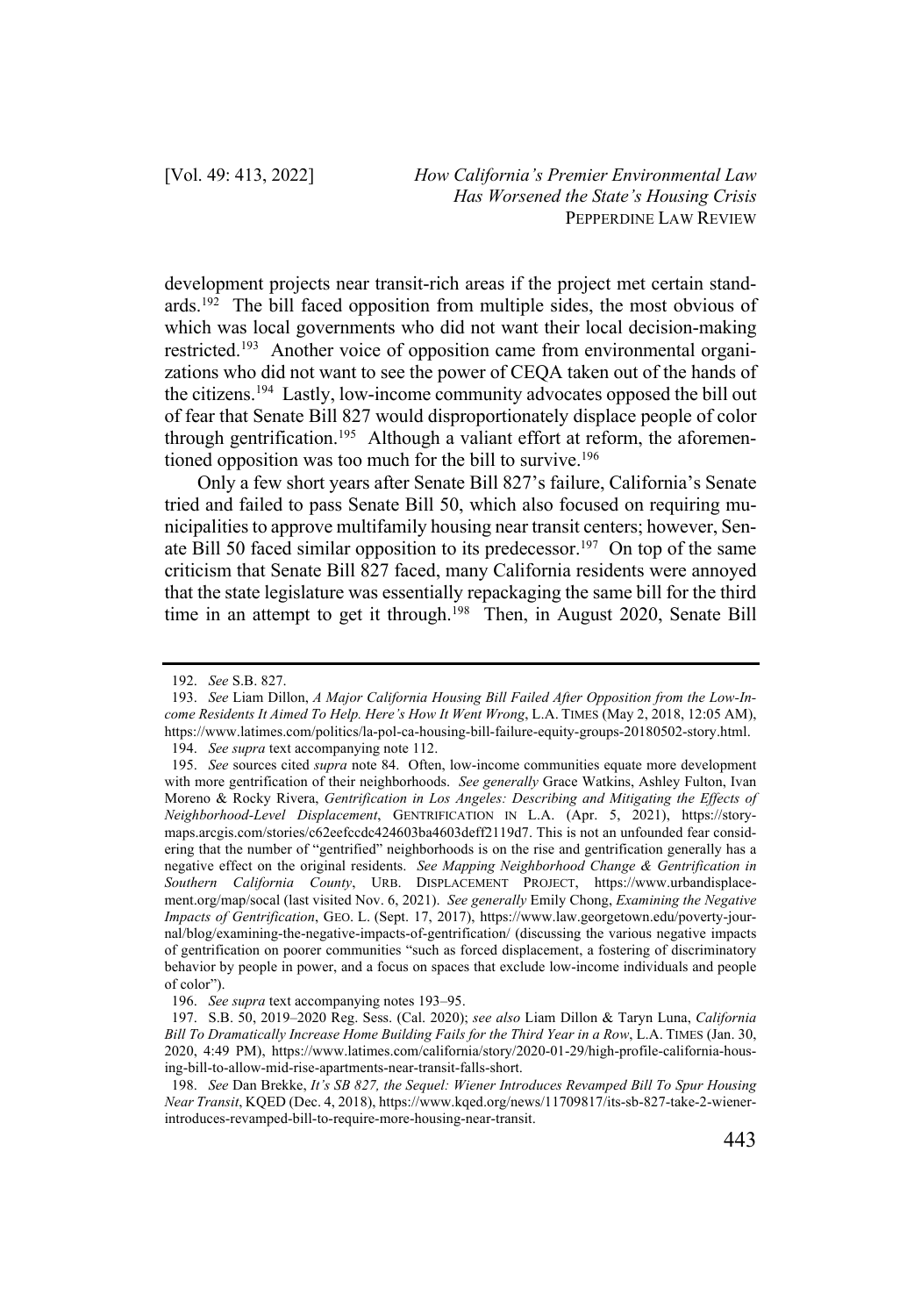development projects near transit-rich areas if the project met certain standards.[192] The bill faced opposition from multiple sides, the most obvious of which was local governments who did not want their local decision-making restricted.[193] Another voice of opposition came from environmental organizations who did not want to see the power of CEQA taken out of the hands of the citizens.[194] Lastly, low-income community advocates opposed the bill out of fear that Senate Bill 827 would disproportionately displace people of color through gentrification.[195] Although a valiant effort at reform, the aforementioned opposition was too much for the bill to survive.[196]

Only a few short years after Senate Bill 827's failure, California's Senate tried and failed to pass Senate Bill 50, which also focused on requiring municipalities to approve multifamily housing near transit centers; however, Senate Bill 50 faced similar opposition to its predecessor.[197] On top of the same criticism that Senate Bill 827 faced, many California residents were annoyed that the state legislature was essentially repackaging the same bill for the third time in an attempt to get it through.[198] Then, in August 2020, Senate Bill

---

192. *See* S.B. 827.

193. *See* Liam Dillon, *A Major California Housing Bill Failed After Opposition from the Low-Income Residents It Aimed To Help. Here's How It Went Wrong*, L.A. TIMES (May 2, 2018, 12:05 AM), https://www.latimes.com/politics/la-pol-ca-housing-bill-failure-equity-groups-20180502-story.html.

194. *See supra* text accompanying note 112.

195. *See* sources cited *supra* note 84. Often, low-income communities equate more development with more gentrification of their neighborhoods. *See generally* Grace Watkins, Ashley Fulton, Ivan Moreno & Rocky Rivera, *Gentrification in Los Angeles: Describing and Mitigating the Effects of Neighborhood-Level Displacement*, GENTRIFICATION IN L.A. (Apr. 5, 2021), https://storymaps.arcgis.com/stories/c62eefccdc424603ba4603deff2119d7. This is not an unfounded fear considering that the number of "gentrified" neighborhoods is on the rise and gentrification generally has a negative effect on the original residents. *See Mapping Neighborhood Change & Gentrification in Southern California County*, URB. DISPLACEMENT PROJECT, https://www.urbandisplacement.org/map/socal (last visited Nov. 6, 2021). *See generally* Emily Chong, *Examining the Negative Impacts of Gentrification*, GEO. L. (Sept. 17, 2017), https://www.law.georgetown.edu/poverty-journal/blog/examining-the-negative-impacts-of-gentrification/ (discussing the various negative impacts of gentrification on poorer communities "such as forced displacement, a fostering of discriminatory behavior by people in power, and a focus on spaces that exclude low-income individuals and people of color").

196. *See supra* text accompanying notes 193–95.

197. S.B. 50, 2019–2020 Reg. Sess. (Cal. 2020); *see also* Liam Dillon & Taryn Luna, *California Bill To Dramatically Increase Home Building Fails for the Third Year in a Row*, L.A. TIMES (Jan. 30, 2020, 4:49 PM), https://www.latimes.com/california/story/2020-01-29/high-profile-california-housing-bill-to-allow-mid-rise-apartments-near-transit-falls-short.

198. *See* Dan Brekke, *It's SB 827, the Sequel: Wiener Introduces Revamped Bill To Spur Housing Near Transit*, KQED (Dec. 4, 2018), https://www.kqed.org/news/11709817/its-sb-827-take-2-wiener-introduces-revamped-bill-to-require-more-housing-near-transit.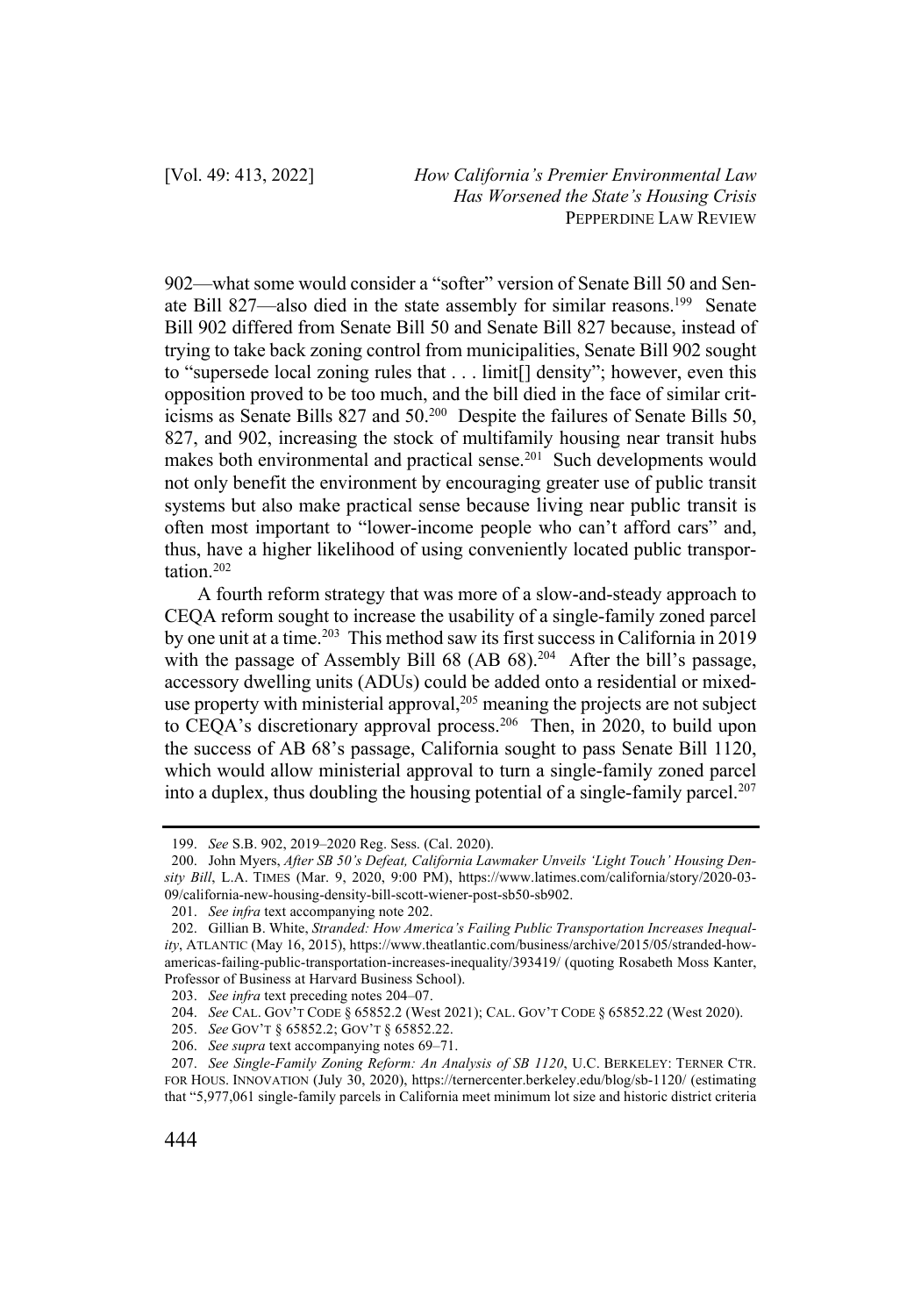902—what some would consider a "softer" version of Senate Bill 50 and Senate Bill 827—also died in the state assembly for similar reasons.[199] Senate Bill 902 differed from Senate Bill 50 and Senate Bill 827 because, instead of trying to take back zoning control from municipalities, Senate Bill 902 sought to "supersede local zoning rules that . . . limit[] density"; however, even this opposition proved to be too much, and the bill died in the face of similar criticisms as Senate Bills 827 and 50.[200] Despite the failures of Senate Bills 50, 827, and 902, increasing the stock of multifamily housing near transit hubs makes both environmental and practical sense.[201] Such developments would not only benefit the environment by encouraging greater use of public transit systems but also make practical sense because living near public transit is often most important to "lower-income people who can't afford cars" and, thus, have a higher likelihood of using conveniently located public transportation.[202]

A fourth reform strategy that was more of a slow-and-steady approach to CEQA reform sought to increase the usability of a single-family zoned parcel by one unit at a time.[203] This method saw its first success in California in 2019 with the passage of Assembly Bill 68 (AB 68).[204] After the bill's passage, accessory dwelling units (ADUs) could be added onto a residential or mixed-use property with ministerial approval,[205] meaning the projects are not subject to CEQA's discretionary approval process.[206] Then, in 2020, to build upon the success of AB 68's passage, California sought to pass Senate Bill 1120, which would allow ministerial approval to turn a single-family zoned parcel into a duplex, thus doubling the housing potential of a single-family parcel.[207]

---

199. *See* S.B. 902, 2019–2020 Reg. Sess. (Cal. 2020).

200. John Myers, *After SB 50's Defeat, California Lawmaker Unveils 'Light Touch' Housing Density Bill*, L.A. TIMES (Mar. 9, 2020, 9:00 PM), https://www.latimes.com/california/story/2020-03-09/california-new-housing-density-bill-scott-wiener-post-sb50-sb902.

201. *See infra* text accompanying note 202.

202. Gillian B. White, *Stranded: How America's Failing Public Transportation Increases Inequality*, ATLANTIC (May 16, 2015), https://www.theatlantic.com/business/archive/2015/05/stranded-how-americas-failing-public-transportation-increases-inequality/393419/ (quoting Rosabeth Moss Kanter, Professor of Business at Harvard Business School).

203. *See infra* text preceding notes 204–07.

204. *See* CAL. GOV'T CODE § 65852.2 (West 2021); CAL. GOV'T CODE § 65852.22 (West 2020).

205. *See* GOV'T § 65852.2; GOV'T § 65852.22.

206. *See supra* text accompanying notes 69–71.

207. *See Single-Family Zoning Reform: An Analysis of SB 1120*, U.C. BERKELEY: TERNER CTR. FOR HOUS. INNOVATION (July 30, 2020), https://ternercenter.berkeley.edu/blog/sb-1120/ (estimating that "5,977,061 single-family parcels in California meet minimum lot size and historic district criteria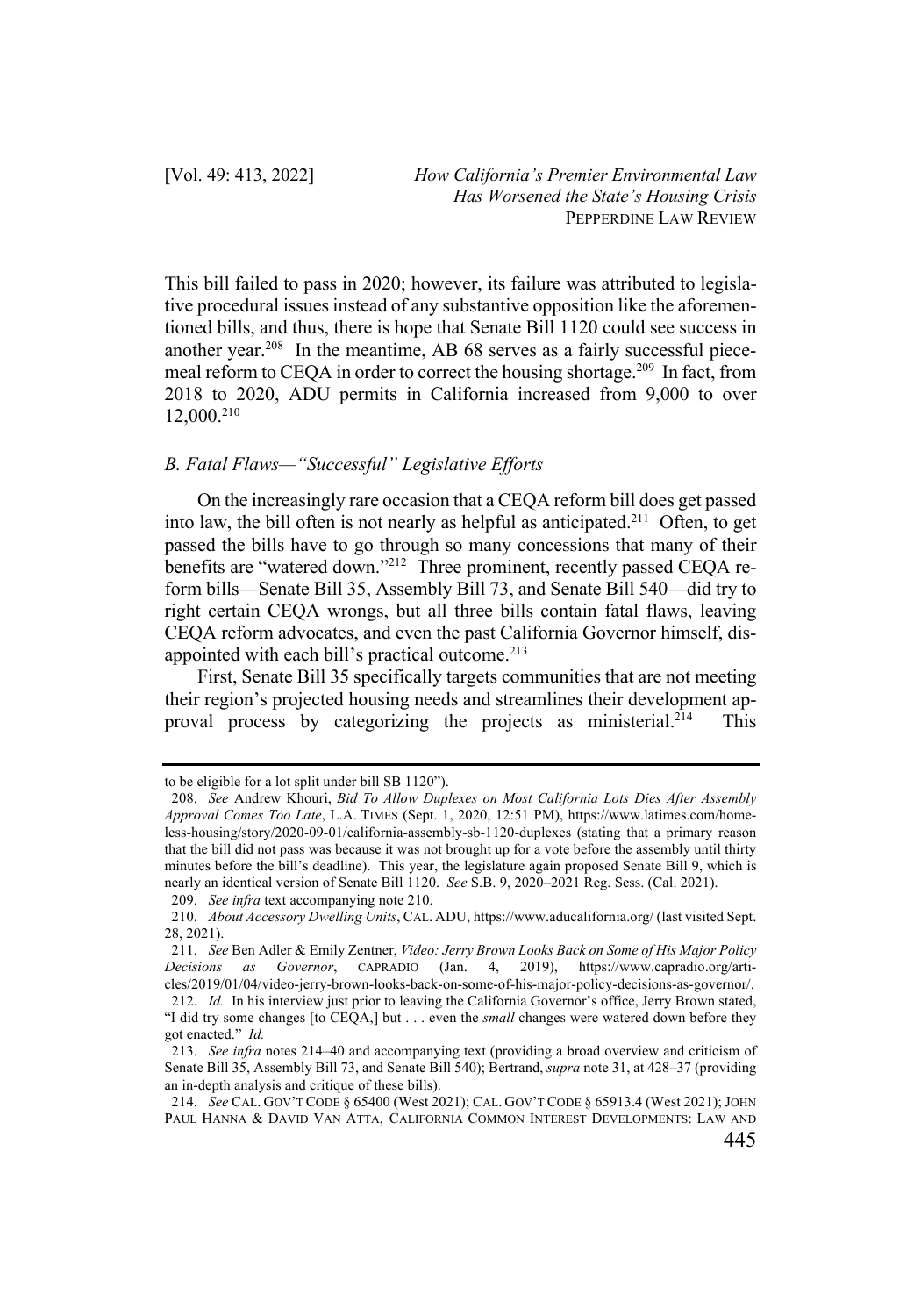This bill failed to pass in 2020; however, its failure was attributed to legislative procedural issues instead of any substantive opposition like the aforementioned bills, and thus, there is hope that Senate Bill 1120 could see success in another year.[208] In the meantime, AB 68 serves as a fairly successful piecemeal reform to CEQA in order to correct the housing shortage.[209] In fact, from 2018 to 2020, ADU permits in California increased from 9,000 to over 12,000.[210]

### *B. Fatal Flaws—"Successful" Legislative Efforts*

On the increasingly rare occasion that a CEQA reform bill does get passed into law, the bill often is not nearly as helpful as anticipated.[211] Often, to get passed the bills have to go through so many concessions that many of their benefits are "watered down."[212] Three prominent, recently passed CEQA reform bills—Senate Bill 35, Assembly Bill 73, and Senate Bill 540—did try to right certain CEQA wrongs, but all three bills contain fatal flaws, leaving CEQA reform advocates, and even the past California Governor himself, disappointed with each bill's practical outcome.[213]

First, Senate Bill 35 specifically targets communities that are not meeting their region's projected housing needs and streamlines their development approval process by categorizing the projects as ministerial.[214] This

---

to be eligible for a lot split under bill SB 1120").

208. *See* Andrew Khouri, *Bid To Allow Duplexes on Most California Lots Dies After Assembly Approval Comes Too Late*, L.A. TIMES (Sept. 1, 2020, 12:51 PM), https://www.latimes.com/homeless-housing/story/2020-09-01/california-assembly-sb-1120-duplexes (stating that a primary reason that the bill did not pass was because it was not brought up for a vote before the assembly until thirty minutes before the bill's deadline). This year, the legislature again proposed Senate Bill 9, which is nearly an identical version of Senate Bill 1120. *See* S.B. 9, 2020–2021 Reg. Sess. (Cal. 2021).

209. *See infra* text accompanying note 210.

210. *About Accessory Dwelling Units*, CAL. ADU, https://www.aducalifornia.org/ (last visited Sept. 28, 2021).

211. *See* Ben Adler & Emily Zentner, *Video: Jerry Brown Looks Back on Some of His Major Policy Decisions as Governor*, CAPRADIO (Jan. 4, 2019), https://www.capradio.org/articles/2019/01/04/video-jerry-brown-looks-back-on-some-of-his-major-policy-decisions-as-governor/.

212. *Id.* In his interview just prior to leaving the California Governor's office, Jerry Brown stated, "I did try some changes [to CEQA,] but . . . even the *small* changes were watered down before they got enacted." *Id.*

213. *See infra* notes 214–40 and accompanying text (providing a broad overview and criticism of Senate Bill 35, Assembly Bill 73, and Senate Bill 540); Bertrand, *supra* note 31, at 428–37 (providing an in-depth analysis and critique of these bills).

214. *See* CAL. GOV'T CODE § 65400 (West 2021); CAL. GOV'T CODE § 65913.4 (West 2021); JOHN PAUL HANNA & DAVID VAN ATTA, CALIFORNIA COMMON INTEREST DEVELOPMENTS: LAW AND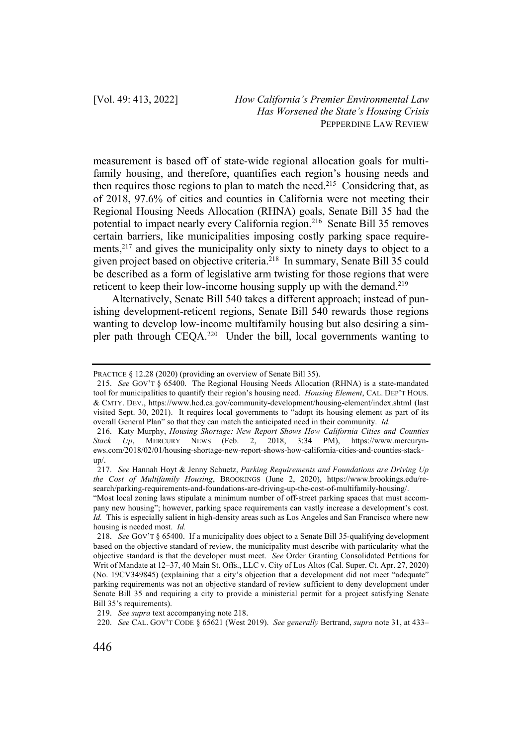measurement is based off of state-wide regional allocation goals for multi-family housing, and therefore, quantifies each region's housing needs and then requires those regions to plan to match the need.[215] Considering that, as of 2018, 97.6% of cities and counties in California were not meeting their Regional Housing Needs Allocation (RHNA) goals, Senate Bill 35 had the potential to impact nearly every California region.[216] Senate Bill 35 removes certain barriers, like municipalities imposing costly parking space requirements,[217] and gives the municipality only sixty to ninety days to object to a given project based on objective criteria.[218] In summary, Senate Bill 35 could be described as a form of legislative arm twisting for those regions that were reticent to keep their low-income housing supply up with the demand.[219]

Alternatively, Senate Bill 540 takes a different approach; instead of punishing development-reticent regions, Senate Bill 540 rewards those regions wanting to develop low-income multifamily housing but also desiring a simpler path through CEQA.[220] Under the bill, local governments wanting to

---

PRACTICE § 12.28 (2020) (providing an overview of Senate Bill 35).

215. *See* GOV'T § 65400. The Regional Housing Needs Allocation (RHNA) is a state-mandated tool for municipalities to quantify their region's housing need. *Housing Element*, CAL. DEP'T HOUS. & CMTY. DEV., https://www.hcd.ca.gov/community-development/housing-element/index.shtml (last visited Sept. 30, 2021). It requires local governments to "adopt its housing element as part of its overall General Plan" so that they can match the anticipated need in their community. *Id.*

216. Katy Murphy, *Housing Shortage: New Report Shows How California Cities and Counties Stack Up*, MERCURY NEWS (Feb. 2, 2018, 3:34 PM), https://www.mercurynews.com/2018/02/01/housing-shortage-new-report-shows-how-california-cities-and-counties-stack-up/.

217. *See* Hannah Hoyt & Jenny Schuetz, *Parking Requirements and Foundations are Driving Up the Cost of Multifamily Housing*, BROOKINGS (June 2, 2020), https://www.brookings.edu/research/parking-requirements-and-foundations-are-driving-up-the-cost-of-multifamily-housing/. "Most local zoning laws stipulate a minimum number of off-street parking spaces that must accompany new housing"; however, parking space requirements can vastly increase a development's cost. *Id.* This is especially salient in high-density areas such as Los Angeles and San Francisco where new housing is needed most. *Id.*

218. *See* GOV'T § 65400. If a municipality does object to a Senate Bill 35-qualifying development based on the objective standard of review, the municipality must describe with particularity what the objective standard is that the developer must meet. *See* Order Granting Consolidated Petitions for Writ of Mandate at 12–37, 40 Main St. Offs., LLC v. City of Los Altos (Cal. Super. Ct. Apr. 27, 2020) (No. 19CV349845) (explaining that a city's objection that a development did not meet "adequate" parking requirements was not an objective standard of review sufficient to deny development under Senate Bill 35 and requiring a city to provide a ministerial permit for a project satisfying Senate Bill 35's requirements).

219. *See supra* text accompanying note 218.

220. *See* CAL. GOV'T CODE § 65621 (West 2019). *See generally* Bertrand, *supra* note 31, at 433–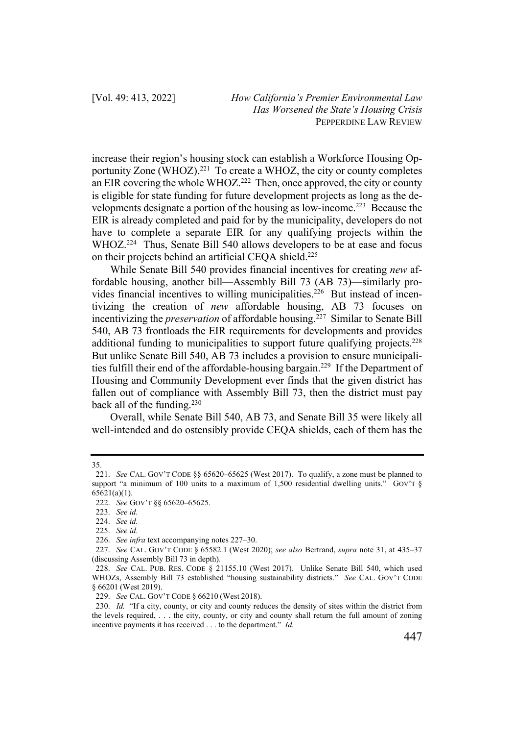increase their region's housing stock can establish a Workforce Housing Opportunity Zone (WHOZ).[221] To create a WHOZ, the city or county completes an EIR covering the whole WHOZ.[222] Then, once approved, the city or county is eligible for state funding for future development projects as long as the developments designate a portion of the housing as low-income.[223] Because the EIR is already completed and paid for by the municipality, developers do not have to complete a separate EIR for any qualifying projects within the WHOZ.[224] Thus, Senate Bill 540 allows developers to be at ease and focus on their projects behind an artificial CEQA shield.[225]

While Senate Bill 540 provides financial incentives for creating *new* affordable housing, another bill—Assembly Bill 73 (AB 73)—similarly provides financial incentives to willing municipalities.[226] But instead of incentivizing the creation of *new* affordable housing, AB 73 focuses on incentivizing the *preservation* of affordable housing.[227] Similar to Senate Bill 540, AB 73 frontloads the EIR requirements for developments and provides additional funding to municipalities to support future qualifying projects.[228] But unlike Senate Bill 540, AB 73 includes a provision to ensure municipalities fulfill their end of the affordable-housing bargain.[229] If the Department of Housing and Community Development ever finds that the given district has fallen out of compliance with Assembly Bill 73, then the district must pay back all of the funding.[230]

Overall, while Senate Bill 540, AB 73, and Senate Bill 35 were likely all well-intended and do ostensibly provide CEQA shields, each of them has the

---

35.

221. *See* CAL. GOV'T CODE §§ 65620–65625 (West 2017). To qualify, a zone must be planned to support "a minimum of 100 units to a maximum of 1,500 residential dwelling units." GOV'T § 65621(a)(1).

222. *See* GOV'T §§ 65620–65625.

223. *See id.*

224. *See id.*

225. *See id.*

226. *See infra* text accompanying notes 227–30.

227. *See* CAL. GOV'T CODE § 65582.1 (West 2020); *see also* Bertrand, *supra* note 31, at 435–37 (discussing Assembly Bill 73 in depth).

228. *See* CAL. PUB. RES. CODE § 21155.10 (West 2017). Unlike Senate Bill 540, which used WHOZs, Assembly Bill 73 established "housing sustainability districts." *See* CAL. GOV'T CODE § 66201 (West 2019).

229. *See* CAL. GOV'T CODE § 66210 (West 2018).

230. *Id.* "If a city, county, or city and county reduces the density of sites within the district from the levels required, . . . the city, county, or city and county shall return the full amount of zoning incentive payments it has received . . . to the department." *Id.*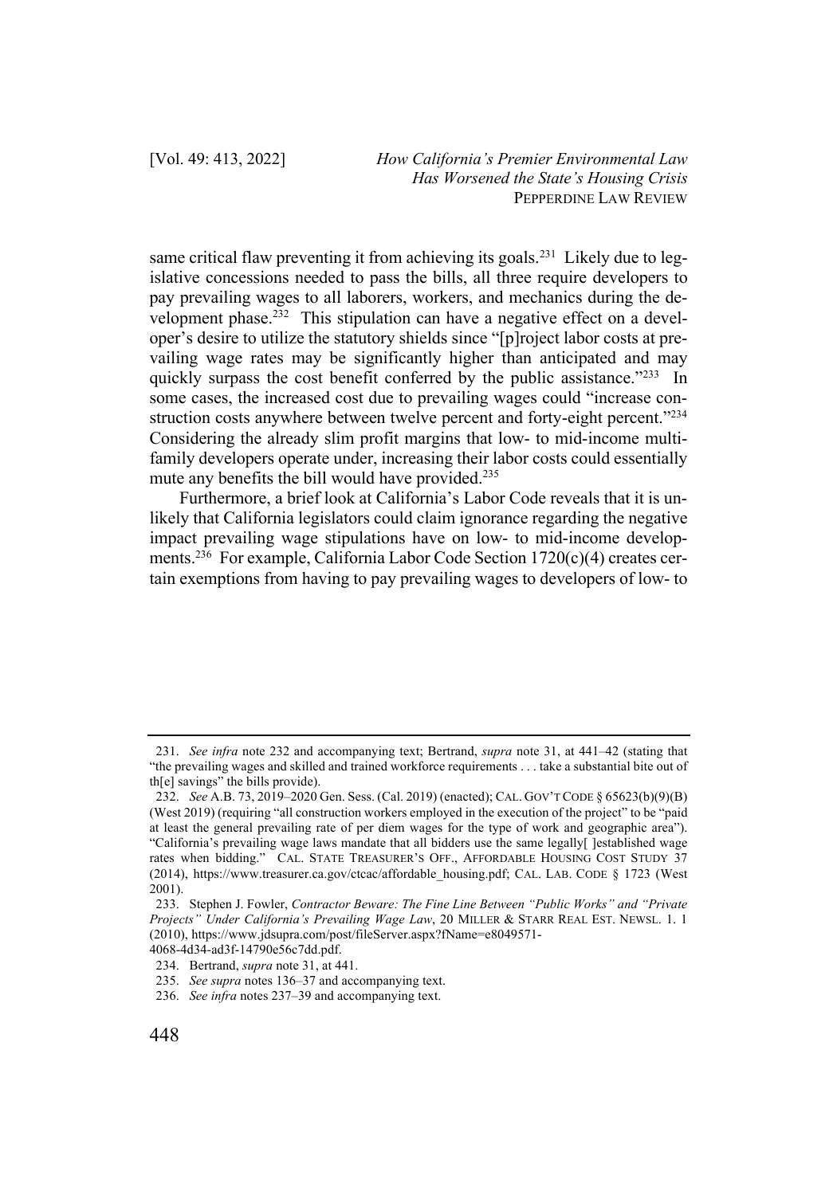same critical flaw preventing it from achieving its goals.[231] Likely due to legislative concessions needed to pass the bills, all three require developers to pay prevailing wages to all laborers, workers, and mechanics during the development phase.[232] This stipulation can have a negative effect on a developer's desire to utilize the statutory shields since "[p]roject labor costs at prevailing wage rates may be significantly higher than anticipated and may quickly surpass the cost benefit conferred by the public assistance."[233] In some cases, the increased cost due to prevailing wages could "increase construction costs anywhere between twelve percent and forty-eight percent."[234] Considering the already slim profit margins that low- to mid-income multifamily developers operate under, increasing their labor costs could essentially mute any benefits the bill would have provided.[235]

Furthermore, a brief look at California's Labor Code reveals that it is unlikely that California legislators could claim ignorance regarding the negative impact prevailing wage stipulations have on low- to mid-income developments.[236] For example, California Labor Code Section 1720(c)(4) creates certain exemptions from having to pay prevailing wages to developers of low- to

---

231. *See infra* note 232 and accompanying text; Bertrand, *supra* note 31, at 441–42 (stating that "the prevailing wages and skilled and trained workforce requirements . . . take a substantial bite out of th[e] savings" the bills provide).

232. *See* A.B. 73, 2019–2020 Gen. Sess. (Cal. 2019) (enacted); CAL. GOV'T CODE § 65623(b)(9)(B) (West 2019) (requiring "all construction workers employed in the execution of the project" to be "paid at least the general prevailing rate of per diem wages for the type of work and geographic area"). "California's prevailing wage laws mandate that all bidders use the same legally[ ]established wage rates when bidding." CAL. STATE TREASURER'S OFF., AFFORDABLE HOUSING COST STUDY 37 (2014), https://www.treasurer.ca.gov/ctcac/affordable_housing.pdf; CAL. LAB. CODE § 1723 (West 2001).

233. Stephen J. Fowler, *Contractor Beware: The Fine Line Between "Public Works" and "Private Projects" Under California's Prevailing Wage Law*, 20 MILLER & STARR REAL EST. NEWSL. 1. 1 (2010), https://www.jdsupra.com/post/fileServer.aspx?fName=e8049571-4068-4d34-ad3f-14790e56c7dd.pdf.

234. Bertrand, *supra* note 31, at 441.

235. *See supra* notes 136–37 and accompanying text.

236. *See infra* notes 237–39 and accompanying text.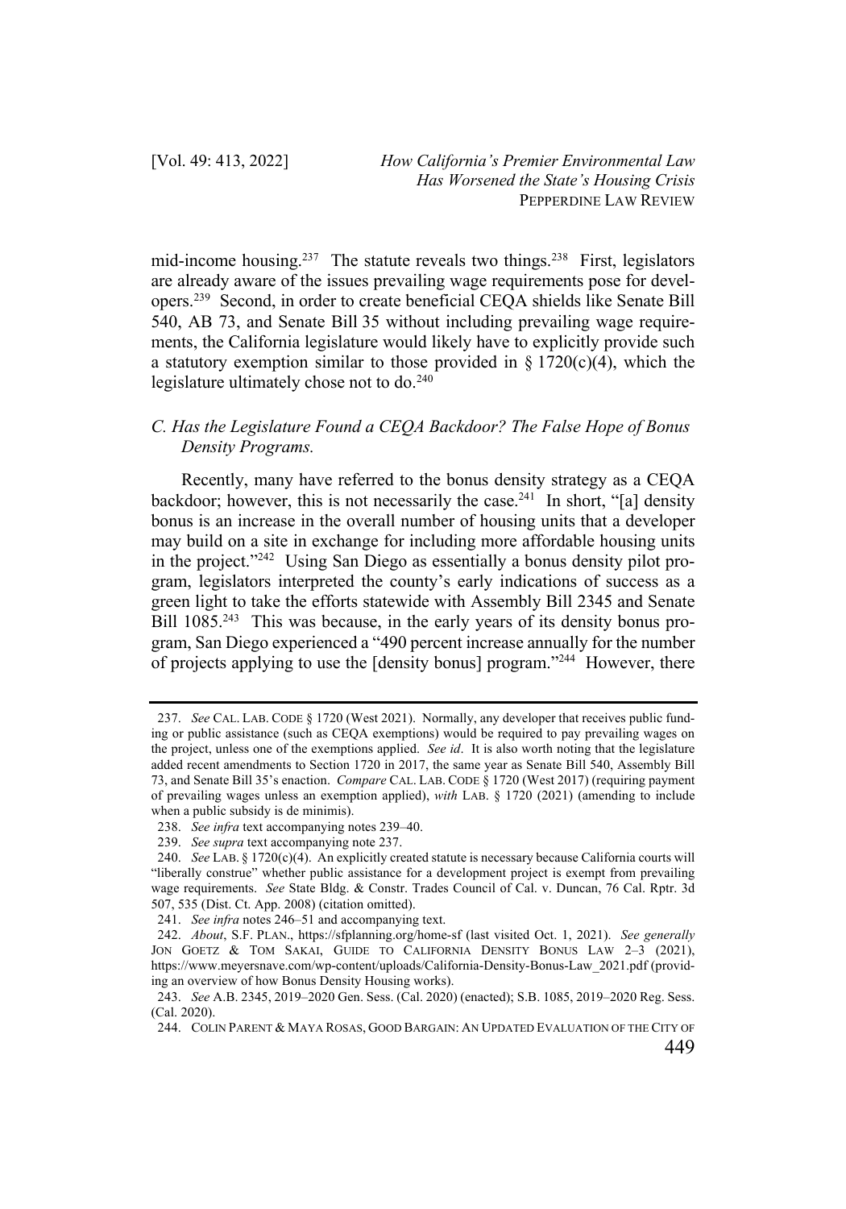mid-income housing.[237] The statute reveals two things.[238] First, legislators are already aware of the issues prevailing wage requirements pose for developers.[239] Second, in order to create beneficial CEQA shields like Senate Bill 540, AB 73, and Senate Bill 35 without including prevailing wage requirements, the California legislature would likely have to explicitly provide such a statutory exemption similar to those provided in § 1720(c)(4), which the legislature ultimately chose not to do.[240]

### *C. Has the Legislature Found a CEQA Backdoor? The False Hope of Bonus Density Programs.*

Recently, many have referred to the bonus density strategy as a CEQA backdoor; however, this is not necessarily the case.[241] In short, "[a] density bonus is an increase in the overall number of housing units that a developer may build on a site in exchange for including more affordable housing units in the project."[242] Using San Diego as essentially a bonus density pilot program, legislators interpreted the county's early indications of success as a green light to take the efforts statewide with Assembly Bill 2345 and Senate Bill 1085.[243] This was because, in the early years of its density bonus program, San Diego experienced a "490 percent increase annually for the number of projects applying to use the [density bonus] program."[244] However, there

---

237. *See* CAL. LAB. CODE § 1720 (West 2021). Normally, any developer that receives public funding or public assistance (such as CEQA exemptions) would be required to pay prevailing wages on the project, unless one of the exemptions applied. *See id*. It is also worth noting that the legislature added recent amendments to Section 1720 in 2017, the same year as Senate Bill 540, Assembly Bill 73, and Senate Bill 35's enaction. *Compare* CAL. LAB. CODE § 1720 (West 2017) (requiring payment of prevailing wages unless an exemption applied), *with* LAB. § 1720 (2021) (amending to include when a public subsidy is de minimis).

238. *See infra* text accompanying notes 239–40.

239. *See supra* text accompanying note 237.

240. *See* LAB. § 1720(c)(4). An explicitly created statute is necessary because California courts will "liberally construe" whether public assistance for a development project is exempt from prevailing wage requirements. *See* State Bldg. & Constr. Trades Council of Cal. v. Duncan, 76 Cal. Rptr. 3d 507, 535 (Dist. Ct. App. 2008) (citation omitted).

241. *See infra* notes 246–51 and accompanying text.

242. *About*, S.F. PLAN., https://sfplanning.org/home-sf (last visited Oct. 1, 2021). *See generally* JON GOETZ & TOM SAKAI, GUIDE TO CALIFORNIA DENSITY BONUS LAW 2–3 (2021), https://www.meyersnave.com/wp-content/uploads/California-Density-Bonus-Law_2021.pdf (providing an overview of how Bonus Density Housing works).

243. *See* A.B. 2345, 2019–2020 Gen. Sess. (Cal. 2020) (enacted); S.B. 1085, 2019–2020 Reg. Sess. (Cal. 2020).

244. COLIN PARENT & MAYA ROSAS, GOOD BARGAIN: AN UPDATED EVALUATION OF THE CITY OF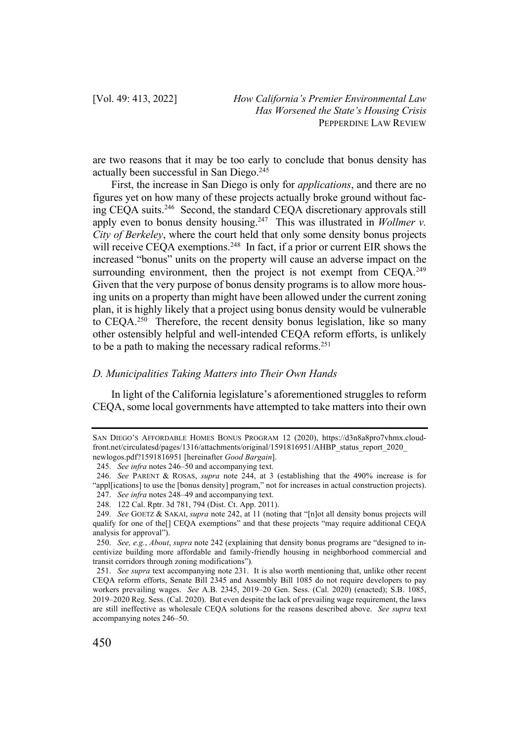are two reasons that it may be too early to conclude that bonus density has actually been successful in San Diego.[245]

First, the increase in San Diego is only for *applications*, and there are no figures yet on how many of these projects actually broke ground without facing CEQA suits.[246] Second, the standard CEQA discretionary approvals still apply even to bonus density housing.[247] This was illustrated in *Wollmer v. City of Berkeley*, where the court held that only some density bonus projects will receive CEQA exemptions.[248] In fact, if a prior or current EIR shows the increased "bonus" units on the property will cause an adverse impact on the surrounding environment, then the project is not exempt from CEQA.[249] Given that the very purpose of bonus density programs is to allow more housing units on a property than might have been allowed under the current zoning plan, it is highly likely that a project using bonus density would be vulnerable to CEQA.[250] Therefore, the recent density bonus legislation, like so many other ostensibly helpful and well-intended CEQA reform efforts, is unlikely to be a path to making the necessary radical reforms.[251]

### *D. Municipalities Taking Matters into Their Own Hands*

In light of the California legislature's aforementioned struggles to reform CEQA, some local governments have attempted to take matters into their own

---

SAN DIEGO'S AFFORDABLE HOMES BONUS PROGRAM 12 (2020), https://d3n8a8pro7vhmx.cloudfront.net/circulatesd/pages/1316/attachments/original/1591816951/AHBP_status_report_2020_newlogos.pdf?1591816951 [hereinafter *Good Bargain*].

245. *See infra* notes 246–50 and accompanying text.

246. *See* PARENT & ROSAS, *supra* note 244, at 3 (establishing that the 490% increase is for "appl[ications] to use the [bonus density] program," not for increases in actual construction projects).

247. *See infra* notes 248–49 and accompanying text.

248. 122 Cal. Rptr. 3d 781, 794 (Dist. Ct. App. 2011).

249. *See* GOETZ & SAKAI, *supra* note 242, at 11 (noting that "[n]ot all density bonus projects will qualify for one of the[] CEQA exemptions" and that these projects "may require additional CEQA analysis for approval").

250. *See, e.g.*, *About*, *supra* note 242 (explaining that density bonus programs are "designed to incentivize building more affordable and family-friendly housing in neighborhood commercial and transit corridors through zoning modifications").

251. *See supra* text accompanying note 231. It is also worth mentioning that, unlike other recent CEQA reform efforts, Senate Bill 2345 and Assembly Bill 1085 do not require developers to pay workers prevailing wages. *See* A.B. 2345, 2019–20 Gen. Sess. (Cal. 2020) (enacted); S.B. 1085, 2019–2020 Reg. Sess. (Cal. 2020). But even despite the lack of prevailing wage requirement, the laws are still ineffective as wholesale CEQA solutions for the reasons described above. *See supra* text accompanying notes 246–50.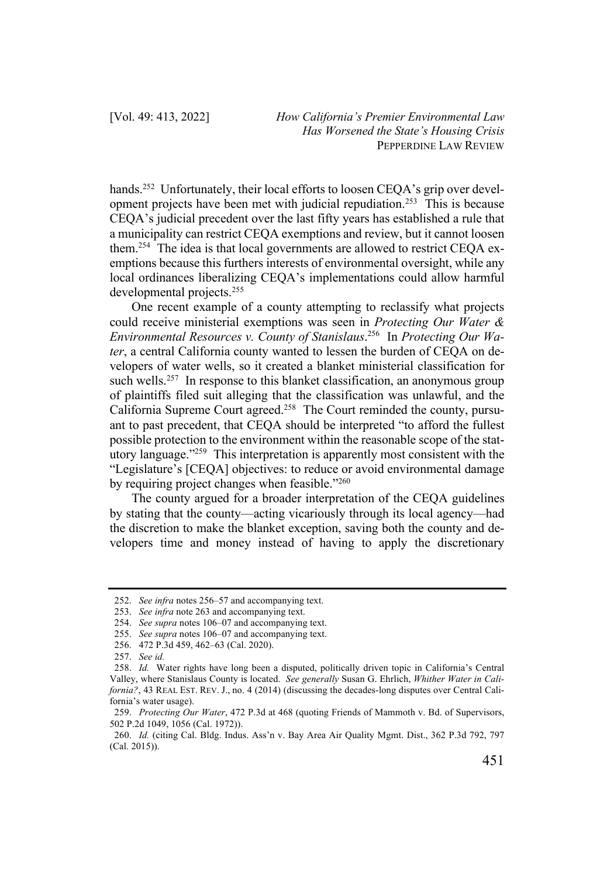hands.[252] Unfortunately, their local efforts to loosen CEQA's grip over development projects have been met with judicial repudiation.[253] This is because CEQA's judicial precedent over the last fifty years has established a rule that a municipality can restrict CEQA exemptions and review, but it cannot loosen them.[254] The idea is that local governments are allowed to restrict CEQA exemptions because this furthers interests of environmental oversight, while any local ordinances liberalizing CEQA's implementations could allow harmful developmental projects.[255]

One recent example of a county attempting to reclassify what projects could receive ministerial exemptions was seen in *Protecting Our Water & Environmental Resources v. County of Stanislaus*.[256] In *Protecting Our Water*, a central California county wanted to lessen the burden of CEQA on developers of water wells, so it created a blanket ministerial classification for such wells.[257] In response to this blanket classification, an anonymous group of plaintiffs filed suit alleging that the classification was unlawful, and the California Supreme Court agreed.[258] The Court reminded the county, pursuant to past precedent, that CEQA should be interpreted "to afford the fullest possible protection to the environment within the reasonable scope of the statutory language."[259] This interpretation is apparently most consistent with the "Legislature's [CEQA] objectives: to reduce or avoid environmental damage by requiring project changes when feasible."[260]

The county argued for a broader interpretation of the CEQA guidelines by stating that the county—acting vicariously through its local agency—had the discretion to make the blanket exception, saving both the county and developers time and money instead of having to apply the discretionary

---

252. *See infra* notes 256–57 and accompanying text.

253. *See infra* note 263 and accompanying text.

254. *See supra* notes 106–07 and accompanying text.

255. *See supra* notes 106–07 and accompanying text.

256. 472 P.3d 459, 462–63 (Cal. 2020).

257. *See id.*

258. *Id.* Water rights have long been a disputed, politically driven topic in California's Central Valley, where Stanislaus County is located. *See generally* Susan G. Ehrlich, *Whither Water in California?*, 43 REAL EST. REV. J., no. 4 (2014) (discussing the decades-long disputes over Central California's water usage).

259. *Protecting Our Water*, 472 P.3d at 468 (quoting Friends of Mammoth v. Bd. of Supervisors, 502 P.2d 1049, 1056 (Cal. 1972)).

260. *Id.* (citing Cal. Bldg. Indus. Ass'n v. Bay Area Air Quality Mgmt. Dist., 362 P.3d 792, 797 (Cal. 2015)).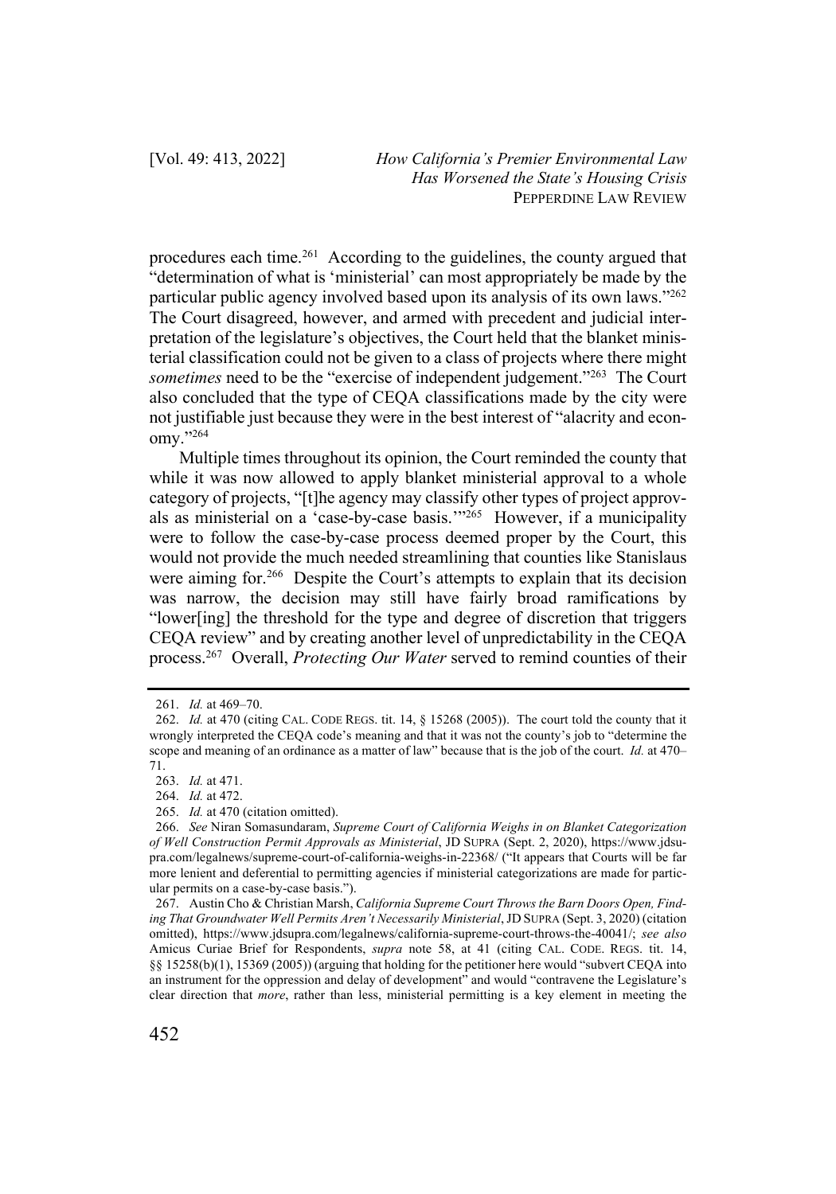procedures each time.[261] According to the guidelines, the county argued that "determination of what is 'ministerial' can most appropriately be made by the particular public agency involved based upon its analysis of its own laws."[262] The Court disagreed, however, and armed with precedent and judicial interpretation of the legislature's objectives, the Court held that the blanket ministerial classification could not be given to a class of projects where there might *sometimes* need to be the "exercise of independent judgement."[263] The Court also concluded that the type of CEQA classifications made by the city were not justifiable just because they were in the best interest of "alacrity and economy."[264]

Multiple times throughout its opinion, the Court reminded the county that while it was now allowed to apply blanket ministerial approval to a whole category of projects, "[t]he agency may classify other types of project approvals as ministerial on a 'case-by-case basis.'"[265] However, if a municipality were to follow the case-by-case process deemed proper by the Court, this would not provide the much needed streamlining that counties like Stanislaus were aiming for.[266] Despite the Court's attempts to explain that its decision was narrow, the decision may still have fairly broad ramifications by "lower[ing] the threshold for the type and degree of discretion that triggers CEQA review" and by creating another level of unpredictability in the CEQA process.[267] Overall, *Protecting Our Water* served to remind counties of their

---

261. *Id.* at 469–70.

262. *Id.* at 470 (citing CAL. CODE REGS. tit. 14, § 15268 (2005)). The court told the county that it wrongly interpreted the CEQA code's meaning and that it was not the county's job to "determine the scope and meaning of an ordinance as a matter of law" because that is the job of the court. *Id.* at 470–71.

263. *Id.* at 471.

264. *Id.* at 472.

265. *Id.* at 470 (citation omitted).

266. *See* Niran Somasundaram, *Supreme Court of California Weighs in on Blanket Categorization of Well Construction Permit Approvals as Ministerial*, JD SUPRA (Sept. 2, 2020), https://www.jdsupra.com/legalnews/supreme-court-of-california-weighs-in-22368/ ("It appears that Courts will be far more lenient and deferential to permitting agencies if ministerial categorizations are made for particular permits on a case-by-case basis.").

267. Austin Cho & Christian Marsh, *California Supreme Court Throws the Barn Doors Open, Finding That Groundwater Well Permits Aren't Necessarily Ministerial*, JD SUPRA (Sept. 3, 2020) (citation omitted), https://www.jdsupra.com/legalnews/california-supreme-court-throws-the-40041/; *see also* Amicus Curiae Brief for Respondents, *supra* note 58, at 41 (citing CAL. CODE. REGS. tit. 14, §§ 15258(b)(1), 15369 (2005)) (arguing that holding for the petitioner here would "subvert CEQA into an instrument for the oppression and delay of development" and would "contravene the Legislature's clear direction that *more*, rather than less, ministerial permitting is a key element in meeting the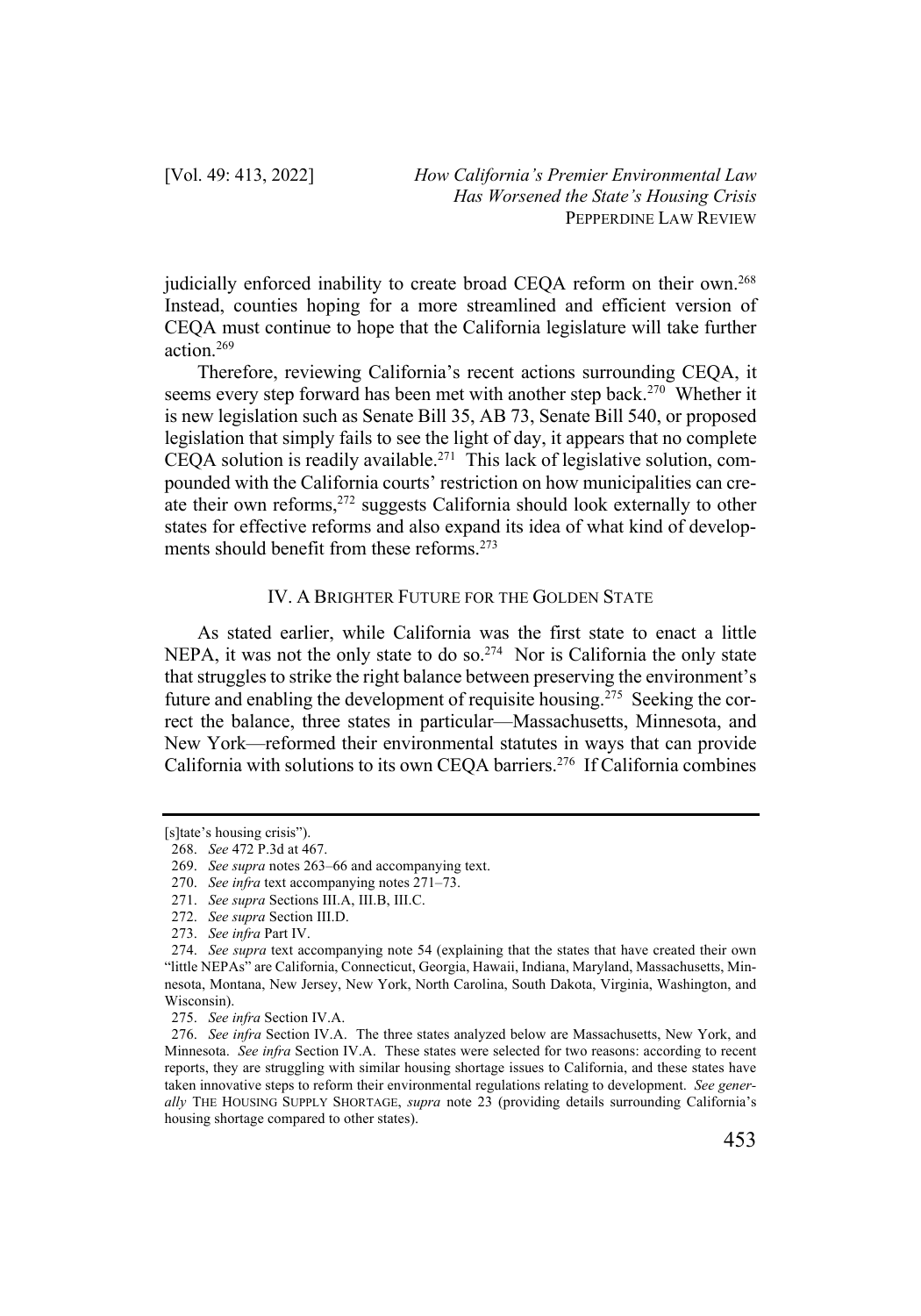judicially enforced inability to create broad CEQA reform on their own.[268] Instead, counties hoping for a more streamlined and efficient version of CEQA must continue to hope that the California legislature will take further action.[269]

Therefore, reviewing California's recent actions surrounding CEQA, it seems every step forward has been met with another step back.[270] Whether it is new legislation such as Senate Bill 35, AB 73, Senate Bill 540, or proposed legislation that simply fails to see the light of day, it appears that no complete CEQA solution is readily available.[271] This lack of legislative solution, compounded with the California courts' restriction on how municipalities can create their own reforms,[272] suggests California should look externally to other states for effective reforms and also expand its idea of what kind of developments should benefit from these reforms.[273]

## IV. A BRIGHTER FUTURE FOR THE GOLDEN STATE

As stated earlier, while California was the first state to enact a little NEPA, it was not the only state to do so.[274] Nor is California the only state that struggles to strike the right balance between preserving the environment's future and enabling the development of requisite housing.[275] Seeking the correct the balance, three states in particular—Massachusetts, Minnesota, and New York—reformed their environmental statutes in ways that can provide California with solutions to its own CEQA barriers.[276] If California combines

---

[s]tate's housing crisis").

268. *See* 472 P.3d at 467.

269. *See supra* notes 263–66 and accompanying text.

270. *See infra* text accompanying notes 271–73.

271. *See supra* Sections III.A, III.B, III.C.

272. *See supra* Section III.D.

273. *See infra* Part IV.

274. *See supra* text accompanying note 54 (explaining that the states that have created their own "little NEPAs" are California, Connecticut, Georgia, Hawaii, Indiana, Maryland, Massachusetts, Minnesota, Montana, New Jersey, New York, North Carolina, South Dakota, Virginia, Washington, and Wisconsin).

275. *See infra* Section IV.A.

276. *See infra* Section IV.A. The three states analyzed below are Massachusetts, New York, and Minnesota. *See infra* Section IV.A. These states were selected for two reasons: according to recent reports, they are struggling with similar housing shortage issues to California, and these states have taken innovative steps to reform their environmental regulations relating to development. *See generally* THE HOUSING SUPPLY SHORTAGE, *supra* note 23 (providing details surrounding California's housing shortage compared to other states).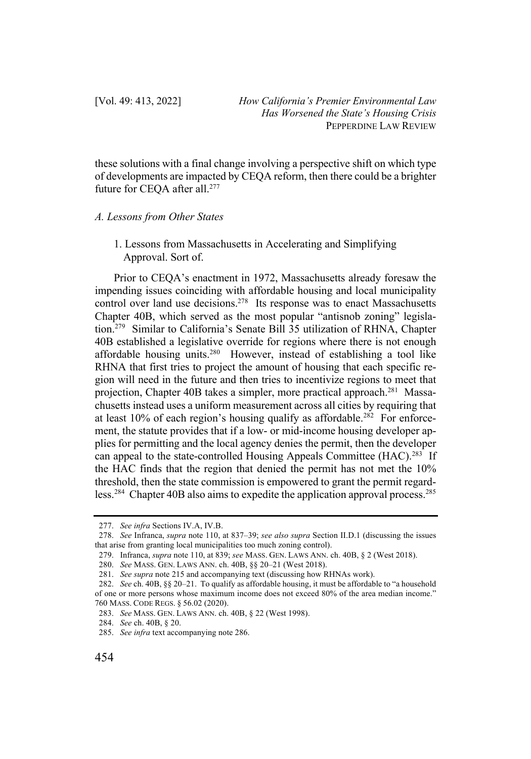these solutions with a final change involving a perspective shift on which type of developments are impacted by CEQA reform, then there could be a brighter future for CEQA after all.[277]

### *A. Lessons from Other States*

#### 1. Lessons from Massachusetts in Accelerating and Simplifying Approval. Sort of.

Prior to CEQA's enactment in 1972, Massachusetts already foresaw the impending issues coinciding with affordable housing and local municipality control over land use decisions.[278] Its response was to enact Massachusetts Chapter 40B, which served as the most popular "antisnob zoning" legislation.[279] Similar to California's Senate Bill 35 utilization of RHNA, Chapter 40B established a legislative override for regions where there is not enough affordable housing units.[280] However, instead of establishing a tool like RHNA that first tries to project the amount of housing that each specific region will need in the future and then tries to incentivize regions to meet that projection, Chapter 40B takes a simpler, more practical approach.[281] Massachusetts instead uses a uniform measurement across all cities by requiring that at least 10% of each region's housing qualify as affordable.[282] For enforcement, the statute provides that if a low- or mid-income housing developer applies for permitting and the local agency denies the permit, then the developer can appeal to the state-controlled Housing Appeals Committee (HAC).[283] If the HAC finds that the region that denied the permit has not met the 10% threshold, then the state commission is empowered to grant the permit regardless.[284] Chapter 40B also aims to expedite the application approval process.[285]

---

277. *See infra* Sections IV.A, IV.B.

278. *See* Infranca, *supra* note 110, at 837–39; *see also supra* Section II.D.1 (discussing the issues that arise from granting local municipalities too much zoning control).

279. Infranca, *supra* note 110, at 839; *see* MASS. GEN. LAWS ANN. ch. 40B, § 2 (West 2018).

280. *See* MASS. GEN. LAWS ANN. ch. 40B, §§ 20–21 (West 2018).

281. *See supra* note 215 and accompanying text (discussing how RHNAs work).

282. *See* ch. 40B, §§ 20–21. To qualify as affordable housing, it must be affordable to "a household of one or more persons whose maximum income does not exceed 80% of the area median income." 760 MASS. CODE REGS. § 56.02 (2020).

283. *See* MASS. GEN. LAWS ANN. ch. 40B, § 22 (West 1998).

284. *See* ch. 40B, § 20.

285. *See infra* text accompanying note 286.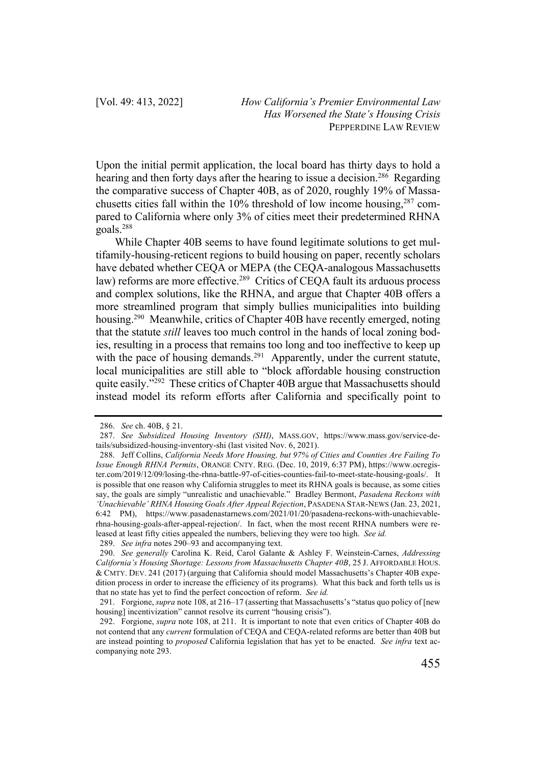Upon the initial permit application, the local board has thirty days to hold a hearing and then forty days after the hearing to issue a decision.[286] Regarding the comparative success of Chapter 40B, as of 2020, roughly 19% of Massachusetts cities fall within the 10% threshold of low income housing,[287] compared to California where only 3% of cities meet their predetermined RHNA goals.[288]

While Chapter 40B seems to have found legitimate solutions to get multifamily-housing-reticent regions to build housing on paper, recently scholars have debated whether CEQA or MEPA (the CEQA-analogous Massachusetts law) reforms are more effective.[289] Critics of CEQA fault its arduous process and complex solutions, like the RHNA, and argue that Chapter 40B offers a more streamlined program that simply bullies municipalities into building housing.[290] Meanwhile, critics of Chapter 40B have recently emerged, noting that the statute *still* leaves too much control in the hands of local zoning bodies, resulting in a process that remains too long and too ineffective to keep up with the pace of housing demands.[291] Apparently, under the current statute, local municipalities are still able to "block affordable housing construction quite easily."[292] These critics of Chapter 40B argue that Massachusetts should instead model its reform efforts after California and specifically point to

---

286. *See* ch. 40B, § 21.

287. *See Subsidized Housing Inventory (SHI)*, MASS.GOV, https://www.mass.gov/service-details/subsidized-housing-inventory-shi (last visited Nov. 6, 2021).

288. Jeff Collins, *California Needs More Housing, but 97% of Cities and Counties Are Failing To Issue Enough RHNA Permits*, ORANGE CNTY. REG. (Dec. 10, 2019, 6:37 PM), https://www.ocregister.com/2019/12/09/losing-the-rhna-battle-97-of-cities-counties-fail-to-meet-state-housing-goals/. It is possible that one reason why California struggles to meet its RHNA goals is because, as some cities say, the goals are simply "unrealistic and unachievable." Bradley Bermont, *Pasadena Reckons with 'Unachievable' RHNA Housing Goals After Appeal Rejection*, PASADENA STAR-NEWS (Jan. 23, 2021, 6:42 PM), https://www.pasadenastarnews.com/2021/01/20/pasadena-reckons-with-unachievable-rhna-housing-goals-after-appeal-rejection/. In fact, when the most recent RHNA numbers were released at least fifty cities appealed the numbers, believing they were too high. *See id.*

289. *See infra* notes 290–93 and accompanying text.

290. *See generally* Carolina K. Reid, Carol Galante & Ashley F. Weinstein-Carnes, *Addressing California's Housing Shortage: Lessons from Massachusetts Chapter 40B*, 25 J. AFFORDABLE HOUS. & CMTY. DEV. 241 (2017) (arguing that California should model Massachusetts's Chapter 40B expedition process in order to increase the efficiency of its programs). What this back and forth tells us is that no state has yet to find the perfect concoction of reform. *See id.*

291. Forgione, *supra* note 108, at 216–17 (asserting that Massachusetts's "status quo policy of [new housing] incentivization" cannot resolve its current "housing crisis").

292. Forgione, *supra* note 108, at 211. It is important to note that even critics of Chapter 40B do not contend that any *current* formulation of CEQA and CEQA-related reforms are better than 40B but are instead pointing to *proposed* California legislation that has yet to be enacted. *See infra* text accompanying note 293.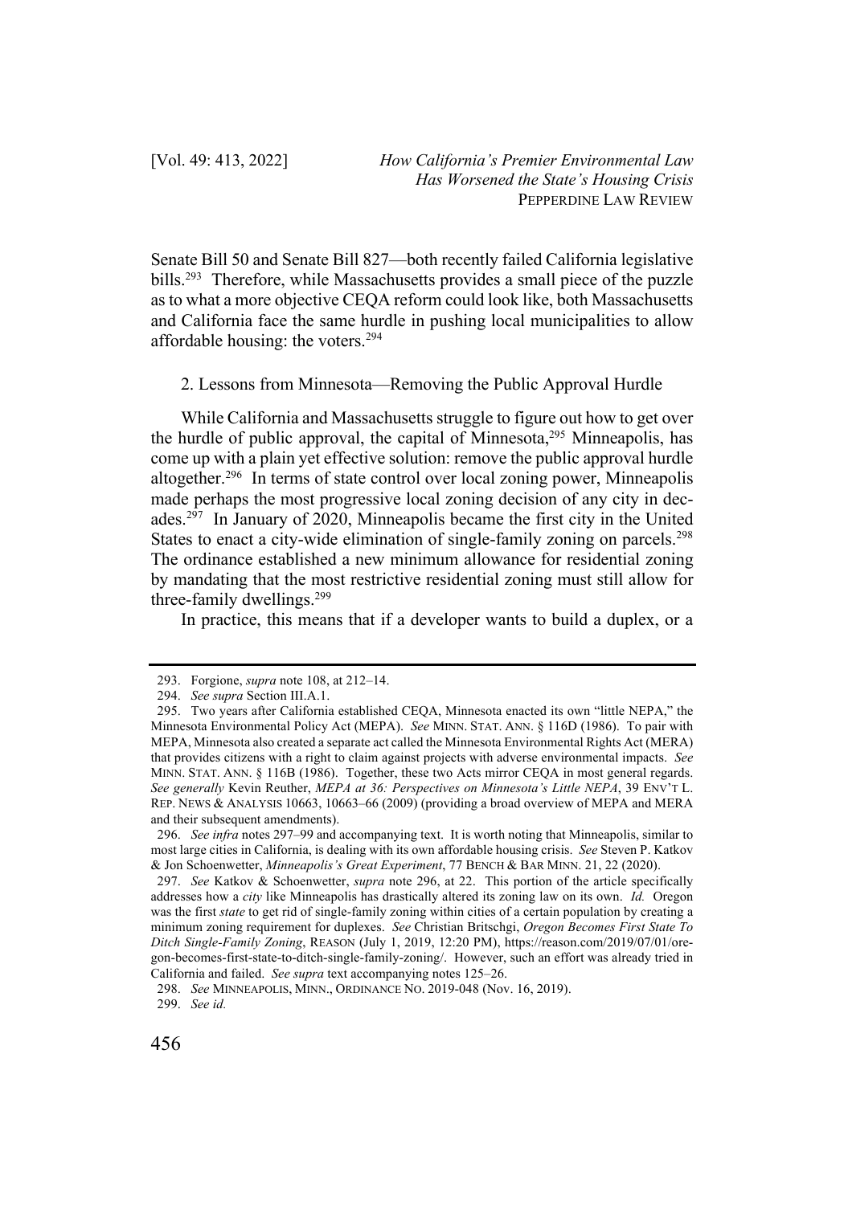Senate Bill 50 and Senate Bill 827—both recently failed California legislative bills.[293] Therefore, while Massachusetts provides a small piece of the puzzle as to what a more objective CEQA reform could look like, both Massachusetts and California face the same hurdle in pushing local municipalities to allow affordable housing: the voters.[294]

### 2. Lessons from Minnesota—Removing the Public Approval Hurdle

While California and Massachusetts struggle to figure out how to get over the hurdle of public approval, the capital of Minnesota,[295] Minneapolis, has come up with a plain yet effective solution: remove the public approval hurdle altogether.[296] In terms of state control over local zoning power, Minneapolis made perhaps the most progressive local zoning decision of any city in decades.[297] In January of 2020, Minneapolis became the first city in the United States to enact a city-wide elimination of single-family zoning on parcels.[298] The ordinance established a new minimum allowance for residential zoning by mandating that the most restrictive residential zoning must still allow for three-family dwellings.[299]

In practice, this means that if a developer wants to build a duplex, or a

---

293. Forgione, *supra* note 108, at 212–14.

294. *See supra* Section III.A.1.

295. Two years after California established CEQA, Minnesota enacted its own "little NEPA," the Minnesota Environmental Policy Act (MEPA). *See* MINN. STAT. ANN. § 116D (1986). To pair with MEPA, Minnesota also created a separate act called the Minnesota Environmental Rights Act (MERA) that provides citizens with a right to claim against projects with adverse environmental impacts. *See* MINN. STAT. ANN. § 116B (1986). Together, these two Acts mirror CEQA in most general regards. *See generally* Kevin Reuther, *MEPA at 36: Perspectives on Minnesota's Little NEPA*, 39 ENV'T L. REP. NEWS & ANALYSIS 10663, 10663–66 (2009) (providing a broad overview of MEPA and MERA and their subsequent amendments).

296. *See infra* notes 297–99 and accompanying text. It is worth noting that Minneapolis, similar to most large cities in California, is dealing with its own affordable housing crisis. *See* Steven P. Katkov & Jon Schoenwetter, *Minneapolis's Great Experiment*, 77 BENCH & BAR MINN. 21, 22 (2020).

297. *See* Katkov & Schoenwetter, *supra* note 296, at 22. This portion of the article specifically addresses how a *city* like Minneapolis has drastically altered its zoning law on its own. *Id.* Oregon was the first *state* to get rid of single-family zoning within cities of a certain population by creating a minimum zoning requirement for duplexes. *See* Christian Britschgi, *Oregon Becomes First State To Ditch Single-Family Zoning*, REASON (July 1, 2019, 12:20 PM), https://reason.com/2019/07/01/oregon-becomes-first-state-to-ditch-single-family-zoning/. However, such an effort was already tried in California and failed. *See supra* text accompanying notes 125–26.

298. *See* MINNEAPOLIS, MINN., ORDINANCE NO. 2019-048 (Nov. 16, 2019).

299. *See id.*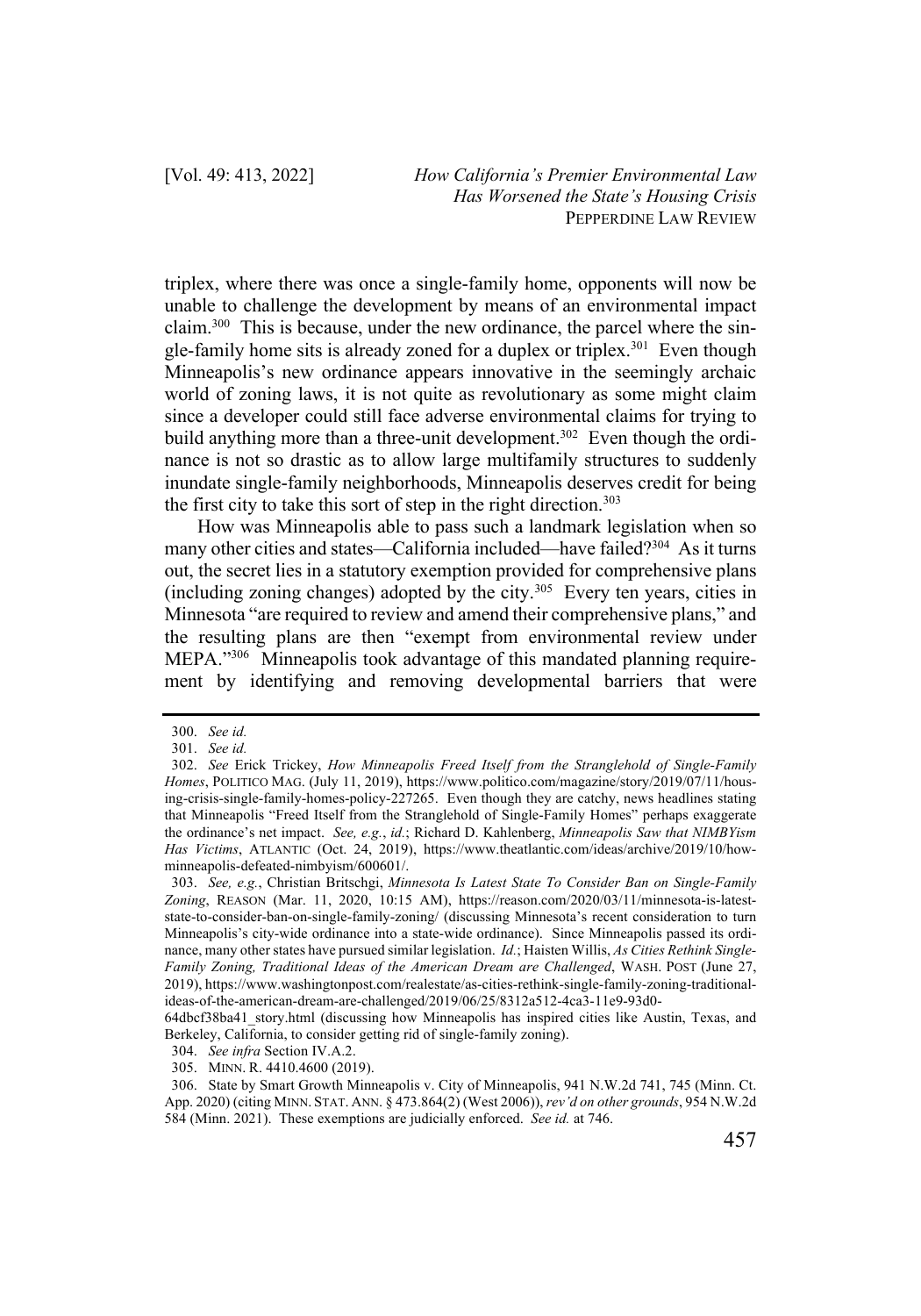triplex, where there was once a single-family home, opponents will now be unable to challenge the development by means of an environmental impact claim.[300] This is because, under the new ordinance, the parcel where the single-family home sits is already zoned for a duplex or triplex.[301] Even though Minneapolis's new ordinance appears innovative in the seemingly archaic world of zoning laws, it is not quite as revolutionary as some might claim since a developer could still face adverse environmental claims for trying to build anything more than a three-unit development.[302] Even though the ordinance is not so drastic as to allow large multifamily structures to suddenly inundate single-family neighborhoods, Minneapolis deserves credit for being the first city to take this sort of step in the right direction.[303]

How was Minneapolis able to pass such a landmark legislation when so many other cities and states—California included—have failed?[304] As it turns out, the secret lies in a statutory exemption provided for comprehensive plans (including zoning changes) adopted by the city.[305] Every ten years, cities in Minnesota "are required to review and amend their comprehensive plans," and the resulting plans are then "exempt from environmental review under MEPA."[306] Minneapolis took advantage of this mandated planning requirement by identifying and removing developmental barriers that were

---

300. *See id.*

301. *See id.*

302. *See* Erick Trickey, *How Minneapolis Freed Itself from the Stranglehold of Single-Family Homes*, POLITICO MAG. (July 11, 2019), https://www.politico.com/magazine/story/2019/07/11/housing-crisis-single-family-homes-policy-227265. Even though they are catchy, news headlines stating that Minneapolis "Freed Itself from the Stranglehold of Single-Family Homes" perhaps exaggerate the ordinance's net impact. *See, e.g.*, *id.*; Richard D. Kahlenberg, *Minneapolis Saw that NIMBYism Has Victims*, ATLANTIC (Oct. 24, 2019), https://www.theatlantic.com/ideas/archive/2019/10/how-minneapolis-defeated-nimbyism/600601/.

303. *See, e.g.*, Christian Britschgi, *Minnesota Is Latest State To Consider Ban on Single-Family Zoning*, REASON (Mar. 11, 2020, 10:15 AM), https://reason.com/2020/03/11/minnesota-is-latest-state-to-consider-ban-on-single-family-zoning/ (discussing Minnesota's recent consideration to turn Minneapolis's city-wide ordinance into a state-wide ordinance). Since Minneapolis passed its ordinance, many other states have pursued similar legislation. *Id.*; Haisten Willis, *As Cities Rethink Single-Family Zoning, Traditional Ideas of the American Dream are Challenged*, WASH. POST (June 27, 2019), https://www.washingtonpost.com/realestate/as-cities-rethink-single-family-zoning-traditional-ideas-of-the-american-dream-are-challenged/2019/06/25/8312a512-4ca3-11e9-93d0-64dbcf38ba41_story.html (discussing how Minneapolis has inspired cities like Austin, Texas, and Berkeley, California, to consider getting rid of single-family zoning).

304. *See infra* Section IV.A.2.

305. MINN. R. 4410.4600 (2019).

306. State by Smart Growth Minneapolis v. City of Minneapolis, 941 N.W.2d 741, 745 (Minn. Ct. App. 2020) (citing MINN. STAT. ANN. § 473.864(2) (West 2006)), *rev'd on other grounds*, 954 N.W.2d 584 (Minn. 2021). These exemptions are judicially enforced. *See id.* at 746.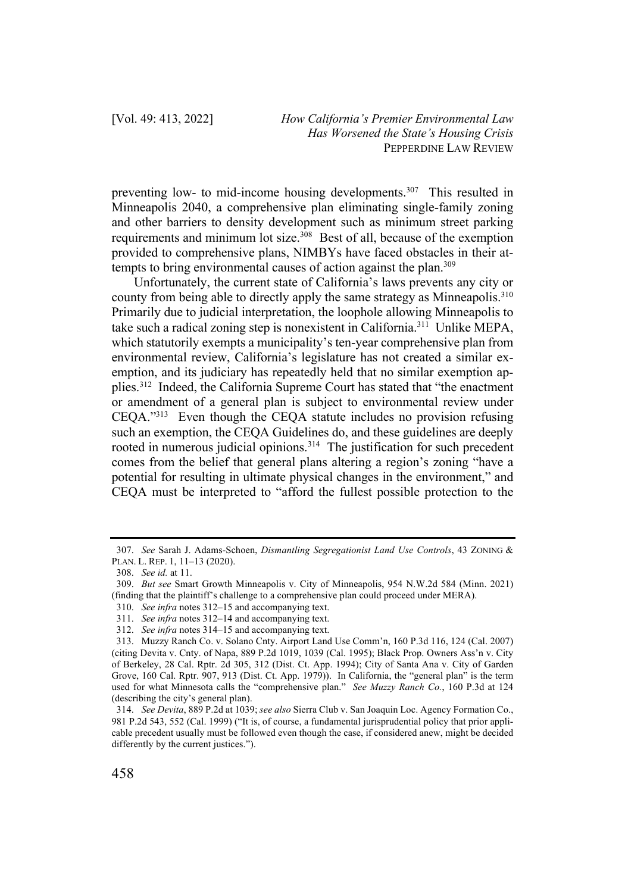preventing low- to mid-income housing developments.[307] This resulted in Minneapolis 2040, a comprehensive plan eliminating single-family zoning and other barriers to density development such as minimum street parking requirements and minimum lot size.[308] Best of all, because of the exemption provided to comprehensive plans, NIMBYs have faced obstacles in their attempts to bring environmental causes of action against the plan.[309]

Unfortunately, the current state of California's laws prevents any city or county from being able to directly apply the same strategy as Minneapolis.[310] Primarily due to judicial interpretation, the loophole allowing Minneapolis to take such a radical zoning step is nonexistent in California.[311] Unlike MEPA, which statutorily exempts a municipality's ten-year comprehensive plan from environmental review, California's legislature has not created a similar exemption, and its judiciary has repeatedly held that no similar exemption applies.[312] Indeed, the California Supreme Court has stated that "the enactment or amendment of a general plan is subject to environmental review under CEQA."[313] Even though the CEQA statute includes no provision refusing such an exemption, the CEQA Guidelines do, and these guidelines are deeply rooted in numerous judicial opinions.[314] The justification for such precedent comes from the belief that general plans altering a region's zoning "have a potential for resulting in ultimate physical changes in the environment," and CEQA must be interpreted to "afford the fullest possible protection to the

---

307. *See* Sarah J. Adams-Schoen, *Dismantling Segregationist Land Use Controls*, 43 ZONING & PLAN. L. REP. 1, 11–13 (2020).

308. *See id.* at 11.

309. *But see* Smart Growth Minneapolis v. City of Minneapolis, 954 N.W.2d 584 (Minn. 2021) (finding that the plaintiff's challenge to a comprehensive plan could proceed under MERA).

310. *See infra* notes 312–15 and accompanying text.

311. *See infra* notes 312–14 and accompanying text.

312. *See infra* notes 314–15 and accompanying text.

313. Muzzy Ranch Co. v. Solano Cnty. Airport Land Use Comm'n, 160 P.3d 116, 124 (Cal. 2007) (citing Devita v. Cnty. of Napa, 889 P.2d 1019, 1039 (Cal. 1995); Black Prop. Owners Ass'n v. City of Berkeley, 28 Cal. Rptr. 2d 305, 312 (Dist. Ct. App. 1994); City of Santa Ana v. City of Garden Grove, 160 Cal. Rptr. 907, 913 (Dist. Ct. App. 1979)). In California, the "general plan" is the term used for what Minnesota calls the "comprehensive plan." *See Muzzy Ranch Co.*, 160 P.3d at 124 (describing the city's general plan).

314. *See Devita*, 889 P.2d at 1039; *see also* Sierra Club v. San Joaquin Loc. Agency Formation Co., 981 P.2d 543, 552 (Cal. 1999) ("It is, of course, a fundamental jurisprudential policy that prior applicable precedent usually must be followed even though the case, if considered anew, might be decided differently by the current justices.").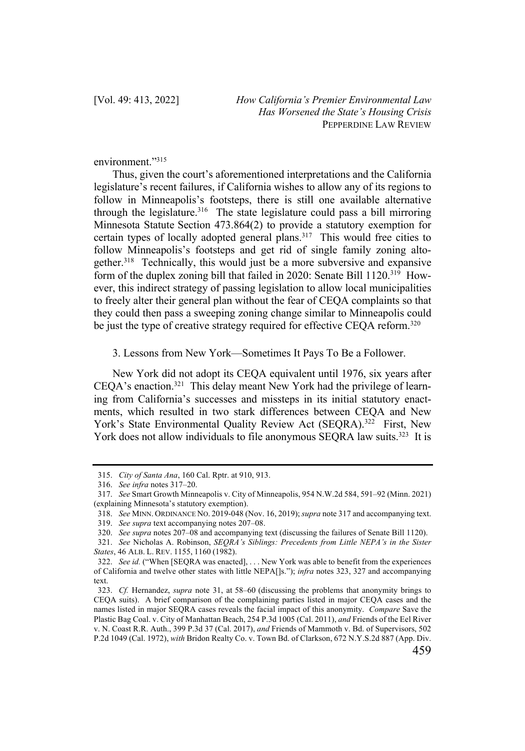environment."[315]

Thus, given the court's aforementioned interpretations and the California legislature's recent failures, if California wishes to allow any of its regions to follow in Minneapolis's footsteps, there is still one available alternative through the legislature.[316] The state legislature could pass a bill mirroring Minnesota Statute Section 473.864(2) to provide a statutory exemption for certain types of locally adopted general plans.[317] This would free cities to follow Minneapolis's footsteps and get rid of single family zoning altogether.[318] Technically, this would just be a more subversive and expansive form of the duplex zoning bill that failed in 2020: Senate Bill 1120.[319] However, this indirect strategy of passing legislation to allow local municipalities to freely alter their general plan without the fear of CEQA complaints so that they could then pass a sweeping zoning change similar to Minneapolis could be just the type of creative strategy required for effective CEQA reform.[320]

3. Lessons from New York—Sometimes It Pays To Be a Follower.

New York did not adopt its CEQA equivalent until 1976, six years after CEQA's enactment.[321] This delay meant New York had the privilege of learning from California's successes and missteps in its initial statutory enactments, which resulted in two stark differences between CEQA and New York's State Environmental Quality Review Act (SEQRA).[322] First, New York does not allow individuals to file anonymous SEQRA law suits.[323] It is

---

315. *City of Santa Ana*, 160 Cal. Rptr. at 910, 913.

316. *See infra* notes 317–20.

317. *See* Smart Growth Minneapolis v. City of Minneapolis, 954 N.W.2d 584, 591–92 (Minn. 2021) (explaining Minnesota's statutory exemption).

318. *See* MINN. ORDINANCE NO. 2019-048 (Nov. 16, 2019); *supra* note 317 and accompanying text.

319. *See supra* text accompanying notes 207–08.

320. *See supra* notes 207–08 and accompanying text (discussing the failures of Senate Bill 1120).

321. *See* Nicholas A. Robinson, *SEQRA's Siblings: Precedents from Little NEPA's in the Sister States*, 46 ALB. L. REV. 1155, 1160 (1982).

322. *See id.* ("When [SEQRA was enacted], . . . New York was able to benefit from the experiences of California and twelve other states with little NEPA[]s."); *infra* notes 323, 327 and accompanying text.

323. *Cf.* Hernandez, *supra* note 31, at 58–60 (discussing the problems that anonymity brings to CEQA suits). A brief comparison of the complaining parties listed in major CEQA cases and the names listed in major SEQRA cases reveals the facial impact of this anonymity. *Compare* Save the Plastic Bag Coal. v. City of Manhattan Beach, 254 P.3d 1005 (Cal. 2011), *and* Friends of the Eel River v. N. Coast R.R. Auth., 399 P.3d 37 (Cal. 2017), *and* Friends of Mammoth v. Bd. of Supervisors, 502 P.2d 1049 (Cal. 1972), *with* Bridon Realty Co. v. Town Bd. of Clarkson, 672 N.Y.S.2d 887 (App. Div.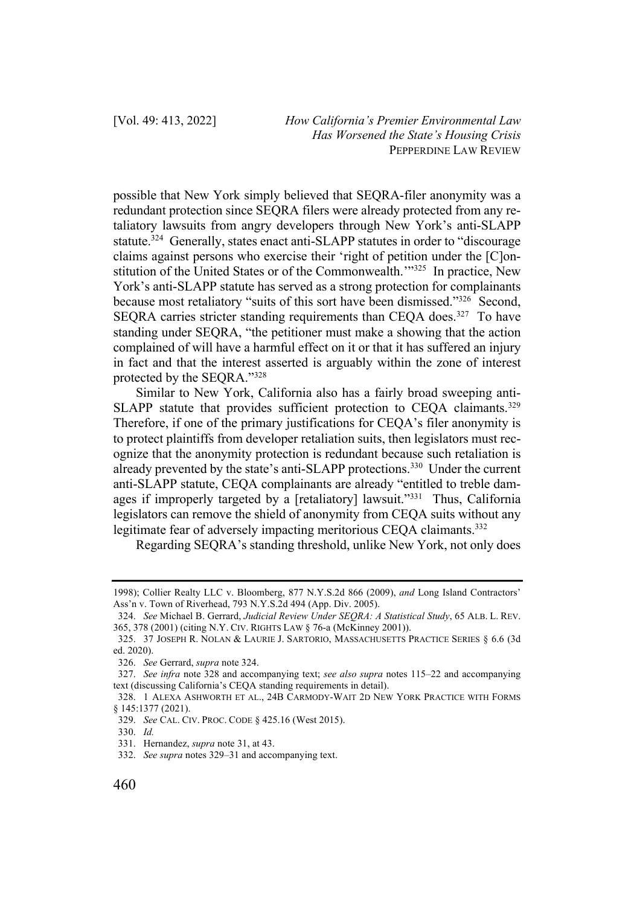possible that New York simply believed that SEQRA-filer anonymity was a redundant protection since SEQRA filers were already protected from any retaliatory lawsuits from angry developers through New York's anti-SLAPP statute.[324] Generally, states enact anti-SLAPP statutes in order to "discourage claims against persons who exercise their 'right of petition under the [C]onstitution of the United States or of the Commonwealth.'"[325] In practice, New York's anti-SLAPP statute has served as a strong protection for complainants because most retaliatory "suits of this sort have been dismissed."[326] Second, SEQRA carries stricter standing requirements than CEQA does.[327] To have standing under SEQRA, "the petitioner must make a showing that the action complained of will have a harmful effect on it or that it has suffered an injury in fact and that the interest asserted is arguably within the zone of interest protected by the SEQRA."[328]

Similar to New York, California also has a fairly broad sweeping anti-SLAPP statute that provides sufficient protection to CEQA claimants.[329] Therefore, if one of the primary justifications for CEQA's filer anonymity is to protect plaintiffs from developer retaliation suits, then legislators must recognize that the anonymity protection is redundant because such retaliation is already prevented by the state's anti-SLAPP protections.[330] Under the current anti-SLAPP statute, CEQA complainants are already "entitled to treble damages if improperly targeted by a [retaliatory] lawsuit."[331] Thus, California legislators can remove the shield of anonymity from CEQA suits without any legitimate fear of adversely impacting meritorious CEQA claimants.[332]

Regarding SEQRA's standing threshold, unlike New York, not only does

---

1998); Collier Realty LLC v. Bloomberg, 877 N.Y.S.2d 866 (2009), *and* Long Island Contractors' Ass'n v. Town of Riverhead, 793 N.Y.S.2d 494 (App. Div. 2005).

324. *See* Michael B. Gerrard, *Judicial Review Under SEQRA: A Statistical Study*, 65 ALB. L. REV. 365, 378 (2001) (citing N.Y. CIV. RIGHTS LAW § 76-a (McKinney 2001)).

325. 37 JOSEPH R. NOLAN & LAURIE J. SARTORIO, MASSACHUSETTS PRACTICE SERIES § 6.6 (3d ed. 2020).

326. *See* Gerrard, *supra* note 324.

327. *See infra* note 328 and accompanying text; *see also supra* notes 115–22 and accompanying text (discussing California's CEQA standing requirements in detail).

328. 1 ALEXA ASHWORTH ET AL., 24B CARMODY-WAIT 2D NEW YORK PRACTICE WITH FORMS § 145:1377 (2021).

329. *See* CAL. CIV. PROC. CODE § 425.16 (West 2015).

330. *Id.*

331. Hernandez, *supra* note 31, at 43.

332. *See supra* notes 329–31 and accompanying text.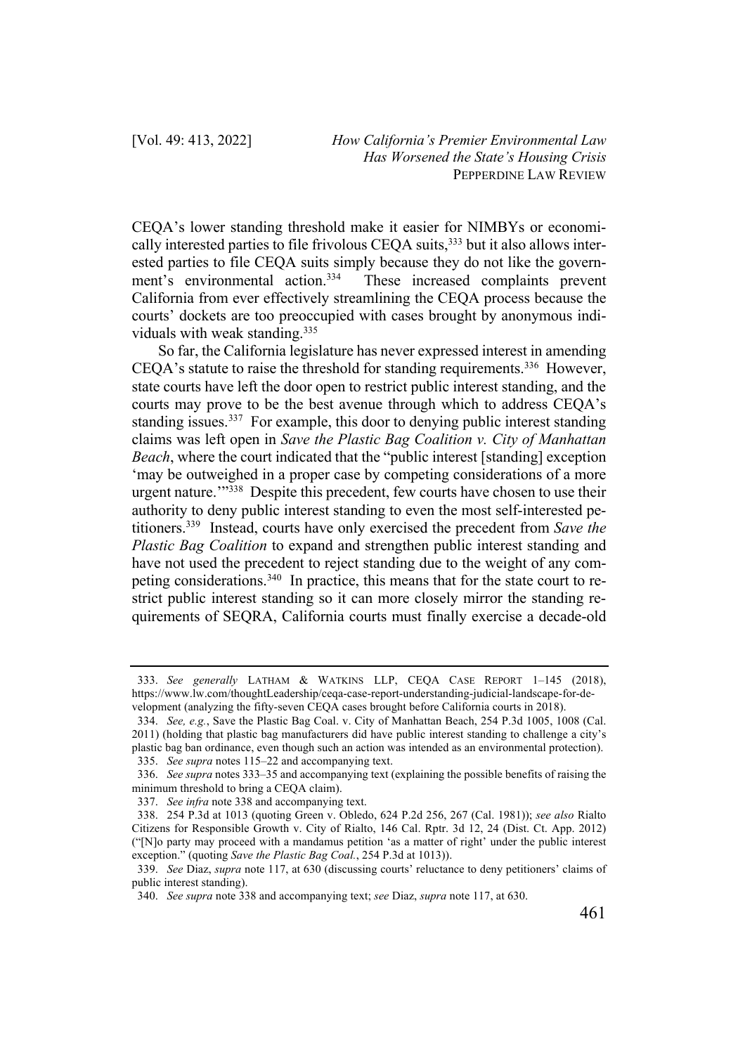CEQA's lower standing threshold make it easier for NIMBYs or economically interested parties to file frivolous CEQA suits,[333] but it also allows interested parties to file CEQA suits simply because they do not like the government's environmental action.[334] These increased complaints prevent California from ever effectively streamlining the CEQA process because the courts' dockets are too preoccupied with cases brought by anonymous individuals with weak standing.[335]

So far, the California legislature has never expressed interest in amending CEQA's statute to raise the threshold for standing requirements.[336] However, state courts have left the door open to restrict public interest standing, and the courts may prove to be the best avenue through which to address CEQA's standing issues.[337] For example, this door to denying public interest standing claims was left open in *Save the Plastic Bag Coalition v. City of Manhattan Beach*, where the court indicated that the "public interest [standing] exception 'may be outweighed in a proper case by competing considerations of a more urgent nature.'"[338] Despite this precedent, few courts have chosen to use their authority to deny public interest standing to even the most self-interested petitioners.[339] Instead, courts have only exercised the precedent from *Save the Plastic Bag Coalition* to expand and strengthen public interest standing and have not used the precedent to reject standing due to the weight of any competing considerations.[340] In practice, this means that for the state court to restrict public interest standing so it can more closely mirror the standing requirements of SEQRA, California courts must finally exercise a decade-old

---

333. *See generally* LATHAM & WATKINS LLP, CEQA CASE REPORT 1–145 (2018), https://www.lw.com/thoughtLeadership/ceqa-case-report-understanding-judicial-landscape-for-development (analyzing the fifty-seven CEQA cases brought before California courts in 2018).

334. *See, e.g.*, Save the Plastic Bag Coal. v. City of Manhattan Beach, 254 P.3d 1005, 1008 (Cal. 2011) (holding that plastic bag manufacturers did have public interest standing to challenge a city's plastic bag ban ordinance, even though such an action was intended as an environmental protection).

335. *See supra* notes 115–22 and accompanying text.

336. *See supra* notes 333–35 and accompanying text (explaining the possible benefits of raising the minimum threshold to bring a CEQA claim).

337. *See infra* note 338 and accompanying text.

338. 254 P.3d at 1013 (quoting Green v. Obledo, 624 P.2d 256, 267 (Cal. 1981)); *see also* Rialto Citizens for Responsible Growth v. City of Rialto, 146 Cal. Rptr. 3d 12, 24 (Dist. Ct. App. 2012) ("[N]o party may proceed with a mandamus petition 'as a matter of right' under the public interest exception." (quoting *Save the Plastic Bag Coal.*, 254 P.3d at 1013)).

339. *See* Diaz, *supra* note 117, at 630 (discussing courts' reluctance to deny petitioners' claims of public interest standing).

340. *See supra* note 338 and accompanying text; *see* Diaz, *supra* note 117, at 630.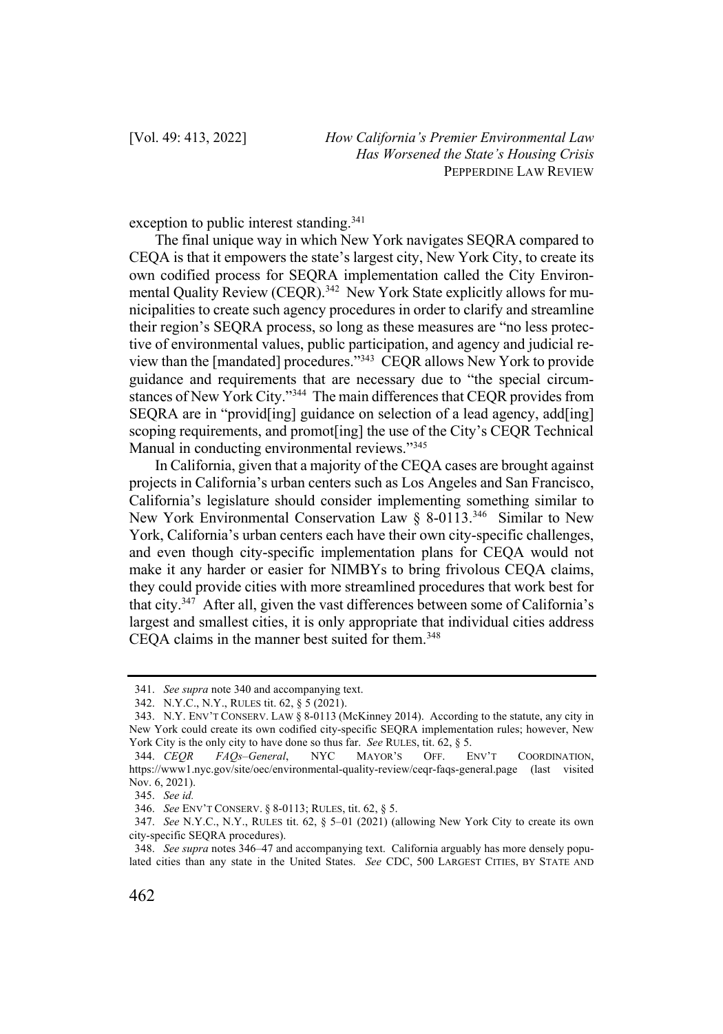exception to public interest standing.[341]

The final unique way in which New York navigates SEQRA compared to CEQA is that it empowers the state's largest city, New York City, to create its own codified process for SEQRA implementation called the City Environmental Quality Review (CEQR).[342] New York State explicitly allows for municipalities to create such agency procedures in order to clarify and streamline their region's SEQRA process, so long as these measures are "no less protective of environmental values, public participation, and agency and judicial review than the [mandated] procedures."[343] CEQR allows New York to provide guidance and requirements that are necessary due to "the special circumstances of New York City."[344] The main differences that CEQR provides from SEQRA are in "provid[ing] guidance on selection of a lead agency, add[ing] scoping requirements, and promot[ing] the use of the City's CEQR Technical Manual in conducting environmental reviews."[345]

In California, given that a majority of the CEQA cases are brought against projects in California's urban centers such as Los Angeles and San Francisco, California's legislature should consider implementing something similar to New York Environmental Conservation Law § 8-0113.[346] Similar to New York, California's urban centers each have their own city-specific challenges, and even though city-specific implementation plans for CEQA would not make it any harder or easier for NIMBYs to bring frivolous CEQA claims, they could provide cities with more streamlined procedures that work best for that city.[347] After all, given the vast differences between some of California's largest and smallest cities, it is only appropriate that individual cities address CEQA claims in the manner best suited for them.[348]

---

341. *See supra* note 340 and accompanying text.

342. N.Y.C., N.Y., RULES tit. 62, § 5 (2021).

343. N.Y. ENV'T CONSERV. LAW § 8-0113 (McKinney 2014). According to the statute, any city in New York could create its own codified city-specific SEQRA implementation rules; however, New York City is the only city to have done so thus far. *See* RULES, tit. 62, § 5.

344. *CEQR FAQs–General*, NYC MAYOR'S OFF. ENV'T COORDINATION, https://www1.nyc.gov/site/oec/environmental-quality-review/ceqr-faqs-general.page (last visited Nov. 6, 2021).

345. *See id.*

346. *See* ENV'T CONSERV. § 8-0113; RULES, tit. 62, § 5.

347. *See* N.Y.C., N.Y., RULES tit. 62, § 5–01 (2021) (allowing New York City to create its own city-specific SEQRA procedures).

348. *See supra* notes 346–47 and accompanying text. California arguably has more densely populated cities than any state in the United States. *See* CDC, 500 LARGEST CITIES, BY STATE AND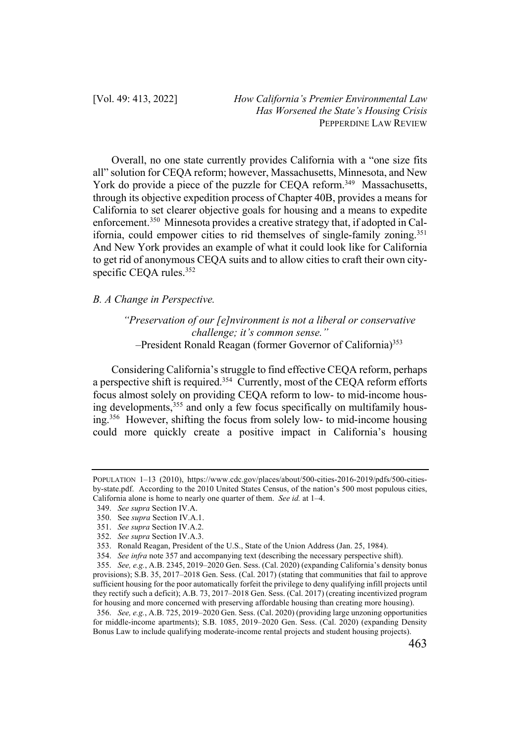Overall, no one state currently provides California with a "one size fits all" solution for CEQA reform; however, Massachusetts, Minnesota, and New York do provide a piece of the puzzle for CEQA reform.[349] Massachusetts, through its objective expedition process of Chapter 40B, provides a means for California to set clearer objective goals for housing and a means to expedite enforcement.[350] Minnesota provides a creative strategy that, if adopted in California, could empower cities to rid themselves of single-family zoning.[351] And New York provides an example of what it could look like for California to get rid of anonymous CEQA suits and to allow cities to craft their own city-specific CEQA rules.[352]

### *B. A Change in Perspective.*

> *"Preservation of our [e]nvironment is not a liberal or conservative challenge; it's common sense."*
> –President Ronald Reagan (former Governor of California)[353]

Considering California's struggle to find effective CEQA reform, perhaps a perspective shift is required.[354] Currently, most of the CEQA reform efforts focus almost solely on providing CEQA reform to low- to mid-income housing developments,[355] and only a few focus specifically on multifamily housing.[356] However, shifting the focus from solely low- to mid-income housing could more quickly create a positive impact in California's housing

---

POPULATION 1–13 (2010), https://www.cdc.gov/places/about/500-cities-2016-2019/pdfs/500-cities-by-state.pdf. According to the 2010 United States Census, of the nation's 500 most populous cities, California alone is home to nearly one quarter of them. *See id.* at 1–4.

349. *See supra* Section IV.A.

350. See *supra* Section IV.A.1.

351. *See supra* Section IV.A.2.

352. *See supra* Section IV.A.3.

353. Ronald Reagan, President of the U.S., State of the Union Address (Jan. 25, 1984).

354. *See infra* note 357 and accompanying text (describing the necessary perspective shift).

355. *See, e.g.*, A.B. 2345, 2019–2020 Gen. Sess. (Cal. 2020) (expanding California's density bonus provisions); S.B. 35, 2017–2018 Gen. Sess. (Cal. 2017) (stating that communities that fail to approve sufficient housing for the poor automatically forfeit the privilege to deny qualifying infill projects until they rectify such a deficit); A.B. 73, 2017–2018 Gen. Sess. (Cal. 2017) (creating incentivized program for housing and more concerned with preserving affordable housing than creating more housing).

356. *See, e.g.*, A.B. 725, 2019–2020 Gen. Sess. (Cal. 2020) (providing large unzoning opportunities for middle-income apartments); S.B. 1085, 2019–2020 Gen. Sess. (Cal. 2020) (expanding Density Bonus Law to include qualifying moderate-income rental projects and student housing projects).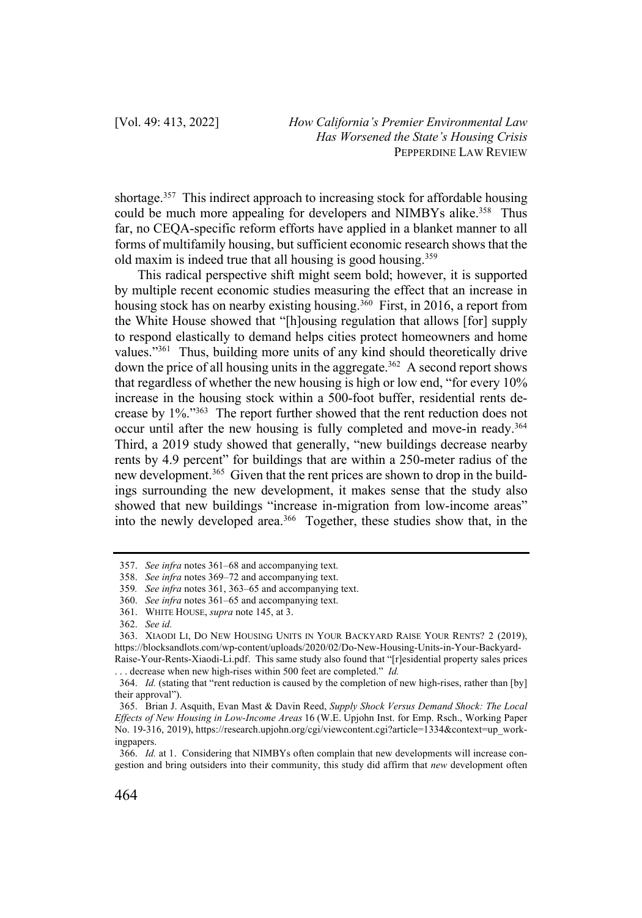shortage.[357] This indirect approach to increasing stock for affordable housing could be much more appealing for developers and NIMBYs alike.[358] Thus far, no CEQA-specific reform efforts have applied in a blanket manner to all forms of multifamily housing, but sufficient economic research shows that the old maxim is indeed true that all housing is good housing.[359]

This radical perspective shift might seem bold; however, it is supported by multiple recent economic studies measuring the effect that an increase in housing stock has on nearby existing housing.[360] First, in 2016, a report from the White House showed that "[h]ousing regulation that allows [for] supply to respond elastically to demand helps cities protect homeowners and home values."[361] Thus, building more units of any kind should theoretically drive down the price of all housing units in the aggregate.[362] A second report shows that regardless of whether the new housing is high or low end, "for every 10% increase in the housing stock within a 500-foot buffer, residential rents decrease by 1%."[363] The report further showed that the rent reduction does not occur until after the new housing is fully completed and move-in ready.[364] Third, a 2019 study showed that generally, "new buildings decrease nearby rents by 4.9 percent" for buildings that are within a 250-meter radius of the new development.[365] Given that the rent prices are shown to drop in the buildings surrounding the new development, it makes sense that the study also showed that new buildings "increase in-migration from low-income areas" into the newly developed area.[366] Together, these studies show that, in the

---

357. *See infra* notes 361–68 and accompanying text.

358. *See infra* notes 369–72 and accompanying text.

359. *See infra* notes 361, 363–65 and accompanying text.

360. *See infra* notes 361–65 and accompanying text.

361. WHITE HOUSE, *supra* note 145, at 3.

362. *See id.*

363. XIAODI LI, DO NEW HOUSING UNITS IN YOUR BACKYARD RAISE YOUR RENTS? 2 (2019), https://blocksandlots.com/wp-content/uploads/2020/02/Do-New-Housing-Units-in-Your-Backyard-Raise-Your-Rents-Xiaodi-Li.pdf. This same study also found that "[r]esidential property sales prices . . . decrease when new high-rises within 500 feet are completed." *Id.*

364. *Id.* (stating that "rent reduction is caused by the completion of new high-rises, rather than [by] their approval").

365. Brian J. Asquith, Evan Mast & Davin Reed, *Supply Shock Versus Demand Shock: The Local Effects of New Housing in Low-Income Areas* 16 (W.E. Upjohn Inst. for Emp. Rsch., Working Paper No. 19-316, 2019), https://research.upjohn.org/cgi/viewcontent.cgi?article=1334&context=up_workingpapers.

366. *Id.* at 1. Considering that NIMBYs often complain that new developments will increase congestion and bring outsiders into their community, this study did affirm that *new* development often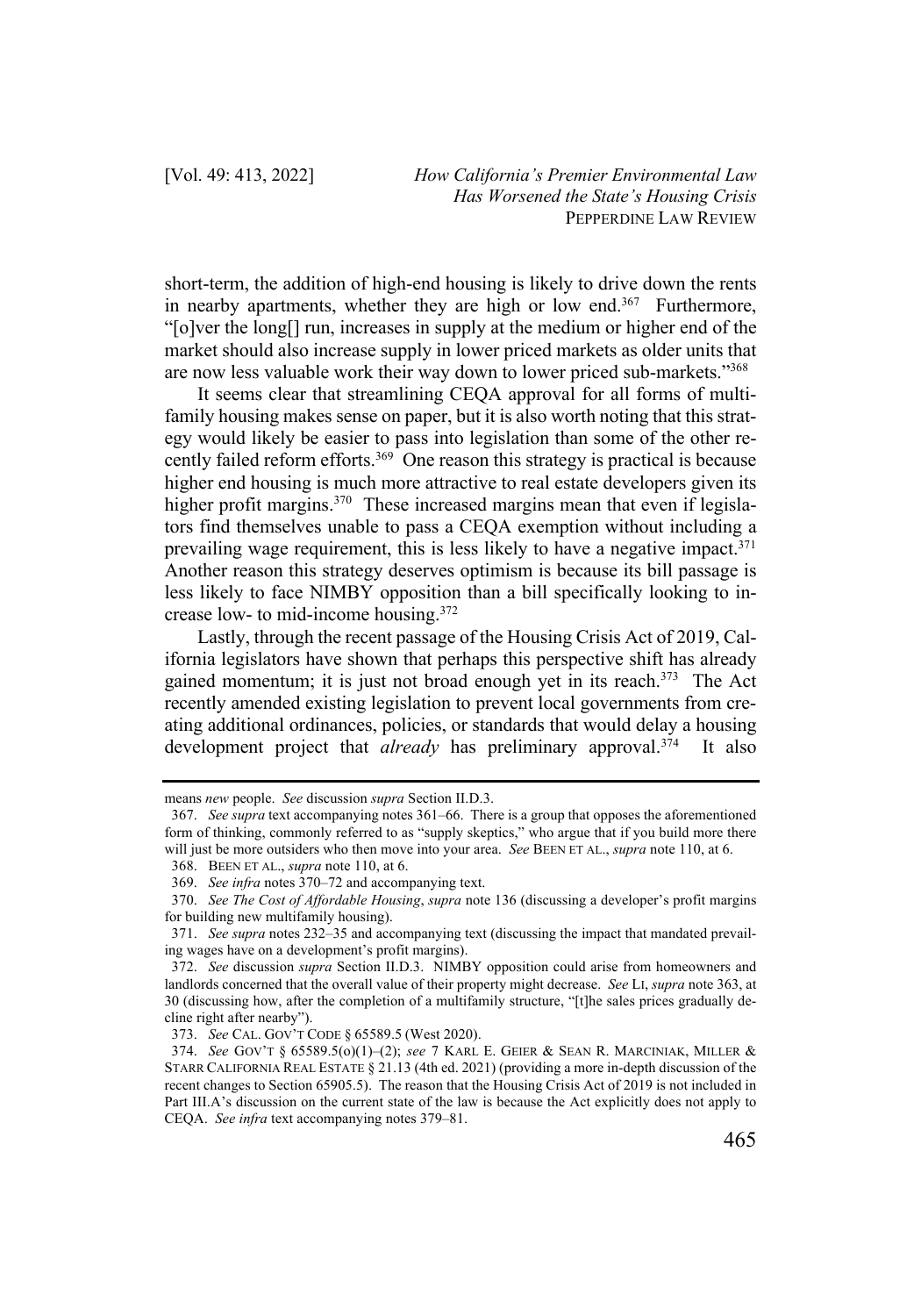short-term, the addition of high-end housing is likely to drive down the rents in nearby apartments, whether they are high or low end.[367] Furthermore, "[o]ver the long[] run, increases in supply at the medium or higher end of the market should also increase supply in lower priced markets as older units that are now less valuable work their way down to lower priced sub-markets."[368]

It seems clear that streamlining CEQA approval for all forms of multi-family housing makes sense on paper, but it is also worth noting that this strategy would likely be easier to pass into legislation than some of the other recently failed reform efforts.[369] One reason this strategy is practical is because higher end housing is much more attractive to real estate developers given its higher profit margins.[370] These increased margins mean that even if legislators find themselves unable to pass a CEQA exemption without including a prevailing wage requirement, this is less likely to have a negative impact.[371] Another reason this strategy deserves optimism is because its bill passage is less likely to face NIMBY opposition than a bill specifically looking to increase low- to mid-income housing.[372]

Lastly, through the recent passage of the Housing Crisis Act of 2019, California legislators have shown that perhaps this perspective shift has already gained momentum; it is just not broad enough yet in its reach.[373] The Act recently amended existing legislation to prevent local governments from creating additional ordinances, policies, or standards that would delay a housing development project that *already* has preliminary approval.[374] It also

---

means *new* people. *See* discussion *supra* Section II.D.3.

367. *See supra* text accompanying notes 361–66. There is a group that opposes the aforementioned form of thinking, commonly referred to as "supply skeptics," who argue that if you build more there will just be more outsiders who then move into your area. *See* BEEN ET AL., *supra* note 110, at 6.

368. BEEN ET AL., *supra* note 110, at 6.

369. *See infra* notes 370–72 and accompanying text.

370. *See The Cost of Affordable Housing*, *supra* note 136 (discussing a developer's profit margins for building new multifamily housing).

371. *See supra* notes 232–35 and accompanying text (discussing the impact that mandated prevailing wages have on a development's profit margins).

372. *See* discussion *supra* Section II.D.3. NIMBY opposition could arise from homeowners and landlords concerned that the overall value of their property might decrease. *See* LI, *supra* note 363, at 30 (discussing how, after the completion of a multifamily structure, "[t]he sales prices gradually decline right after nearby").

373. *See* CAL. GOV'T CODE § 65589.5 (West 2020).

374. *See* GOV'T § 65589.5(o)(1)–(2); *see* 7 KARL E. GEIER & SEAN R. MARCINIAK, MILLER & STARR CALIFORNIA REAL ESTATE § 21.13 (4th ed. 2021) (providing a more in-depth discussion of the recent changes to Section 65905.5). The reason that the Housing Crisis Act of 2019 is not included in Part III.A's discussion on the current state of the law is because the Act explicitly does not apply to CEQA. *See infra* text accompanying notes 379–81.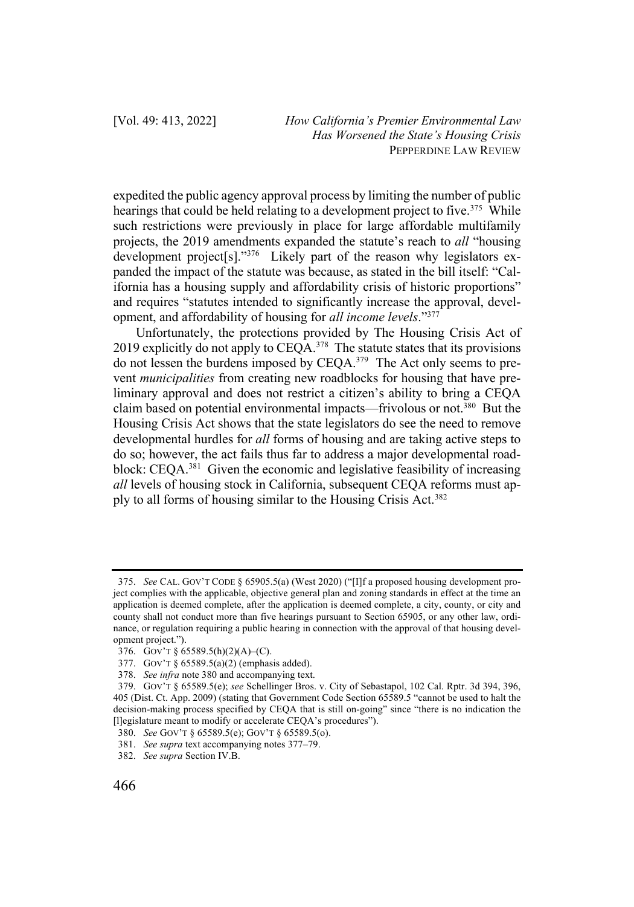expedited the public agency approval process by limiting the number of public hearings that could be held relating to a development project to five.[375] While such restrictions were previously in place for large affordable multifamily projects, the 2019 amendments expanded the statute's reach to *all* "housing development project[s]."[376] Likely part of the reason why legislators expanded the impact of the statute was because, as stated in the bill itself: "California has a housing supply and affordability crisis of historic proportions" and requires "statutes intended to significantly increase the approval, development, and affordability of housing for *all income levels*."[377]

Unfortunately, the protections provided by The Housing Crisis Act of 2019 explicitly do not apply to CEQA.[378] The statute states that its provisions do not lessen the burdens imposed by CEQA.[379] The Act only seems to prevent *municipalities* from creating new roadblocks for housing that have preliminary approval and does not restrict a citizen's ability to bring a CEQA claim based on potential environmental impacts—frivolous or not.[380] But the Housing Crisis Act shows that the state legislators do see the need to remove developmental hurdles for *all* forms of housing and are taking active steps to do so; however, the act fails thus far to address a major developmental roadblock: CEQA.[381] Given the economic and legislative feasibility of increasing *all* levels of housing stock in California, subsequent CEQA reforms must apply to all forms of housing similar to the Housing Crisis Act.[382]

---

375. *See* CAL. GOV'T CODE § 65905.5(a) (West 2020) ("[I]f a proposed housing development project complies with the applicable, objective general plan and zoning standards in effect at the time an application is deemed complete, after the application is deemed complete, a city, county, or city and county shall not conduct more than five hearings pursuant to Section 65905, or any other law, ordinance, or regulation requiring a public hearing in connection with the approval of that housing development project.").

376. GOV'T § 65589.5(h)(2)(A)–(C).

377. GOV'T § 65589.5(a)(2) (emphasis added).

378. *See infra* note 380 and accompanying text.

379. GOV'T § 65589.5(e); *see* Schellinger Bros. v. City of Sebastapol, 102 Cal. Rptr. 3d 394, 396, 405 (Dist. Ct. App. 2009) (stating that Government Code Section 65589.5 "cannot be used to halt the decision-making process specified by CEQA that is still on-going" since "there is no indication the [l]egislature meant to modify or accelerate CEQA's procedures").

380. *See* GOV'T § 65589.5(e); GOV'T § 65589.5(o).

381. *See supra* text accompanying notes 377–79.

382. *See supra* Section IV.B.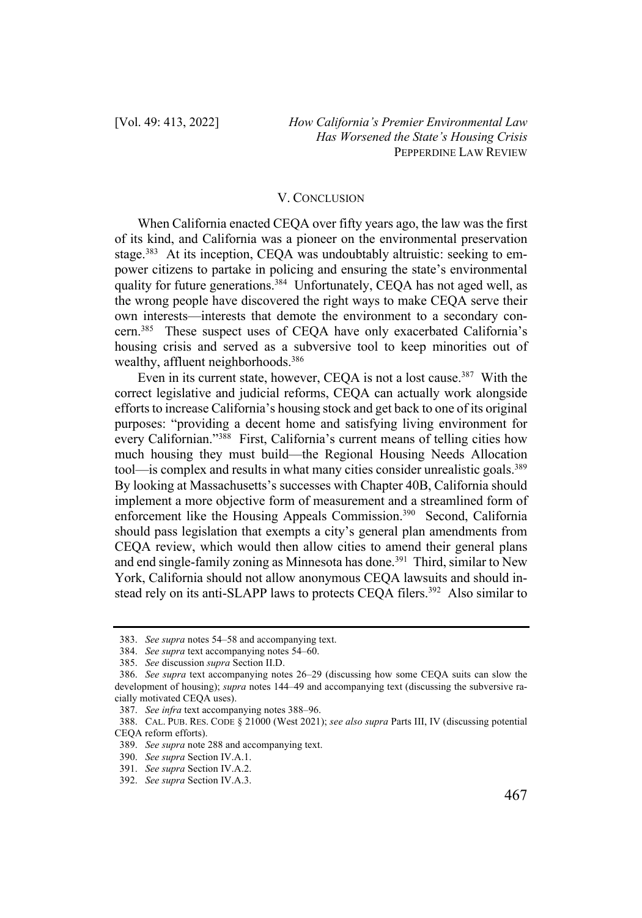## V. CONCLUSION

When California enacted CEQA over fifty years ago, the law was the first of its kind, and California was a pioneer on the environmental preservation stage.[383] At its inception, CEQA was undoubtably altruistic: seeking to empower citizens to partake in policing and ensuring the state's environmental quality for future generations.[384] Unfortunately, CEQA has not aged well, as the wrong people have discovered the right ways to make CEQA serve their own interests—interests that demote the environment to a secondary concern.[385] These suspect uses of CEQA have only exacerbated California's housing crisis and served as a subversive tool to keep minorities out of wealthy, affluent neighborhoods.[386]

Even in its current state, however, CEQA is not a lost cause.[387] With the correct legislative and judicial reforms, CEQA can actually work alongside efforts to increase California's housing stock and get back to one of its original purposes: "providing a decent home and satisfying living environment for every Californian."[388] First, California's current means of telling cities how much housing they must build—the Regional Housing Needs Allocation tool—is complex and results in what many cities consider unrealistic goals.[389] By looking at Massachusetts's successes with Chapter 40B, California should implement a more objective form of measurement and a streamlined form of enforcement like the Housing Appeals Commission.[390] Second, California should pass legislation that exempts a city's general plan amendments from CEQA review, which would then allow cities to amend their general plans and end single-family zoning as Minnesota has done.[391] Third, similar to New York, California should not allow anonymous CEQA lawsuits and should instead rely on its anti-SLAPP laws to protects CEQA filers.[392] Also similar to

---

383. *See supra* notes 54–58 and accompanying text.

384. *See supra* text accompanying notes 54–60.

385. *See* discussion *supra* Section II.D.

386. *See supra* text accompanying notes 26–29 (discussing how some CEQA suits can slow the development of housing); *supra* notes 144–49 and accompanying text (discussing the subversive racially motivated CEQA uses).

387. *See infra* text accompanying notes 388–96.

388. CAL. PUB. RES. CODE § 21000 (West 2021); *see also supra* Parts III, IV (discussing potential CEQA reform efforts).

389. *See supra* note 288 and accompanying text.

390. *See supra* Section IV.A.1.

391. *See supra* Section IV.A.2.

392. *See supra* Section IV.A.3.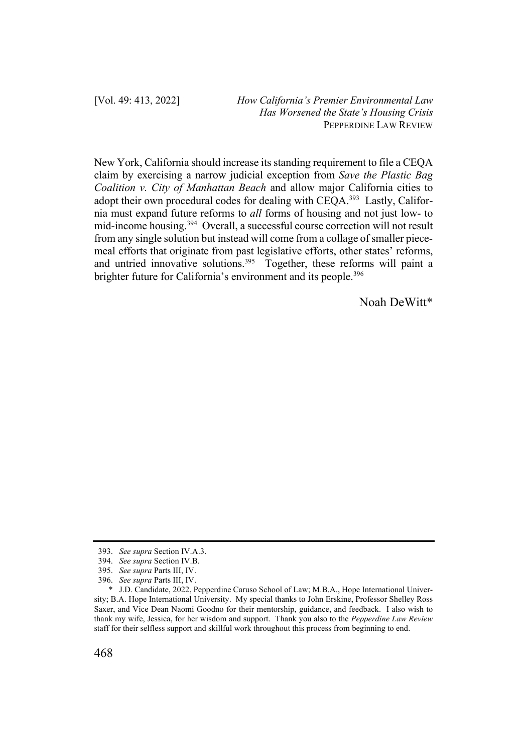New York, California should increase its standing requirement to file a CEQA claim by exercising a narrow judicial exception from *Save the Plastic Bag Coalition v. City of Manhattan Beach* and allow major California cities to adopt their own procedural codes for dealing with CEQA.[393] Lastly, California must expand future reforms to *all* forms of housing and not just low- to mid-income housing.[394] Overall, a successful course correction will not result from any single solution but instead will come from a collage of smaller piecemeal efforts that originate from past legislative efforts, other states' reforms, and untried innovative solutions.[395] Together, these reforms will paint a brighter future for California's environment and its people.[396]

Noah DeWitt*

393. *See supra* Section IV.A.3.

394. *See supra* Section IV.B.

395. *See supra* Parts III, IV.

396. *See supra* Parts III, IV.

\* J.D. Candidate, 2022, Pepperdine Caruso School of Law; M.B.A., Hope International University; B.A. Hope International University. My special thanks to John Erskine, Professor Shelley Ross Saxer, and Vice Dean Naomi Goodno for their mentorship, guidance, and feedback. I also wish to thank my wife, Jessica, for her wisdom and support. Thank you also to the *Pepperdine Law Review* staff for their selfless support and skillful work throughout this process from beginning to end.